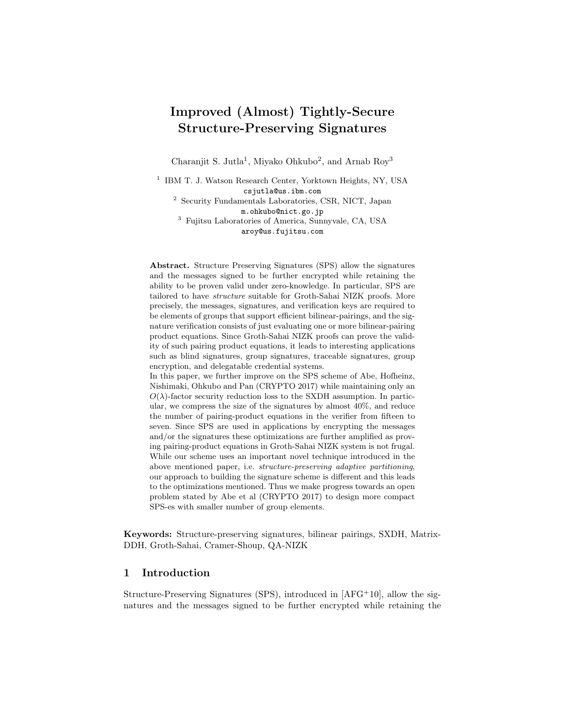# Improved (Almost) Tightly-Secure Structure-Preserving Signatures

Charanjit S. Jutla[1], Miyako Ohkubo[2], and Arnab Roy[3]

[1] IBM T. J. Watson Research Center, Yorktown Heights, NY, USA
csjutla@us.ibm.com

[2] Security Fundamentals Laboratories, CSR, NICT, Japan
m.ohkubo@nict.go.jp

[3] Fujitsu Laboratories of America, Sunnyvale, CA, USA
aroy@us.fujitsu.com

**Abstract.** Structure Preserving Signatures (SPS) allow the signatures and the messages signed to be further encrypted while retaining the ability to be proven valid under zero-knowledge. In particular, SPS are tailored to have *structure* suitable for Groth-Sahai NIZK proofs. More precisely, the messages, signatures, and verification keys are required to be elements of groups that support efficient bilinear-pairings, and the signature verification consists of just evaluating one or more bilinear-pairing product equations. Since Groth-Sahai NIZK proofs can prove the validity of such pairing product equations, it leads to interesting applications such as blind signatures, group signatures, traceable signatures, group encryption, and delegatable credential systems.

In this paper, we further improve on the SPS scheme of Abe, Hofheinz, Nishimaki, Ohkubo and Pan (CRYPTO 2017) while maintaining only an $O(\lambda)$-factor security reduction loss to the SXDH assumption. In particular, we compress the size of the signatures by almost 40%, and reduce the number of pairing-product equations in the verifier from fifteen to seven. Since SPS are used in applications by encrypting the messages and/or the signatures these optimizations are further amplified as proving pairing-product equations in Groth-Sahai NIZK system is not frugal. While our scheme uses an important novel technique introduced in the above mentioned paper, i.e. *structure-preserving adaptive partitioning*, our approach to building the signature scheme is different and this leads to the optimizations mentioned. Thus we make progress towards an open problem stated by Abe et al (CRYPTO 2017) to design more compact SPS-es with smaller number of group elements.

**Keywords:** Structure-preserving signatures, bilinear pairings, SXDH, Matrix-DDH, Groth-Sahai, Cramer-Shoup, QA-NIZK

## 1 Introduction

Structure-Preserving Signatures (SPS), introduced in [AFG+10], allow the signatures and the messages signed to be further encrypted while retaining the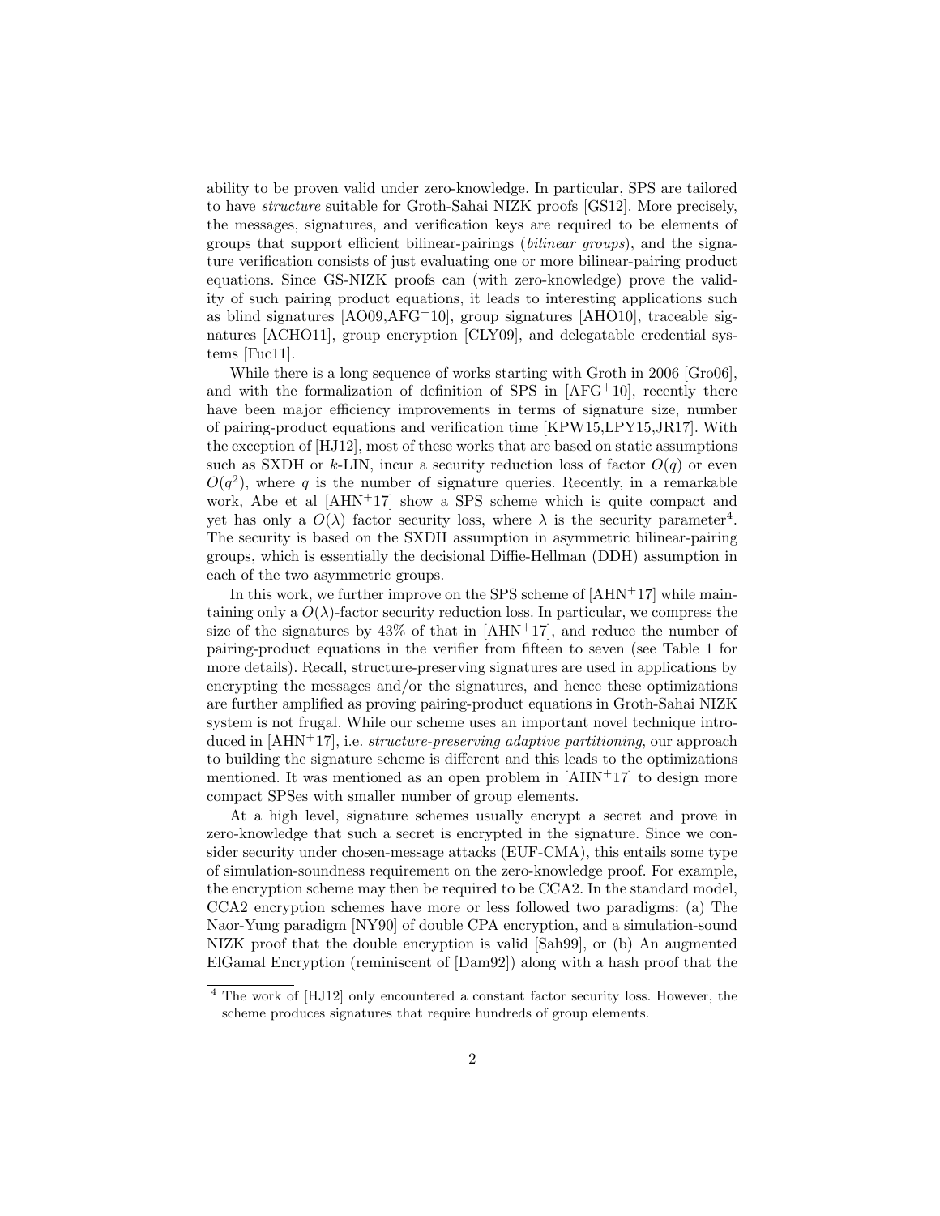ability to be proven valid under zero-knowledge. In particular, SPS are tailored to have *structure* suitable for Groth-Sahai NIZK proofs [GS12]. More precisely, the messages, signatures, and verification keys are required to be elements of groups that support efficient bilinear-pairings (*bilinear groups*), and the signature verification consists of just evaluating one or more bilinear-pairing product equations. Since GS-NIZK proofs can (with zero-knowledge) prove the validity of such pairing product equations, it leads to interesting applications such as blind signatures [AO09,AFG+10], group signatures [AHO10], traceable signatures [ACHO11], group encryption [CLY09], and delegatable credential systems [Fuc11].

While there is a long sequence of works starting with Groth in 2006 [Gro06], and with the formalization of definition of SPS in [AFG+10], recently there have been major efficiency improvements in terms of signature size, number of pairing-product equations and verification time [KPW15,LPY15,JR17]. With the exception of [HJ12], most of these works that are based on static assumptions such as SXDH or $k$-LIN, incur a security reduction loss of factor $O(q)$ or even $O(q^2)$, where $q$ is the number of signature queries. Recently, in a remarkable work, Abe et al [AHN+17] show a SPS scheme which is quite compact and yet has only a $O(\lambda)$ factor security loss, where $\lambda$ is the security parameter[4]. The security is based on the SXDH assumption in asymmetric bilinear-pairing groups, which is essentially the decisional Diffie-Hellman (DDH) assumption in each of the two asymmetric groups.

In this work, we further improve on the SPS scheme of [AHN+17] while maintaining only a $O(\lambda)$-factor security reduction loss. In particular, we compress the size of the signatures by 43% of that in [AHN+17], and reduce the number of pairing-product equations in the verifier from fifteen to seven (see Table 1 for more details). Recall, structure-preserving signatures are used in applications by encrypting the messages and/or the signatures, and hence these optimizations are further amplified as proving pairing-product equations in Groth-Sahai NIZK system is not frugal. While our scheme uses an important novel technique introduced in [AHN+17], i.e. *structure-preserving adaptive partitioning*, our approach to building the signature scheme is different and this leads to the optimizations mentioned. It was mentioned as an open problem in [AHN+17] to design more compact SPSes with smaller number of group elements.

At a high level, signature schemes usually encrypt a secret and prove in zero-knowledge that such a secret is encrypted in the signature. Since we consider security under chosen-message attacks (EUF-CMA), this entails some type of simulation-soundness requirement on the zero-knowledge proof. For example, the encryption scheme may then be required to be CCA2. In the standard model, CCA2 encryption schemes have more or less followed two paradigms: (a) The Naor-Yung paradigm [NY90] of double CPA encryption, and a simulation-sound NIZK proof that the double encryption is valid [Sah99], or (b) An augmented ElGamal Encryption (reminiscent of [Dam92]) along with a hash proof that the

[4] The work of [HJ12] only encountered a constant factor security loss. However, the scheme produces signatures that require hundreds of group elements.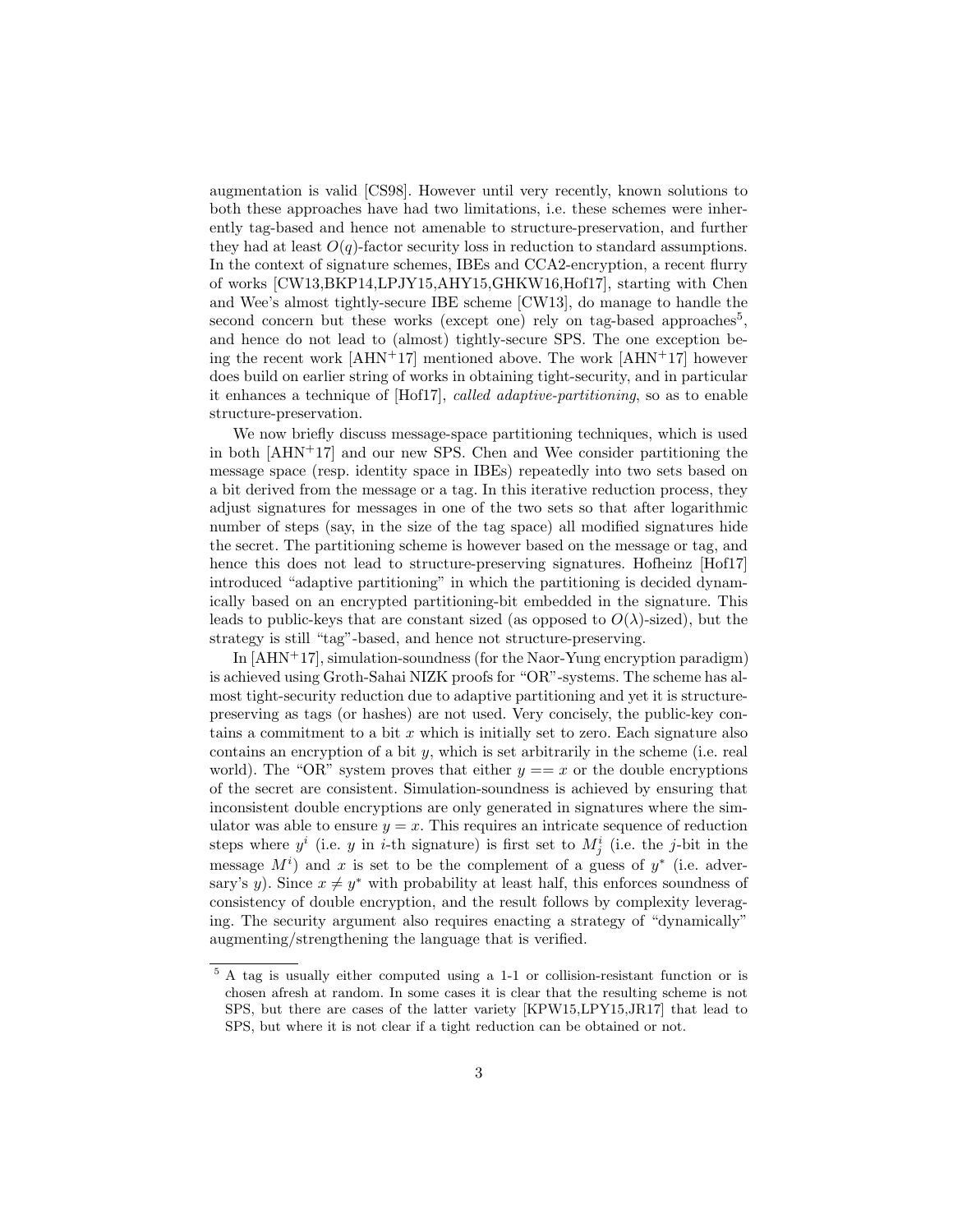augmentation is valid [CS98]. However until very recently, known solutions to both these approaches have had two limitations, i.e. these schemes were inherently tag-based and hence not amenable to structure-preservation, and further they had at least $O(q)$-factor security loss in reduction to standard assumptions. In the context of signature schemes, IBEs and CCA2-encryption, a recent flurry of works [CW13,BKP14,LPJY15,AHY15,GHKW16,Hof17], starting with Chen and Wee's almost tightly-secure IBE scheme [CW13], do manage to handle the second concern but these works (except one) rely on tag-based approaches[5], and hence do not lead to (almost) tightly-secure SPS. The one exception being the recent work [AHN+17] mentioned above. The work [AHN+17] however does build on earlier string of works in obtaining tight-security, and in particular it enhances a technique of [Hof17], *called adaptive-partitioning*, so as to enable structure-preservation.

We now briefly discuss message-space partitioning techniques, which is used in both [AHN+17] and our new SPS. Chen and Wee consider partitioning the message space (resp. identity space in IBEs) repeatedly into two sets based on a bit derived from the message or a tag. In this iterative reduction process, they adjust signatures for messages in one of the two sets so that after logarithmic number of steps (say, in the size of the tag space) all modified signatures hide the secret. The partitioning scheme is however based on the message or tag, and hence this does not lead to structure-preserving signatures. Hofheinz [Hof17] introduced "adaptive partitioning" in which the partitioning is decided dynamically based on an encrypted partitioning-bit embedded in the signature. This leads to public-keys that are constant sized (as opposed to $O(\lambda)$-sized), but the strategy is still "tag"-based, and hence not structure-preserving.

In [AHN+17], simulation-soundness (for the Naor-Yung encryption paradigm) is achieved using Groth-Sahai NIZK proofs for "OR"-systems. The scheme has almost tight-security reduction due to adaptive partitioning and yet it is structure-preserving as tags (or hashes) are not used. Very concisely, the public-key contains a commitment to a bit $x$ which is initially set to zero. Each signature also contains an encryption of a bit $y$, which is set arbitrarily in the scheme (i.e. real world). The "OR" system proves that either $y == x$ or the double encryptions of the secret are consistent. Simulation-soundness is achieved by ensuring that inconsistent double encryptions are only generated in signatures where the simulator was able to ensure $y = x$. This requires an intricate sequence of reduction steps where $y^i$ (i.e. $y$ in $i$-th signature) is first set to $M^i_j$ (i.e. the $j$-bit in the message $M^i$) and $x$ is set to be the complement of a guess of $y^*$ (i.e. adversary's $y$). Since $x \neq y^*$ with probability at least half, this enforces soundness of consistency of double encryption, and the result follows by complexity leveraging. The security argument also requires enacting a strategy of "dynamically" augmenting/strengthening the language that is verified.

[5] A tag is usually either computed using a 1-1 or collision-resistant function or is chosen afresh at random. In some cases it is clear that the resulting scheme is not SPS, but there are cases of the latter variety [KPW15,LPY15,JR17] that lead to SPS, but where it is not clear if a tight reduction can be obtained or not.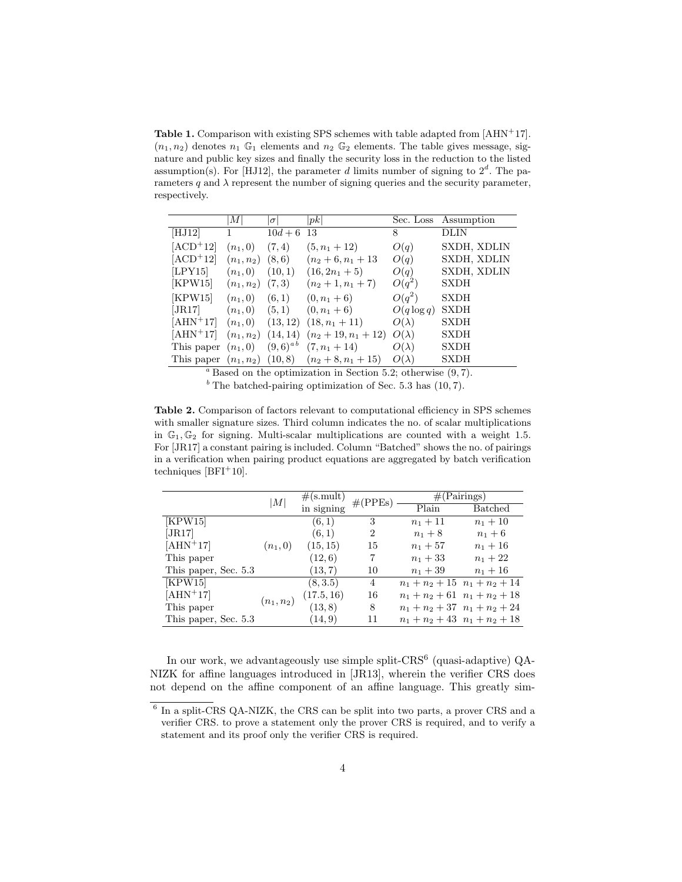**Table 1.** Comparison with existing SPS schemes with table adapted from [AHN+17]. $(n_1, n_2)$ denotes $n_1$ $\mathbb{G}_1$ elements and $n_2$ $\mathbb{G}_2$ elements. The table gives message, signature and public key sizes and finally the security loss in the reduction to the listed assumption(s). For [HJ12], the parameter $d$ limits number of signing to $2^d$. The parameters $q$ and $\lambda$ represent the number of signing queries and the security parameter, respectively.

| | $\|M\|$ | $\|\sigma\|$ | $\|pk\|$ | Sec. Loss | Assumption |
|---|---|---|---|---|---|
| [HJ12] | 1 | $10d+6$ | 13 | 8 | DLIN |
| [ACD+12] | $(n_1, 0)$ | $(7, 4)$ | $(5, n_1+12)$ | $O(q)$ | SXDH, XDLIN |
| [ACD+12] | $(n_1, n_2)$ | $(8, 6)$ | $(n_2+6, n_1+13$ | $O(q)$ | SXDH, XDLIN |
| [LPY15] | $(n_1, 0)$ | $(10, 1)$ | $(16, 2n_1+5)$ | $O(q)$ | SXDH, XDLIN |
| [KPW15] | $(n_1, n_2)$ | $(7, 3)$ | $(n_2+1, n_1+7)$ | $O(q^2)$ | SXDH |
| [KPW15] | $(n_1, 0)$ | $(6, 1)$ | $(0, n_1+6)$ | $O(q^2)$ | SXDH |
| [JR17] | $(n_1, 0)$ | $(5, 1)$ | $(0, n_1+6)$ | $O(q \log q)$ | SXDH |
| [AHN+17] | $(n_1, 0)$ | $(13, 12)$ | $(18, n_1+11)$ | $O(\lambda)$ | SXDH |
| [AHN+17] | $(n_1, n_2)$ | $(14, 14)$ | $(n_2+19, n_1+12)$ | $O(\lambda)$ | SXDH |
| This paper | $(n_1, 0)$ | $(9, 6)$ [a b] | $(7, n_1+14)$ | $O(\lambda)$ | SXDH |
| This paper | $(n_1, n_2)$ | $(10, 8)$ | $(n_2+8, n_1+15)$ | $O(\lambda)$ | SXDH |

[a] Based on the optimization in Section 5.2; otherwise $(9, 7)$.

[b] The batched-pairing optimization of Sec. 5.3 has $(10, 7)$.

**Table 2.** Comparison of factors relevant to computational efficiency in SPS schemes with smaller signature sizes. Third column indicates the no. of scalar multiplications in $\mathbb{G}_1, \mathbb{G}_2$ for signing. Multi-scalar multiplications are counted with a weight 1.5. For [JR17] a constant pairing is included. Column "Batched" shows the no. of pairings in a verification when pairing product equations are aggregated by batch verification techniques [BFI+10].

| | $\|M\|$ | #(s.mult) in signing | #(PPEs) | #(Pairings) | |
|---|---|---|---|---|---|
| | | | | Plain | Batched |
| [KPW15] | $(n_1, 0)$ | $(6, 1)$ | 3 | $n_1+11$ | $n_1+10$ |
| [JR17] | | $(6, 1)$ | 2 | $n_1+8$ | $n_1+6$ |
| [AHN+17] | | $(15, 15)$ | 15 | $n_1+57$ | $n_1+16$ |
| This paper | | $(12, 6)$ | 7 | $n_1+33$ | $n_1+22$ |
| This paper, Sec. 5.3 | | $(13, 7)$ | 10 | $n_1+39$ | $n_1+16$ |
| [KPW15] | $(n_1, n_2)$ | $(8, 3.5)$ | 4 | $n_1+n_2+15$ | $n_1+n_2+14$ |
| [AHN+17] | | $(17.5, 16)$ | 16 | $n_1+n_2+61$ | $n_1+n_2+18$ |
| This paper | | $(13, 8)$ | 8 | $n_1+n_2+37$ | $n_1+n_2+24$ |
| This paper, Sec. 5.3 | | $(14, 9)$ | 11 | $n_1+n_2+43$ | $n_1+n_2+18$ |

In our work, we advantageously use simple split-CRS[6] (quasi-adaptive) QA-NIZK for affine languages introduced in [JR13], wherein the verifier CRS does not depend on the affine component of an affine language. This greatly sim-

[6] In a split-CRS QA-NIZK, the CRS can be split into two parts, a prover CRS and a verifier CRS. to prove a statement only the prover CRS is required, and to verify a statement and its proof only the verifier CRS is required.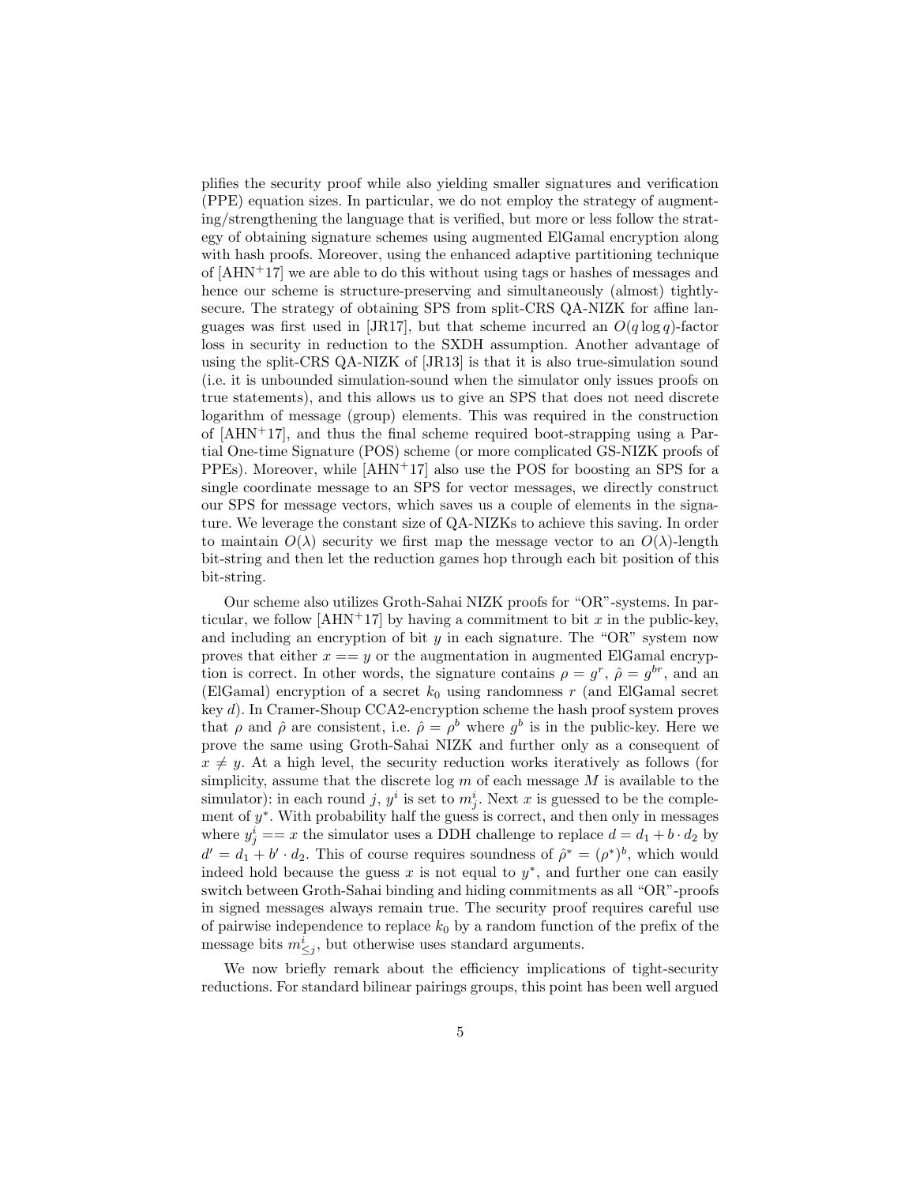plifies the security proof while also yielding smaller signatures and verification (PPE) equation sizes. In particular, we do not employ the strategy of augmenting/strengthening the language that is verified, but more or less follow the strategy of obtaining signature schemes using augmented ElGamal encryption along with hash proofs. Moreover, using the enhanced adaptive partitioning technique of [AHN+17] we are able to do this without using tags or hashes of messages and hence our scheme is structure-preserving and simultaneously (almost) tightly-secure. The strategy of obtaining SPS from split-CRS QA-NIZK for affine languages was first used in [JR17], but that scheme incurred an $O(q \log q)$-factor loss in security in reduction to the SXDH assumption. Another advantage of using the split-CRS QA-NIZK of [JR13] is that it is also true-simulation sound (i.e. it is unbounded simulation-sound when the simulator only issues proofs on true statements), and this allows us to give an SPS that does not need discrete logarithm of message (group) elements. This was required in the construction of [AHN+17], and thus the final scheme required boot-strapping using a Partial One-time Signature (POS) scheme (or more complicated GS-NIZK proofs of PPEs). Moreover, while [AHN+17] also use the POS for boosting an SPS for a single coordinate message to an SPS for vector messages, we directly construct our SPS for message vectors, which saves us a couple of elements in the signature. We leverage the constant size of QA-NIZKs to achieve this saving. In order to maintain $O(\lambda)$ security we first map the message vector to an $O(\lambda)$-length bit-string and then let the reduction games hop through each bit position of this bit-string.

Our scheme also utilizes Groth-Sahai NIZK proofs for "OR"-systems. In particular, we follow [AHN+17] by having a commitment to bit $x$ in the public-key, and including an encryption of bit $y$ in each signature. The "OR" system now proves that either $x == y$ or the augmentation in augmented ElGamal encryption is correct. In other words, the signature contains $\rho = g^r$, $\hat{\rho} = g^{br}$, and an (ElGamal) encryption of a secret $k_0$ using randomness $r$ (and ElGamal secret key $d$). In Cramer-Shoup CCA2-encryption scheme the hash proof system proves that $\rho$ and $\hat{\rho}$ are consistent, i.e. $\hat{\rho} = \rho^b$ where $g^b$ is in the public-key. Here we prove the same using Groth-Sahai NIZK and further only as a consequent of $x \neq y$. At a high level, the security reduction works iteratively as follows (for simplicity, assume that the discrete log $m$ of each message $M$ is available to the simulator): in each round $j$, $y^i$ is set to $m^i_j$. Next $x$ is guessed to be the complement of $y^*$. With probability half the guess is correct, and then only in messages where $y^i_j == x$ the simulator uses a DDH challenge to replace $d = d_1 + b \cdot d_2$ by $d' = d_1 + b' \cdot d_2$. This of course requires soundness of $\hat{\rho}^* = (\rho^*)^b$, which would indeed hold because the guess $x$ is not equal to $y^*$, and further one can easily switch between Groth-Sahai binding and hiding commitments as all "OR"-proofs in signed messages always remain true. The security proof requires careful use of pairwise independence to replace $k_0$ by a random function of the prefix of the message bits $m^i_{\leq j}$, but otherwise uses standard arguments.

We now briefly remark about the efficiency implications of tight-security reductions. For standard bilinear pairings groups, this point has been well argued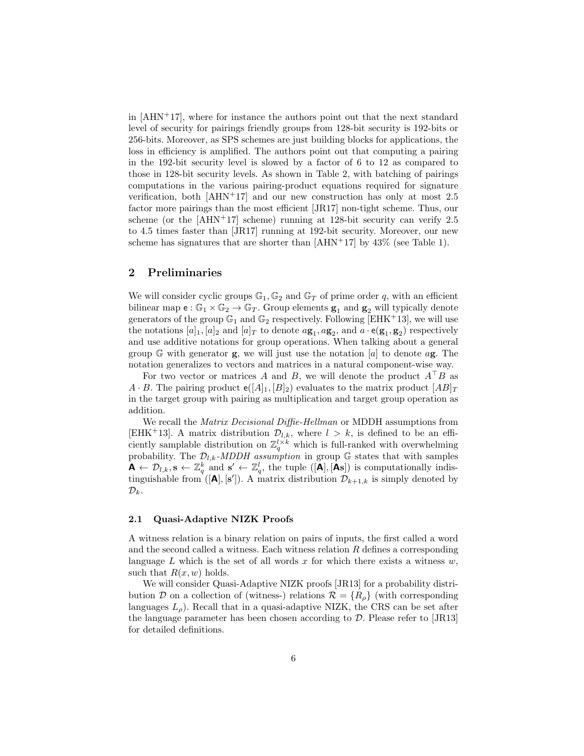in [AHN+17], where for instance the authors point out that the next standard level of security for pairings friendly groups from 128-bit security is 192-bits or 256-bits. Moreover, as SPS schemes are just building blocks for applications, the loss in efficiency is amplified. The authors point out that computing a pairing in the 192-bit security level is slowed by a factor of 6 to 12 as compared to those in 128-bit security levels. As shown in Table 2, with batching of pairings computations in the various pairing-product equations required for signature verification, both [AHN+17] and our new construction has only at most 2.5 factor more pairings than the most efficient [JR17] non-tight scheme. Thus, our scheme (or the [AHN+17] scheme) running at 128-bit security can verify 2.5 to 4.5 times faster than [JR17] running at 192-bit security. Moreover, our new scheme has signatures that are shorter than [AHN+17] by 43% (see Table 1).

## 2 Preliminaries

We will consider cyclic groups $\mathbb{G}_1, \mathbb{G}_2$ and $\mathbb{G}_T$ of prime order $q$, with an efficient bilinear map $\mathsf{e} : \mathbb{G}_1 \times \mathbb{G}_2 \to \mathbb{G}_T$. Group elements $\mathbf{g}_1$ and $\mathbf{g}_2$ will typically denote generators of the group $\mathbb{G}_1$ and $\mathbb{G}_2$ respectively. Following [EHK+13], we will use the notations $[a]_1, [a]_2$ and $[a]_T$ to denote $a\mathbf{g}_1, a\mathbf{g}_2$, and $a \cdot \mathsf{e}(\mathbf{g}_1, \mathbf{g}_2)$ respectively and use additive notations for group operations. When talking about a general group $\mathbb{G}$ with generator $\mathbf{g}$, we will just use the notation $[a]$ to denote $a\mathbf{g}$. The notation generalizes to vectors and matrices in a natural component-wise way.

For two vector or matrices $A$ and $B$, we will denote the product $A^\top B$ as $A \cdot B$. The pairing product $\mathsf{e}([A]_1, [B]_2)$ evaluates to the matrix product $[AB]_T$ in the target group with pairing as multiplication and target group operation as addition.

We recall the *Matrix Decisional Diffie-Hellman* or MDDH assumptions from [EHK+13]. A matrix distribution $\mathcal{D}_{l,k}$, where $l > k$, is defined to be an efficiently samplable distribution on $\mathbb{Z}_q^{l \times k}$ which is full-ranked with overwhelming probability. The $\mathcal{D}_{l,k}$-*MDDH assumption* in group $\mathbb{G}$ states that with samples $\mathbf{A} \leftarrow \mathcal{D}_{l,k}, \mathbf{s} \leftarrow \mathbb{Z}_q^k$ and $\mathbf{s}' \leftarrow \mathbb{Z}_q^l$, the tuple $([\mathbf{A}], [\mathbf{A}\mathbf{s}])$ is computationally indistinguishable from $([\mathbf{A}], [\mathbf{s}'])$. A matrix distribution $\mathcal{D}_{k+1,k}$ is simply denoted by $\mathcal{D}_k$.

### 2.1 Quasi-Adaptive NIZK Proofs

A witness relation is a binary relation on pairs of inputs, the first called a word and the second called a witness. Each witness relation $R$ defines a corresponding language $L$ which is the set of all words $x$ for which there exists a witness $w$, such that $R(x, w)$ holds.

We will consider Quasi-Adaptive NIZK proofs [JR13] for a probability distribution $\mathcal{D}$ on a collection of (witness-) relations $\mathcal{R} = \{R_\rho\}$ (with corresponding languages $L_\rho$). Recall that in a quasi-adaptive NIZK, the CRS can be set after the language parameter has been chosen according to $\mathcal{D}$. Please refer to [JR13] for detailed definitions.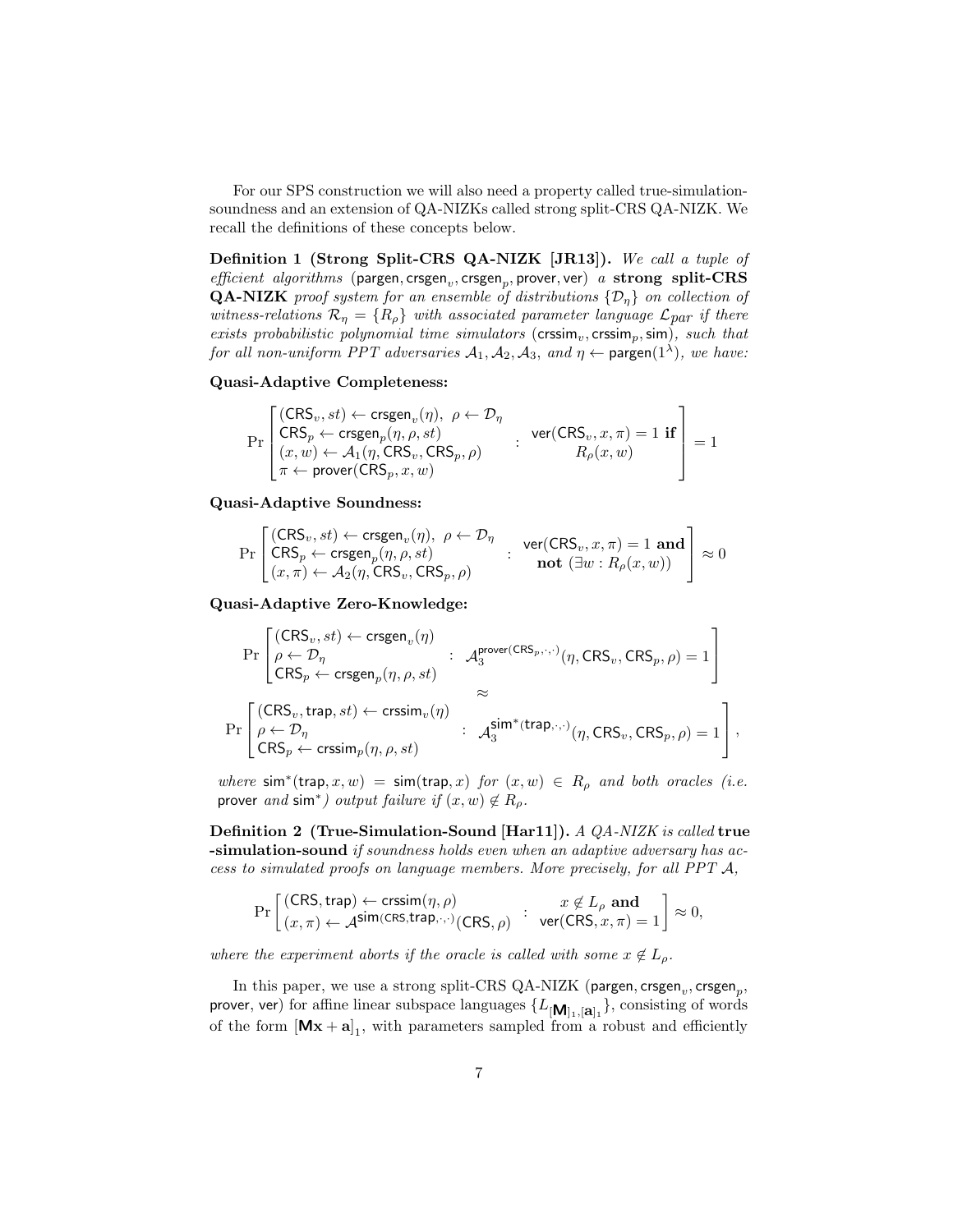For our SPS construction we will also need a property called true-simulation-soundness and an extension of QA-NIZKs called strong split-CRS QA-NIZK. We recall the definitions of these concepts below.

**Definition 1 (Strong Split-CRS QA-NIZK [JR13]).** *We call a tuple of efficient algorithms* $(\mathsf{pargen}, \mathsf{crsgen}_v, \mathsf{crsgen}_p, \mathsf{prover}, \mathsf{ver})$ *a* **strong split-CRS QA-NIZK** *proof system for an ensemble of distributions* $\{\mathcal{D}_\eta\}$ *on collection of witness-relations* $\mathcal{R}_\eta = \{R_\rho\}$ *with associated parameter language* $\mathcal{L}_{par}$ *if there exists probabilistic polynomial time simulators* $(\mathsf{crssim}_v, \mathsf{crssim}_p, \mathsf{sim})$*, such that for all non-uniform PPT adversaries* $\mathcal{A}_1, \mathcal{A}_2, \mathcal{A}_3$*, and* $\eta \leftarrow \mathsf{pargen}(1^\lambda)$*, we have:*

**Quasi-Adaptive Completeness:**

$$\Pr\left[\begin{array}{l}(\mathsf{CRS}_v, st) \leftarrow \mathsf{crsgen}_v(\eta),\ \rho \leftarrow \mathcal{D}_\eta \\ \mathsf{CRS}_p \leftarrow \mathsf{crsgen}_p(\eta, \rho, st) \\ (x, w) \leftarrow \mathcal{A}_1(\eta, \mathsf{CRS}_v, \mathsf{CRS}_p, \rho) \\ \pi \leftarrow \mathsf{prover}(\mathsf{CRS}_p, x, w)\end{array} : \begin{array}{c}\mathsf{ver}(\mathsf{CRS}_v, x, \pi) = 1 \textbf{ if} \\ R_\rho(x, w)\end{array}\right] = 1$$

**Quasi-Adaptive Soundness:**

$$\Pr\left[\begin{array}{l}(\mathsf{CRS}_v, st) \leftarrow \mathsf{crsgen}_v(\eta),\ \rho \leftarrow \mathcal{D}_\eta \\ \mathsf{CRS}_p \leftarrow \mathsf{crsgen}_p(\eta, \rho, st) \\ (x, \pi) \leftarrow \mathcal{A}_2(\eta, \mathsf{CRS}_v, \mathsf{CRS}_p, \rho)\end{array} : \begin{array}{c}\mathsf{ver}(\mathsf{CRS}_v, x, \pi) = 1 \textbf{ and} \\ \textbf{not } (\exists w : R_\rho(x, w))\end{array}\right] \approx 0$$

**Quasi-Adaptive Zero-Knowledge:**

$$\Pr\left[\begin{array}{l}(\mathsf{CRS}_v, st) \leftarrow \mathsf{crsgen}_v(\eta) \\ \rho \leftarrow \mathcal{D}_\eta \\ \mathsf{CRS}_p \leftarrow \mathsf{crsgen}_p(\eta, \rho, st)\end{array} : \mathcal{A}_3^{\mathsf{prover}(\mathsf{CRS}_p, \cdot, \cdot)}(\eta, \mathsf{CRS}_v, \mathsf{CRS}_p, \rho) = 1\right]$$

$$\approx$$

$$\Pr\left[\begin{array}{l}(\mathsf{CRS}_v, \mathsf{trap}, st) \leftarrow \mathsf{crssim}_v(\eta) \\ \rho \leftarrow \mathcal{D}_\eta \\ \mathsf{CRS}_p \leftarrow \mathsf{crssim}_p(\eta, \rho, st)\end{array} : \mathcal{A}_3^{\mathsf{sim}^*(\mathsf{trap}, \cdot, \cdot)}(\eta, \mathsf{CRS}_v, \mathsf{CRS}_p, \rho) = 1\right],$$

*where* $\mathsf{sim}^*(\mathsf{trap}, x, w) = \mathsf{sim}(\mathsf{trap}, x)$ *for* $(x, w) \in R_\rho$ *and both oracles (i.e.* $\mathsf{prover}$ *and* $\mathsf{sim}^*$*) output failure if* $(x, w) \notin R_\rho$*.*

**Definition 2 (True-Simulation-Sound [Har11]).** *A QA-NIZK is called* **true -simulation-sound** *if soundness holds even when an adaptive adversary has access to simulated proofs on language members. More precisely, for all PPT* $\mathcal{A}$*,*

$$\Pr\left[\begin{array}{l}(\mathsf{CRS}, \mathsf{trap}) \leftarrow \mathsf{crssim}(\eta, \rho) \\ (x, \pi) \leftarrow \mathcal{A}^{\mathsf{sim}(\mathsf{CRS}, \mathsf{trap}, \cdot, \cdot)}(\mathsf{CRS}, \rho)\end{array} : \begin{array}{c}x \notin L_\rho \textbf{ and} \\ \mathsf{ver}(\mathsf{CRS}, x, \pi) = 1\end{array}\right] \approx 0,$$

*where the experiment aborts if the oracle is called with some* $x \notin L_\rho$*.*

In this paper, we use a strong split-CRS QA-NIZK $(\mathsf{pargen}, \mathsf{crsgen}_v, \mathsf{crsgen}_p, \mathsf{prover}, \mathsf{ver})$ for affine linear subspace languages $\{L_{[\mathbf{M}]_1, [\mathbf{a}]_1}\}$, consisting of words of the form $[\mathbf{M}\mathbf{x} + \mathbf{a}]_1$, with parameters sampled from a robust and efficiently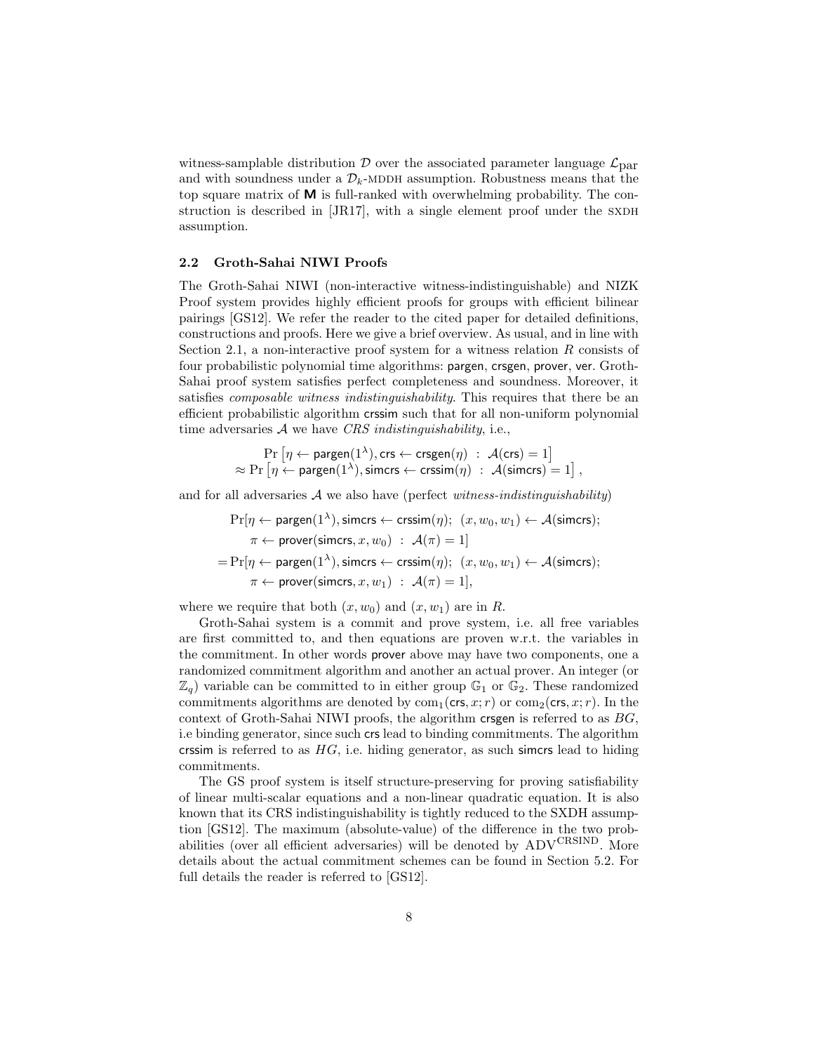witness-samplable distribution $\mathcal{D}$ over the associated parameter language $\mathcal{L}_{\text{par}}$ and with soundness under a $\mathcal{D}_k$-MDDH assumption. Robustness means that the top square matrix of $\mathbf{M}$ is full-ranked with overwhelming probability. The construction is described in [JR17], with a single element proof under the SXDH assumption.

### 2.2 Groth-Sahai NIWI Proofs

The Groth-Sahai NIWI (non-interactive witness-indistinguishable) and NIZK Proof system provides highly efficient proofs for groups with efficient bilinear pairings [GS12]. We refer the reader to the cited paper for detailed definitions, constructions and proofs. Here we give a brief overview. As usual, and in line with Section 2.1, a non-interactive proof system for a witness relation $R$ consists of four probabilistic polynomial time algorithms: $\mathsf{pargen}$, $\mathsf{crsgen}$, $\mathsf{prover}$, $\mathsf{ver}$. Groth-Sahai proof system satisfies perfect completeness and soundness. Moreover, it satisfies *composable witness indistinguishability*. This requires that there be an efficient probabilistic algorithm $\mathsf{crssim}$ such that for all non-uniform polynomial time adversaries $\mathcal{A}$ we have *CRS indistinguishability*, i.e.,

$$\begin{aligned}&\Pr\left[\eta \leftarrow \mathsf{pargen}(1^\lambda), \mathsf{crs} \leftarrow \mathsf{crsgen}(\eta) \;:\; \mathcal{A}(\mathsf{crs}) = 1\right] \\ \approx\; &\Pr\left[\eta \leftarrow \mathsf{pargen}(1^\lambda), \mathsf{simcrs} \leftarrow \mathsf{crssim}(\eta) \;:\; \mathcal{A}(\mathsf{simcrs}) = 1\right],\end{aligned}$$

and for all adversaries $\mathcal{A}$ we also have (perfect *witness-indistinguishability*)

$$\begin{aligned}&\Pr[\eta \leftarrow \mathsf{pargen}(1^\lambda), \mathsf{simcrs} \leftarrow \mathsf{crssim}(\eta);\; (x, w_0, w_1) \leftarrow \mathcal{A}(\mathsf{simcrs}); \\ &\quad \pi \leftarrow \mathsf{prover}(\mathsf{simcrs}, x, w_0) \;:\; \mathcal{A}(\pi) = 1] \\ = &\Pr[\eta \leftarrow \mathsf{pargen}(1^\lambda), \mathsf{simcrs} \leftarrow \mathsf{crssim}(\eta);\; (x, w_0, w_1) \leftarrow \mathcal{A}(\mathsf{simcrs}); \\ &\quad \pi \leftarrow \mathsf{prover}(\mathsf{simcrs}, x, w_1) \;:\; \mathcal{A}(\pi) = 1],\end{aligned}$$

where we require that both $(x, w_0)$ and $(x, w_1)$ are in $R$.

Groth-Sahai system is a commit and prove system, i.e. all free variables are first committed to, and then equations are proven w.r.t. the variables in the commitment. In other words $\mathsf{prover}$ above may have two components, one a randomized commitment algorithm and another an actual prover. An integer (or $\mathbb{Z}_q$) variable can be committed to in either group $\mathbb{G}_1$ or $\mathbb{G}_2$. These randomized commitments algorithms are denoted by $\mathrm{com}_1(\mathsf{crs}, x; r)$ or $\mathrm{com}_2(\mathsf{crs}, x; r)$. In the context of Groth-Sahai NIWI proofs, the algorithm $\mathsf{crsgen}$ is referred to as $BG$, i.e binding generator, since such $\mathsf{crs}$ lead to binding commitments. The algorithm $\mathsf{crssim}$ is referred to as $HG$, i.e. hiding generator, as such $\mathsf{simcrs}$ lead to hiding commitments.

The GS proof system is itself structure-preserving for proving satisfiability of linear multi-scalar equations and a non-linear quadratic equation. It is also known that its CRS indistinguishability is tightly reduced to the SXDH assumption [GS12]. The maximum (absolute-value) of the difference in the two probabilities (over all efficient adversaries) will be denoted by $\mathrm{ADV}^{\mathrm{CRSIND}}$. More details about the actual commitment schemes can be found in Section 5.2. For full details the reader is referred to [GS12].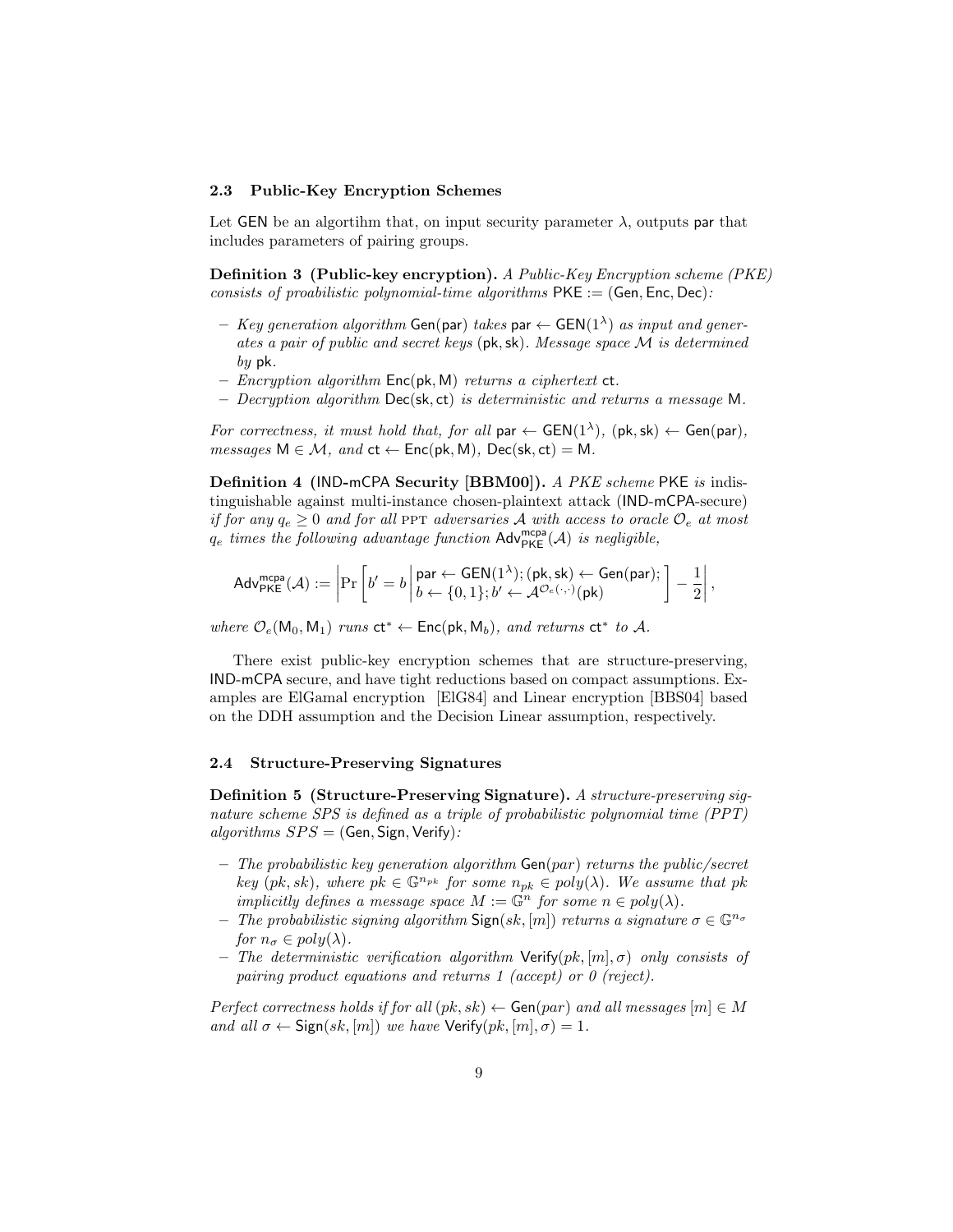### 2.3 Public-Key Encryption Schemes

Let GEN be an algortihm that, on input security parameter $\lambda$, outputs par that includes parameters of pairing groups.

**Definition 3 (Public-key encryption).** *A Public-Key Encryption scheme (PKE) consists of proabilistic polynomial-time algorithms* $\mathsf{PKE} := (\mathsf{Gen}, \mathsf{Enc}, \mathsf{Dec})$*:*

- *Key generation algorithm* $\mathsf{Gen}(\mathsf{par})$ *takes* $\mathsf{par} \leftarrow \mathsf{GEN}(1^\lambda)$ *as input and generates a pair of public and secret keys* $(\mathsf{pk}, \mathsf{sk})$*. Message space* $\mathcal{M}$ *is determined by* $\mathsf{pk}$*.*
- *Encryption algorithm* $\mathsf{Enc}(\mathsf{pk}, \mathsf{M})$ *returns a ciphertext* $\mathsf{ct}$*.*
- *Decryption algorithm* $\mathsf{Dec}(\mathsf{sk}, \mathsf{ct})$ *is deterministic and returns a message* $\mathsf{M}$*.*

*For correctness, it must hold that, for all* $\mathsf{par} \leftarrow \mathsf{GEN}(1^\lambda)$*,* $(\mathsf{pk}, \mathsf{sk}) \leftarrow \mathsf{Gen}(\mathsf{par})$*, messages* $\mathsf{M} \in \mathcal{M}$*, and* $\mathsf{ct} \leftarrow \mathsf{Enc}(\mathsf{pk}, \mathsf{M})$*,* $\mathsf{Dec}(\mathsf{sk}, \mathsf{ct}) = \mathsf{M}$*.*

**Definition 4 (IND-mCPA Security [BBM00]).** *A PKE scheme* PKE *is* indistinguishable against multi-instance chosen-plaintext attack (IND-mCPA-secure) *if for any* $q_e \geq 0$ *and for all* PPT *adversaries* $\mathcal{A}$ *with access to oracle* $\mathcal{O}_e$ *at most* $q_e$ *times the following advantage function* $\mathsf{Adv}^{\mathsf{mcpa}}_{\mathsf{PKE}}(\mathcal{A})$ *is negligible,*

$$\mathsf{Adv}^{\mathsf{mcpa}}_{\mathsf{PKE}}(\mathcal{A}) := \left| \Pr\left[ b' = b \,\middle|\, \begin{array}{l} \mathsf{par} \leftarrow \mathsf{GEN}(1^\lambda); (\mathsf{pk}, \mathsf{sk}) \leftarrow \mathsf{Gen}(\mathsf{par}); \\ b \leftarrow \{0,1\}; b' \leftarrow \mathcal{A}^{\mathcal{O}_e(\cdot,\cdot)}(\mathsf{pk}) \end{array} \right] - \frac{1}{2} \right|,$$

*where* $\mathcal{O}_e(\mathsf{M}_0, \mathsf{M}_1)$ *runs* $\mathsf{ct}^* \leftarrow \mathsf{Enc}(\mathsf{pk}, \mathsf{M}_b)$*, and returns* $\mathsf{ct}^*$ *to* $\mathcal{A}$*.*

There exist public-key encryption schemes that are structure-preserving, IND-mCPA secure, and have tight reductions based on compact assumptions. Examples are ElGamal encryption [ElG84] and Linear encryption [BBS04] based on the DDH assumption and the Decision Linear assumption, respectively.

### 2.4 Structure-Preserving Signatures

**Definition 5 (Structure-Preserving Signature).** *A structure-preserving signature scheme SPS is defined as a triple of probabilistic polynomial time (PPT) algorithms* $SPS = (\mathsf{Gen}, \mathsf{Sign}, \mathsf{Verify})$*:*

- *The probabilistic key generation algorithm* $\mathsf{Gen}(par)$ *returns the public/secret key* $(pk, sk)$*, where* $pk \in \mathbb{G}^{n_{pk}}$ *for some* $n_{pk} \in poly(\lambda)$*. We assume that* $pk$ *implicitly defines a message space* $M := \mathbb{G}^n$ *for some* $n \in poly(\lambda)$*.*
- *The probabilistic signing algorithm* $\mathsf{Sign}(sk, [m])$ *returns a signature* $\sigma \in \mathbb{G}^{n_\sigma}$ *for* $n_\sigma \in poly(\lambda)$*.*
- *The deterministic verification algorithm* $\mathsf{Verify}(pk, [m], \sigma)$ *only consists of pairing product equations and returns 1 (accept) or 0 (reject).*

*Perfect correctness holds if for all* $(pk, sk) \leftarrow \mathsf{Gen}(par)$ *and all messages* $[m] \in M$ *and all* $\sigma \leftarrow \mathsf{Sign}(sk, [m])$ *we have* $\mathsf{Verify}(pk, [m], \sigma) = 1$*.*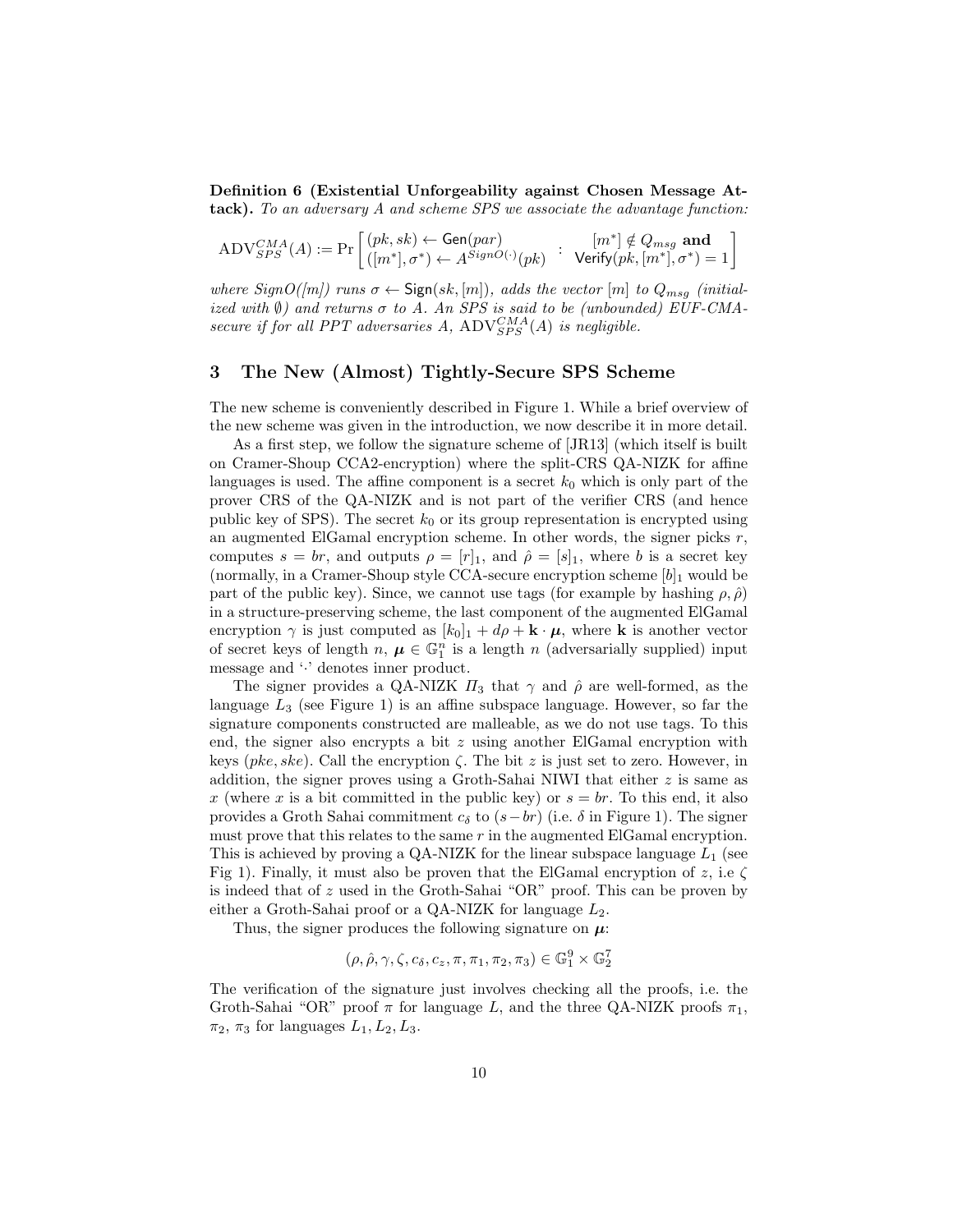**Definition 6 (Existential Unforgeability against Chosen Message Attack).** *To an adversary A and scheme SPS we associate the advantage function:*

$$\mathrm{ADV}^{CMA}_{SPS}(A) := \Pr\left[\begin{array}{l}(pk, sk) \leftarrow \mathsf{Gen}(par) \\ ([m^*], \sigma^*) \leftarrow A^{SignO(\cdot)}(pk)\end{array} : \begin{array}{c}[m^*] \notin Q_{msg} \textbf{ and} \\ \mathsf{Verify}(pk, [m^*], \sigma^*) = 1\end{array}\right]$$

*where SignO([m]) runs $\sigma \leftarrow \mathsf{Sign}(sk, [m])$, adds the vector $[m]$ to $Q_{msg}$ (initialized with $\emptyset$) and returns $\sigma$ to A. An SPS is said to be (unbounded) EUF-CMA-secure if for all PPT adversaries A, $\mathrm{ADV}^{CMA}_{SPS}(A)$ is negligible.*

## 3 The New (Almost) Tightly-Secure SPS Scheme

The new scheme is conveniently described in Figure 1. While a brief overview of the new scheme was given in the introduction, we now describe it in more detail.

As a first step, we follow the signature scheme of [JR13] (which itself is built on Cramer-Shoup CCA2-encryption) where the split-CRS QA-NIZK for affine languages is used. The affine component is a secret $k_0$ which is only part of the prover CRS of the QA-NIZK and is not part of the verifier CRS (and hence public key of SPS). The secret $k_0$ or its group representation is encrypted using an augmented ElGamal encryption scheme. In other words, the signer picks $r$, computes $s = br$, and outputs $\rho = [r]_1$, and $\hat{\rho} = [s]_1$, where $b$ is a secret key (normally, in a Cramer-Shoup style CCA-secure encryption scheme $[b]_1$ would be part of the public key). Since, we cannot use tags (for example by hashing $\rho, \hat{\rho}$) in a structure-preserving scheme, the last component of the augmented ElGamal encryption $\gamma$ is just computed as $[k_0]_1 + d\rho + \mathbf{k} \cdot \boldsymbol{\mu}$, where $\mathbf{k}$ is another vector of secret keys of length $n$, $\boldsymbol{\mu} \in \mathbb{G}_1^n$ is a length $n$ (adversarially supplied) input message and '$\cdot$' denotes inner product.

The signer provides a QA-NIZK $\Pi_3$ that $\gamma$ and $\hat{\rho}$ are well-formed, as the language $L_3$ (see Figure 1) is an affine subspace language. However, so far the signature components constructed are malleable, as we do not use tags. To this end, the signer also encrypts a bit $z$ using another ElGamal encryption with keys $(pke, ske)$. Call the encryption $\zeta$. The bit $z$ is just set to zero. However, in addition, the signer proves using a Groth-Sahai NIWI that either $z$ is same as $x$ (where $x$ is a bit committed in the public key) or $s = br$. To this end, it also provides a Groth Sahai commitment $c_\delta$ to $(s - br)$ (i.e. $\delta$ in Figure 1). The signer must prove that this relates to the same $r$ in the augmented ElGamal encryption. This is achieved by proving a QA-NIZK for the linear subspace language $L_1$ (see Fig 1). Finally, it must also be proven that the ElGamal encryption of $z$, i.e $\zeta$ is indeed that of $z$ used in the Groth-Sahai "OR" proof. This can be proven by either a Groth-Sahai proof or a QA-NIZK for language $L_2$.

Thus, the signer produces the following signature on $\boldsymbol{\mu}$:

$$(\rho, \hat{\rho}, \gamma, \zeta, c_\delta, c_z, \pi, \pi_1, \pi_2, \pi_3) \in \mathbb{G}_1^9 \times \mathbb{G}_2^7$$

The verification of the signature just involves checking all the proofs, i.e. the Groth-Sahai "OR" proof $\pi$ for language $L$, and the three QA-NIZK proofs $\pi_1$, $\pi_2$, $\pi_3$ for languages $L_1, L_2, L_3$.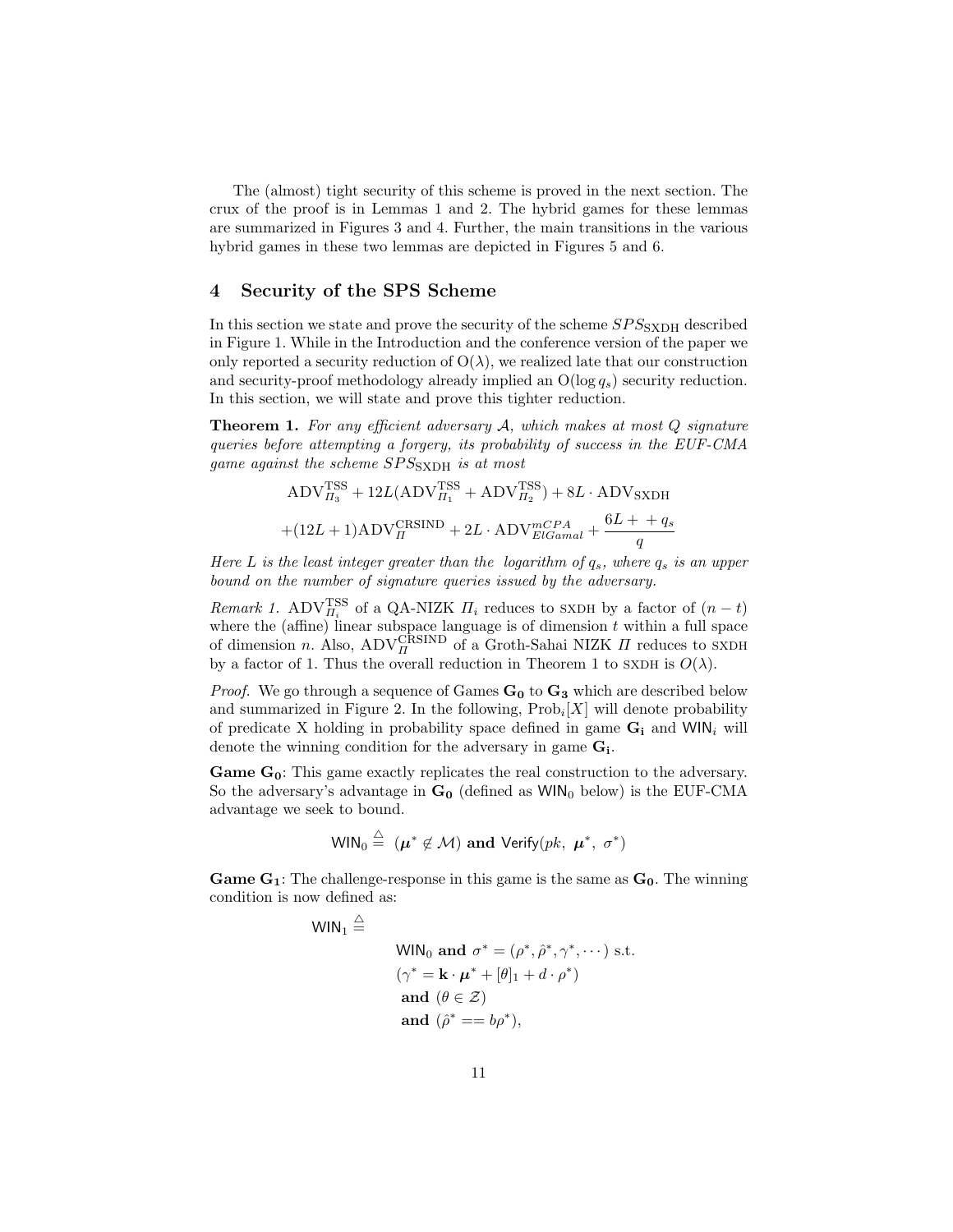The (almost) tight security of this scheme is proved in the next section. The crux of the proof is in Lemmas 1 and 2. The hybrid games for these lemmas are summarized in Figures 3 and 4. Further, the main transitions in the various hybrid games in these two lemmas are depicted in Figures 5 and 6.

## 4 Security of the SPS Scheme

In this section we state and prove the security of the scheme $SPS_{\text{SXDH}}$ described in Figure 1. While in the Introduction and the conference version of the paper we only reported a security reduction of $\mathrm{O}(\lambda)$, we realized late that our construction and security-proof methodology already implied an $\mathrm{O}(\log q_s)$ security reduction. In this section, we will state and prove this tighter reduction.

**Theorem 1.** *For any efficient adversary $\mathcal{A}$, which makes at most $Q$ signature queries before attempting a forgery, its probability of success in the EUF-CMA game against the scheme $SPS_{\text{SXDH}}$ is at most*

$$\mathrm{ADV}^{\mathrm{TSS}}_{\Pi_3} + 12L(\mathrm{ADV}^{\mathrm{TSS}}_{\Pi_1} + \mathrm{ADV}^{\mathrm{TSS}}_{\Pi_2}) + 8L \cdot \mathrm{ADV}_{\mathrm{SXDH}}$$

$$+(12L+1)\mathrm{ADV}^{\mathrm{CRSIND}}_{\Pi} + 2L \cdot \mathrm{ADV}^{mCPA}_{ElGamal} + \frac{6L + + q_s}{q}$$

*Here $L$ is the least integer greater than the logarithm of $q_s$, where $q_s$ is an upper bound on the number of signature queries issued by the adversary.*

*Remark 1.* $\mathrm{ADV}^{\mathrm{TSS}}_{\Pi_i}$ of a QA-NIZK $\Pi_i$ reduces to SXDH by a factor of $(n-t)$ where the (affine) linear subspace language is of dimension $t$ within a full space of dimension $n$. Also, $\mathrm{ADV}^{\mathrm{CRSIND}}_{\Pi}$ of a Groth-Sahai NIZK $\Pi$ reduces to SXDH by a factor of 1. Thus the overall reduction in Theorem 1 to SXDH is $O(\lambda)$.

*Proof.* We go through a sequence of Games $\mathbf{G_0}$ to $\mathbf{G_3}$ which are described below and summarized in Figure 2. In the following, $\mathrm{Prob}_i[X]$ will denote probability of predicate X holding in probability space defined in game $\mathbf{G_i}$ and $\mathsf{WIN}_i$ will denote the winning condition for the adversary in game $\mathbf{G_i}$.

**Game $\mathbf{G_0}$**: This game exactly replicates the real construction to the adversary. So the adversary's advantage in $\mathbf{G_0}$ (defined as $\mathsf{WIN}_0$ below) is the EUF-CMA advantage we seek to bound.

$$\mathsf{WIN}_0 \stackrel{\triangle}{=} (\boldsymbol{\mu}^* \notin \mathcal{M}) \textbf{ and } \mathsf{Verify}(pk,\ \boldsymbol{\mu}^*,\ \sigma^*)$$

**Game $\mathbf{G_1}$**: The challenge-response in this game is the same as $\mathbf{G_0}$. The winning condition is now defined as:

$$\begin{aligned}\mathsf{WIN}_1 \stackrel{\triangle}{=} \\ &\mathsf{WIN}_0 \textbf{ and } \sigma^* = (\rho^*, \hat{\rho}^*, \gamma^*, \cdots) \text{ s.t.} \\ &(\gamma^* = \mathbf{k} \cdot \boldsymbol{\mu}^* + [\theta]_1 + d \cdot \rho^*) \\ &\textbf{ and } (\theta \in \mathcal{Z}) \\ &\textbf{ and } (\hat{\rho}^* == b\rho^*),\end{aligned}$$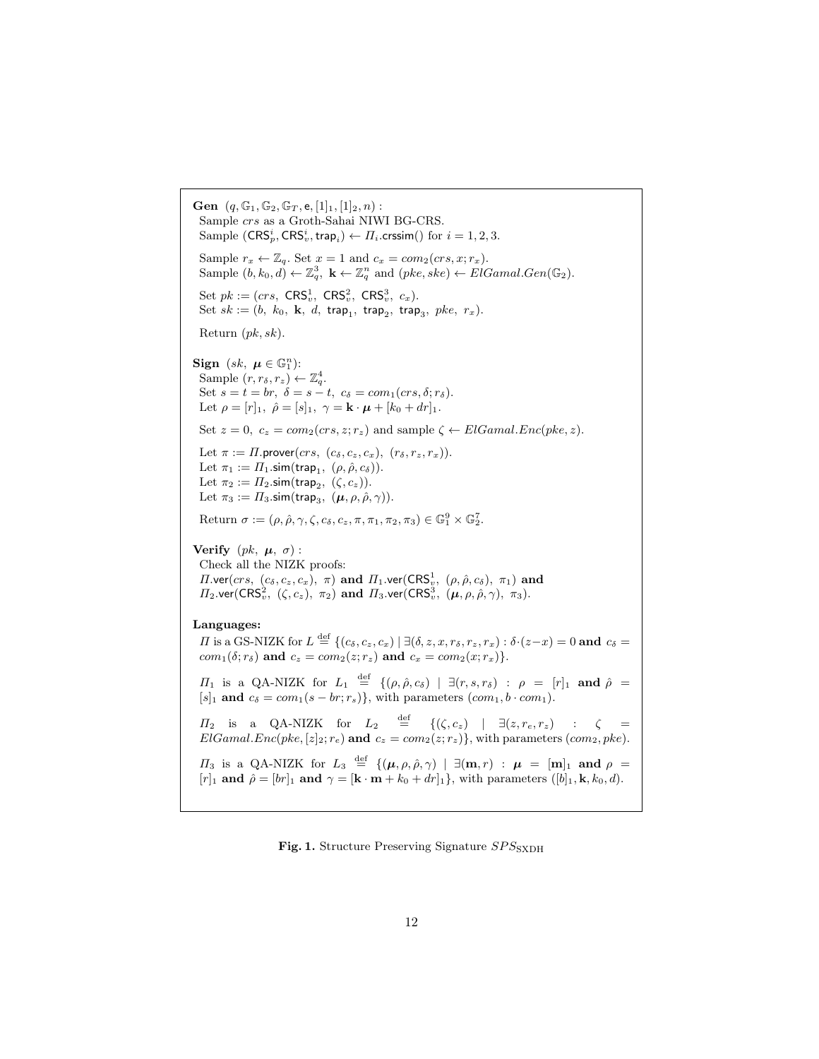**Gen** $(q, \mathbb{G}_1, \mathbb{G}_2, \mathbb{G}_T, \mathsf{e}, [1]_1, [1]_2, n)$ :
Sample $crs$ as a Groth-Sahai NIWI BG-CRS.
Sample $(\mathsf{CRS}_p^i, \mathsf{CRS}_v^i, \mathsf{trap}_i) \leftarrow \Pi_i.\mathsf{crssim}()$ for $i = 1, 2, 3$.

Sample $r_x \leftarrow \mathbb{Z}_q$. Set $x = 1$ and $c_x = com_2(crs, x; r_x)$.
Sample $(b, k_0, d) \leftarrow \mathbb{Z}_q^3$, $\mathbf{k} \leftarrow \mathbb{Z}_q^n$ and $(pke, ske) \leftarrow ElGamal.Gen(\mathbb{G}_2)$.

Set $pk := (crs,\ \mathsf{CRS}_v^1,\ \mathsf{CRS}_v^2,\ \mathsf{CRS}_v^3,\ c_x)$.
Set $sk := (b,\ k_0,\ \mathbf{k},\ d,\ \mathsf{trap}_1,\ \mathsf{trap}_2,\ \mathsf{trap}_3,\ pke,\ r_x)$.

Return $(pk, sk)$.

**Sign** $(sk,\ \boldsymbol{\mu} \in \mathbb{G}_1^n)$:
Sample $(r, r_\delta, r_z) \leftarrow \mathbb{Z}_q^4$.
Set $s = t = br$, $\delta = s - t$, $c_\delta = com_1(crs, \delta; r_\delta)$.
Let $\rho = [r]_1$, $\hat{\rho} = [s]_1$, $\gamma = \mathbf{k} \cdot \boldsymbol{\mu} + [k_0 + dr]_1$.

Set $z = 0$, $c_z = com_2(crs, z; r_z)$ and sample $\zeta \leftarrow ElGamal.Enc(pke, z)$.

Let $\pi := \Pi.\mathsf{prover}(crs,\ (c_\delta, c_z, c_x),\ (r_\delta, r_z, r_x))$.
Let $\pi_1 := \Pi_1.\mathsf{sim}(\mathsf{trap}_1,\ (\rho, \hat{\rho}, c_\delta))$.
Let $\pi_2 := \Pi_2.\mathsf{sim}(\mathsf{trap}_2,\ (\zeta, c_z))$.
Let $\pi_3 := \Pi_3.\mathsf{sim}(\mathsf{trap}_3,\ (\boldsymbol{\mu}, \rho, \hat{\rho}, \gamma))$.

Return $\sigma := (\rho, \hat{\rho}, \gamma, \zeta, c_\delta, c_z, \pi, \pi_1, \pi_2, \pi_3) \in \mathbb{G}_1^9 \times \mathbb{G}_2^7$.

**Verify** $(pk,\ \boldsymbol{\mu},\ \sigma)$ :
Check all the NIZK proofs:
$\Pi.\mathsf{ver}(crs,\ (c_\delta, c_z, c_x),\ \pi)$ **and** $\Pi_1.\mathsf{ver}(\mathsf{CRS}_v^1,\ (\rho, \hat{\rho}, c_\delta),\ \pi_1)$ **and** $\Pi_2.\mathsf{ver}(\mathsf{CRS}_v^2,\ (\zeta, c_z),\ \pi_2)$ **and** $\Pi_3.\mathsf{ver}(\mathsf{CRS}_v^3,\ (\boldsymbol{\mu}, \rho, \hat{\rho}, \gamma),\ \pi_3)$.

**Languages:**

$\Pi$ is a GS-NIZK for $L \stackrel{\text{def}}{=} \{(c_\delta, c_z, c_x) \mid \exists(\delta, z, x, r_\delta, r_z, r_x) : \delta \cdot (z - x) = 0$ **and** $c_\delta = com_1(\delta; r_\delta)$ **and** $c_z = com_2(z; r_z)$ **and** $c_x = com_2(x; r_x)\}$.

$\Pi_1$ is a QA-NIZK for $L_1 \stackrel{\text{def}}{=} \{(\rho, \hat{\rho}, c_\delta) \mid \exists(r, s, r_\delta) : \rho = [r]_1$ **and** $\hat{\rho} = [s]_1$ **and** $c_\delta = com_1(s - br; r_s)\}$, with parameters $(com_1, b \cdot com_1)$.

$\Pi_2$ is a QA-NIZK for $L_2 \stackrel{\text{def}}{=} \{(\zeta, c_z) \mid \exists(z, r_e, r_z) : \zeta = ElGamal.Enc(pke, [z]_2; r_e)$ **and** $c_z = com_2(z; r_z)\}$, with parameters $(com_2, pke)$.

$\Pi_3$ is a QA-NIZK for $L_3 \stackrel{\text{def}}{=} \{(\boldsymbol{\mu}, \rho, \hat{\rho}, \gamma) \mid \exists(\mathbf{m}, r) : \boldsymbol{\mu} = [\mathbf{m}]_1$ **and** $\rho = [r]_1$ **and** $\hat{\rho} = [br]_1$ **and** $\gamma = [\mathbf{k} \cdot \mathbf{m} + k_0 + dr]_1\}$, with parameters $([b]_1, \mathbf{k}, k_0, d)$.

**Fig. 1.** Structure Preserving Signature $SPS_{\text{SXDH}}$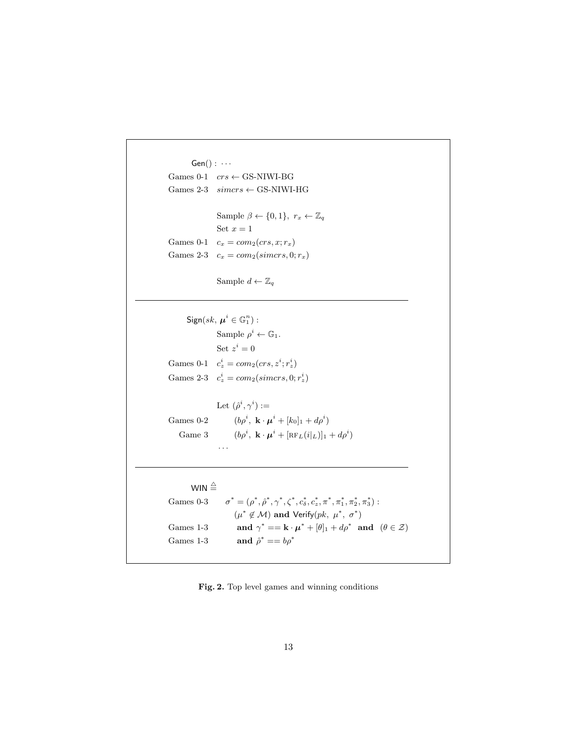$\mathsf{Gen}() : \cdots$

Games 0-1 $\quad crs \leftarrow$ GS-NIWI-BG

Games 2-3 $\quad simcrs \leftarrow$ GS-NIWI-HG

Sample $\beta \leftarrow \{0,1\},\ r_x \leftarrow \mathbb{Z}_q$

Set $x = 1$

Games 0-1 $\quad c_x = com_2(crs, x; r_x)$

Games 2-3 $\quad c_x = com_2(simcrs, 0; r_x)$

Sample $d \leftarrow \mathbb{Z}_q$

---

$\mathsf{Sign}(sk,\ \boldsymbol{\mu}^i \in \mathbb{G}_1^n)$ :

Sample $\rho^i \leftarrow \mathbb{G}_1$.

Set $z^i = 0$

Games 0-1 $\quad c_z^i = com_2(crs, z^i; r_z^i)$

Games 2-3 $\quad c_z^i = com_2(simcrs, 0; r_z^i)$

Let $(\hat{\rho}^i, \gamma^i) :=$

Games 0-2 $\quad (b\rho^i,\ \mathbf{k} \cdot \boldsymbol{\mu}^i + [k_0]_1 + d\rho^i)$

Game 3 $\quad (b\rho^i,\ \mathbf{k} \cdot \boldsymbol{\mu}^i + [\mathrm{RF}_L(i|_L)]_1 + d\rho^i)$

$\cdots$

---

$\mathsf{WIN} \triangleq$

Games 0-3 $\quad \sigma^* = (\rho^*, \hat{\rho}^*, \gamma^*, \zeta^*, c_\delta^*, c_z^*, \pi^*, \pi_1^*, \pi_2^*, \pi_3^*)$ :

$(\mu^* \notin \mathcal{M})$ **and** $\mathsf{Verify}(pk,\ \mu^*,\ \sigma^*)$

Games 1-3 $\quad$ **and** $\gamma^* == \mathbf{k} \cdot \boldsymbol{\mu}^* + [\theta]_1 + d\rho^*$ **and** $(\theta \in \mathcal{Z})$

Games 1-3 $\quad$ **and** $\hat{\rho}^* == b\rho^*$

**Fig. 2.** Top level games and winning conditions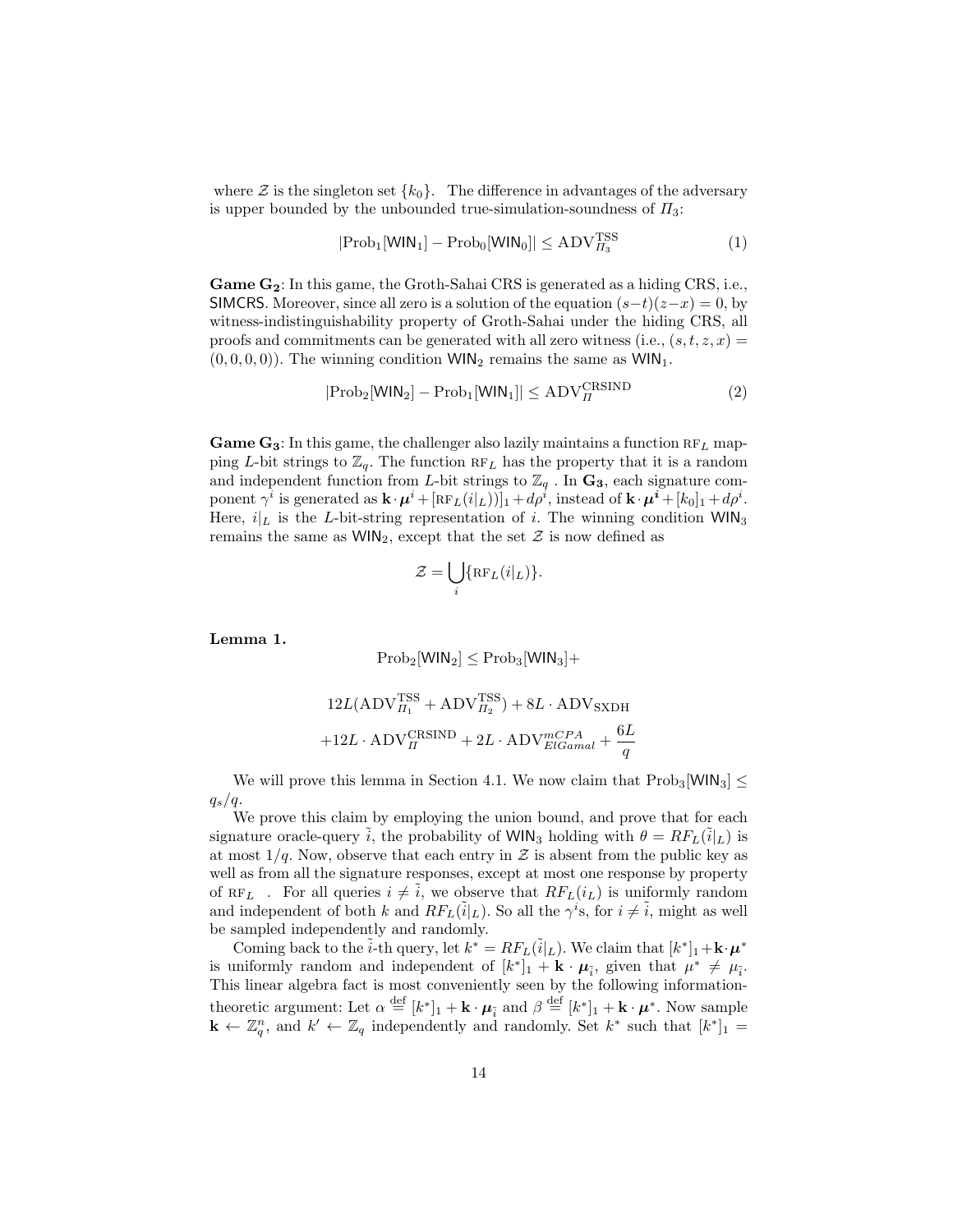where $\mathcal{Z}$ is the singleton set $\{k_0\}$. The difference in advantages of the adversary is upper bounded by the unbounded true-simulation-soundness of $\Pi_3$:

$$|\text{Prob}_1[\mathsf{WIN}_1] - \text{Prob}_0[\mathsf{WIN}_0]| \leq \text{ADV}_{\Pi_3}^{\text{TSS}} \tag{1}$$

**Game $\mathbf{G_2}$**: In this game, the Groth-Sahai CRS is generated as a hiding CRS, i.e., $\mathsf{SIMCRS}$. Moreover, since all zero is a solution of the equation $(s-t)(z-x) = 0$, by witness-indistinguishability property of Groth-Sahai under the hiding CRS, all proofs and commitments can be generated with all zero witness (i.e., $(s,t,z,x) = (0,0,0,0)$). The winning condition $\mathsf{WIN}_2$ remains the same as $\mathsf{WIN}_1$.

$$|\text{Prob}_2[\mathsf{WIN}_2] - \text{Prob}_1[\mathsf{WIN}_1]| \leq \text{ADV}_{\Pi}^{\text{CRSIND}} \tag{2}$$

**Game $\mathbf{G_3}$**: In this game, the challenger also lazily maintains a function $\text{RF}_L$ mapping $L$-bit strings to $\mathbb{Z}_q$. The function $\text{RF}_L$ has the property that it is a random and independent function from $L$-bit strings to $\mathbb{Z}_q$ . In $\mathbf{G_3}$, each signature component $\gamma^i$ is generated as $\mathbf{k} \cdot \boldsymbol{\mu}^i + [\text{RF}_L(i|_L))]_1 + d\rho^i$, instead of $\mathbf{k} \cdot \boldsymbol{\mu}^i + [k_0]_1 + d\rho^i$. Here, $i|_L$ is the $L$-bit-string representation of $i$. The winning condition $\mathsf{WIN}_3$ remains the same as $\mathsf{WIN}_2$, except that the set $\mathcal{Z}$ is now defined as

$$\mathcal{Z} = \bigcup_i \{\text{RF}_L(i|_L)\}.$$

**Lemma 1.**

$$\text{Prob}_2[\mathsf{WIN}_2] \leq \text{Prob}_3[\mathsf{WIN}_3] +$$

$$12L(\text{ADV}_{\Pi_1}^{\text{TSS}} + \text{ADV}_{\Pi_2}^{\text{TSS}}) + 8L \cdot \text{ADV}_{\text{SXDH}}$$

$$+ 12L \cdot \text{ADV}_{\Pi}^{\text{CRSIND}} + 2L \cdot \text{ADV}_{ElGamal}^{mCPA} + \frac{6L}{q}$$

We will prove this lemma in Section 4.1. We now claim that $\text{Prob}_3[\mathsf{WIN}_3] \leq q_s/q$.

We prove this claim by employing the union bound, and prove that for each signature oracle-query $\tilde{i}$, the probability of $\mathsf{WIN}_3$ holding with $\theta = RF_L(\tilde{i}|_L)$ is at most $1/q$. Now, observe that each entry in $\mathcal{Z}$ is absent from the public key as well as from all the signature responses, except at most one response by property of $\text{RF}_L$ . For all queries $i \neq \tilde{i}$, we observe that $RF_L(i_L)$ is uniformly random and independent of both $k$ and $RF_L(\tilde{i}|_L)$. So all the $\gamma^i$s, for $i \neq \tilde{i}$, might as well be sampled independently and randomly.

Coming back to the $\tilde{i}$-th query, let $k^* = RF_L(\tilde{i}|_L)$. We claim that $[k^*]_1 + \mathbf{k} \cdot \boldsymbol{\mu}^*$ is uniformly random and independent of $[k^*]_1 + \mathbf{k} \cdot \boldsymbol{\mu}_{\tilde{i}}$, given that $\mu^* \neq \mu_{\tilde{i}}$. This linear algebra fact is most conveniently seen by the following information-theoretic argument: Let $\alpha \stackrel{\text{def}}{=} [k^*]_1 + \mathbf{k} \cdot \boldsymbol{\mu}_{\tilde{i}}$ and $\beta \stackrel{\text{def}}{=} [k^*]_1 + \mathbf{k} \cdot \boldsymbol{\mu}^*$. Now sample $\mathbf{k} \leftarrow \mathbb{Z}_q^n$, and $k' \leftarrow \mathbb{Z}_q$ independently and randomly. Set $k^*$ such that $[k^*]_1 =$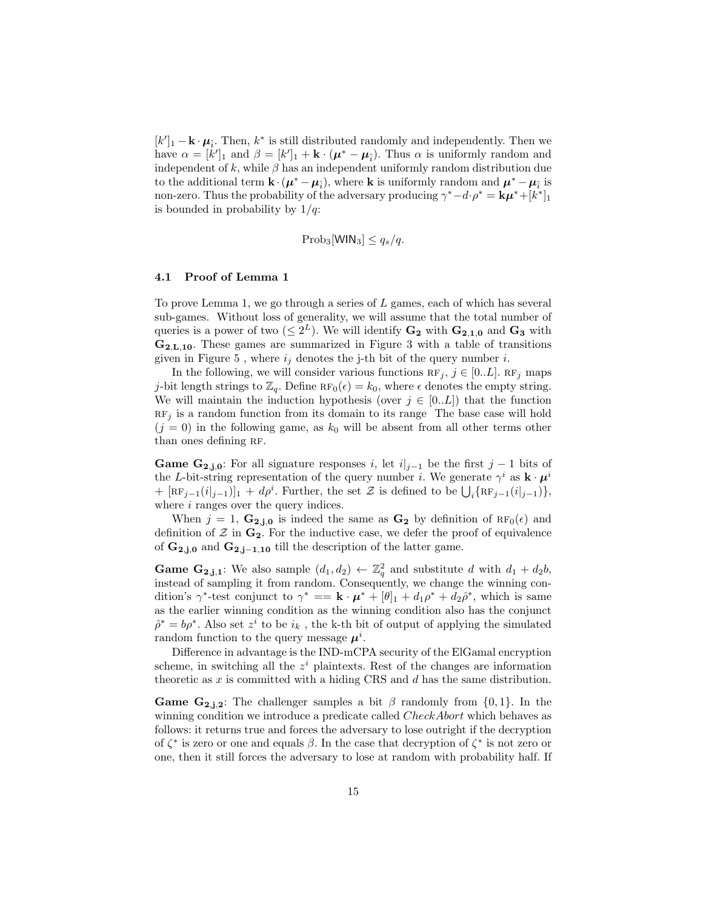$[k']_1 - \mathbf{k} \cdot \boldsymbol{\mu}_{\tilde{i}}$. Then, $k^*$ is still distributed randomly and independently. Then we have $\alpha = [k']_1$ and $\beta = [k']_1 + \mathbf{k} \cdot (\boldsymbol{\mu}^* - \boldsymbol{\mu}_{\tilde{i}})$. Thus $\alpha$ is uniformly random and independent of $k$, while $\beta$ has an independent uniformly random distribution due to the additional term $\mathbf{k} \cdot (\boldsymbol{\mu}^* - \boldsymbol{\mu}_{\tilde{i}})$, where $\mathbf{k}$ is uniformly random and $\boldsymbol{\mu}^* - \boldsymbol{\mu}_{\tilde{i}}$ is non-zero. Thus the probability of the adversary producing $\gamma^* - d \cdot \rho^* = \mathbf{k}\boldsymbol{\mu}^* + [k^*]_1$ is bounded in probability by $1/q$:

$$\text{Prob}_3[\mathsf{WIN}_3] \leq q_s/q.$$

### 4.1 Proof of Lemma 1

To prove Lemma 1, we go through a series of $L$ games, each of which has several sub-games. Without loss of generality, we will assume that the total number of queries is a power of two ($\leq 2^L$). We will identify $\mathbf{G_2}$ with $\mathbf{G_{2,1,0}}$ and $\mathbf{G_3}$ with $\mathbf{G_{2,L,10}}$. These games are summarized in Figure 3 with a table of transitions given in Figure 5 , where $i_j$ denotes the j-th bit of the query number $i$.

In the following, we will consider various functions $\text{RF}_j$, $j \in [0..L]$. $\text{RF}_j$ maps $j$-bit length strings to $\mathbb{Z}_q$. Define $\text{RF}_0(\epsilon) = k_0$, where $\epsilon$ denotes the empty string. We will maintain the induction hypothesis (over $j \in [0..L]$) that the function $\text{RF}_j$ is a random function from its domain to its range The base case will hold ($j = 0$) in the following game, as $k_0$ will be absent from all other terms other than ones defining $\text{RF}$.

**Game $\mathbf{G_{2,j,0}}$**: For all signature responses $i$, let $i|_{j-1}$ be the first $j - 1$ bits of the $L$-bit-string representation of the query number $i$. We generate $\gamma^i$ as $\mathbf{k} \cdot \boldsymbol{\mu}^i$ + $[\text{RF}_{j-1}(i|_{j-1})]_1 + d\rho^i$. Further, the set $\mathcal{Z}$ is defined to be $\bigcup_i \{\text{RF}_{j-1}(i|_{j-1})\}$, where $i$ ranges over the query indices.

When $j = 1$, $\mathbf{G_{2,j,0}}$ is indeed the same as $\mathbf{G_2}$ by definition of $\text{RF}_0(\epsilon)$ and definition of $\mathcal{Z}$ in $\mathbf{G_2}$. For the inductive case, we defer the proof of equivalence of $\mathbf{G_{2,j,0}}$ and $\mathbf{G_{2,j-1,10}}$ till the description of the latter game.

**Game $\mathbf{G_{2,j,1}}$**: We also sample $(d_1, d_2) \leftarrow \mathbb{Z}_q^2$ and substitute $d$ with $d_1 + d_2 b$, instead of sampling it from random. Consequently, we change the winning condition's $\gamma^*$-test conjunct to $\gamma^* == \mathbf{k} \cdot \boldsymbol{\mu}^* + [\theta]_1 + d_1\rho^* + d_2\hat{\rho}^*$, which is same as the earlier winning condition as the winning condition also has the conjunct $\hat{\rho}^* = b\rho^*$. Also set $z^i$ to be $i_k$ , the k-th bit of output of applying the simulated random function to the query message $\boldsymbol{\mu}^i$.

Difference in advantage is the IND-mCPA security of the ElGamal encryption scheme, in switching all the $z^i$ plaintexts. Rest of the changes are information theoretic as $x$ is committed with a hiding CRS and $d$ has the same distribution.

**Game $\mathbf{G_{2,j,2}}$**: The challenger samples a bit $\beta$ randomly from $\{0, 1\}$. In the winning condition we introduce a predicate called *CheckAbort* which behaves as follows: it returns true and forces the adversary to lose outright if the decryption of $\zeta^*$ is zero or one and equals $\beta$. In the case that decryption of $\zeta^*$ is not zero or one, then it still forces the adversary to lose at random with probability half. If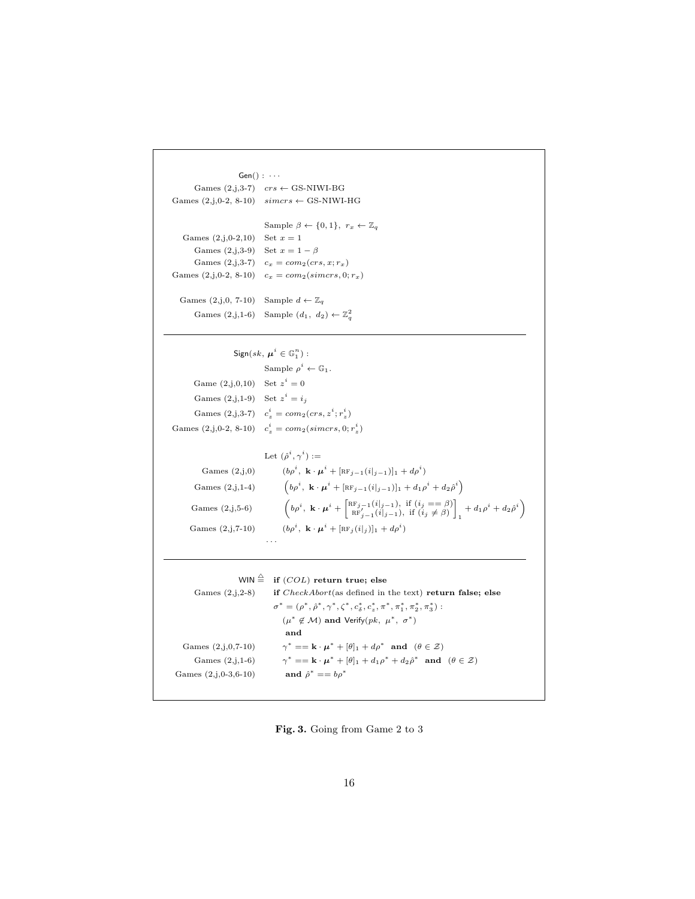| | |
|---|---|
| | $\mathsf{Gen}()$ : $\cdots$ |
| Games (2,j,3-7) | $crs \leftarrow$ GS-NIWI-BG |
| Games (2,j,0-2, 8-10) | $simcrs \leftarrow$ GS-NIWI-HG |
| | Sample $\beta \leftarrow \{0,1\},\ r_x \leftarrow \mathbb{Z}_q$ |
| Games (2,j,0-2,10) | Set $x = 1$ |
| Games (2,j,3-9) | Set $x = 1 - \beta$ |
| Games (2,j,3-7) | $c_x = com_2(crs, x; r_x)$ |
| Games (2,j,0-2, 8-10) | $c_x = com_2(simcrs, 0; r_x)$ |
| Games (2,j,0, 7-10) | Sample $d \leftarrow \mathbb{Z}_q$ |
| Games (2,j,1-6) | Sample $(d_1,\ d_2) \leftarrow \mathbb{Z}_q^2$ |

| | |
|---|---|
| | $\mathsf{Sign}(sk,\ \boldsymbol{\mu}^i \in \mathbb{G}_1^n)$ : |
| | Sample $\rho^i \leftarrow \mathbb{G}_1$. |
| Game (2,j,0,10) | Set $z^i = 0$ |
| Games (2,j,1-9) | Set $z^i = i_j$ |
| Games (2,j,3-7) | $c_z^i = com_2(crs, z^i; r_z^i)$ |
| Games (2,j,0-2, 8-10) | $c_z^i = com_2(simcrs, 0; r_z^i)$ |
| | Let $(\hat{\rho}^i, \gamma^i) :=$ |
| Games (2,j,0) | $(b\rho^i,\ \mathbf{k} \cdot \boldsymbol{\mu}^i + [\mathrm{RF}_{j-1}(i\vert_{j-1})]_1 + d\rho^i)$ |
| Games (2,j,1-4) | $\left(b\rho^i,\ \mathbf{k} \cdot \boldsymbol{\mu}^i + [\mathrm{RF}_{j-1}(i\vert_{j-1})]_1 + d_1\rho^i + d_2\hat{\rho}^i\right)$ |
| Games (2,j,5-6) | $\left(b\rho^i,\ \mathbf{k} \cdot \boldsymbol{\mu}^i + \begin{bmatrix} \mathrm{RF}_{j-1}(i\vert_{j-1}), \text{ if } (i_j == \beta) \\ \mathrm{RF}'_{j-1}(i\vert_{j-1}), \text{ if } (i_j \neq \beta) \end{bmatrix}_1 + d_1\rho^i + d_2\hat{\rho}^i\right)$ |
| Games (2,j,7-10) | $(b\rho^i,\ \mathbf{k} \cdot \boldsymbol{\mu}^i + [\mathrm{RF}_j(i\vert_j)]_1 + d\rho^i)$ |
| | $\cdots$ |

| | |
|---|---|
| $\mathsf{WIN} \triangleq$ | **if** $(COL)$ **return true; else** |
| Games (2,j,2-8) | **if** $CheckAbort$(as defined in the text) **return false; else** |
| | $\sigma^* = (\rho^*, \hat{\rho}^*, \gamma^*, \zeta^*, c_\delta^*, c_z^*, \pi^*, \pi_1^*, \pi_2^*, \pi_3^*)$ : |
| | $(\mu^* \notin \mathcal{M})$ **and** $\mathsf{Verify}(pk,\ \mu^*,\ \sigma^*)$ |
| | **and** |
| Games (2,j,0,7-10) | $\gamma^* == \mathbf{k} \cdot \boldsymbol{\mu}^* + [\theta]_1 + d\rho^*$ **and** $(\theta \in \mathcal{Z})$ |
| Games (2,j,1-6) | $\gamma^* == \mathbf{k} \cdot \boldsymbol{\mu}^* + [\theta]_1 + d_1\rho^* + d_2\hat{\rho}^*$ **and** $(\theta \in \mathcal{Z})$ |
| Games (2,j,0-3,6-10) | **and** $\hat{\rho}^* == b\rho^*$ |

**Fig. 3.** Going from Game 2 to 3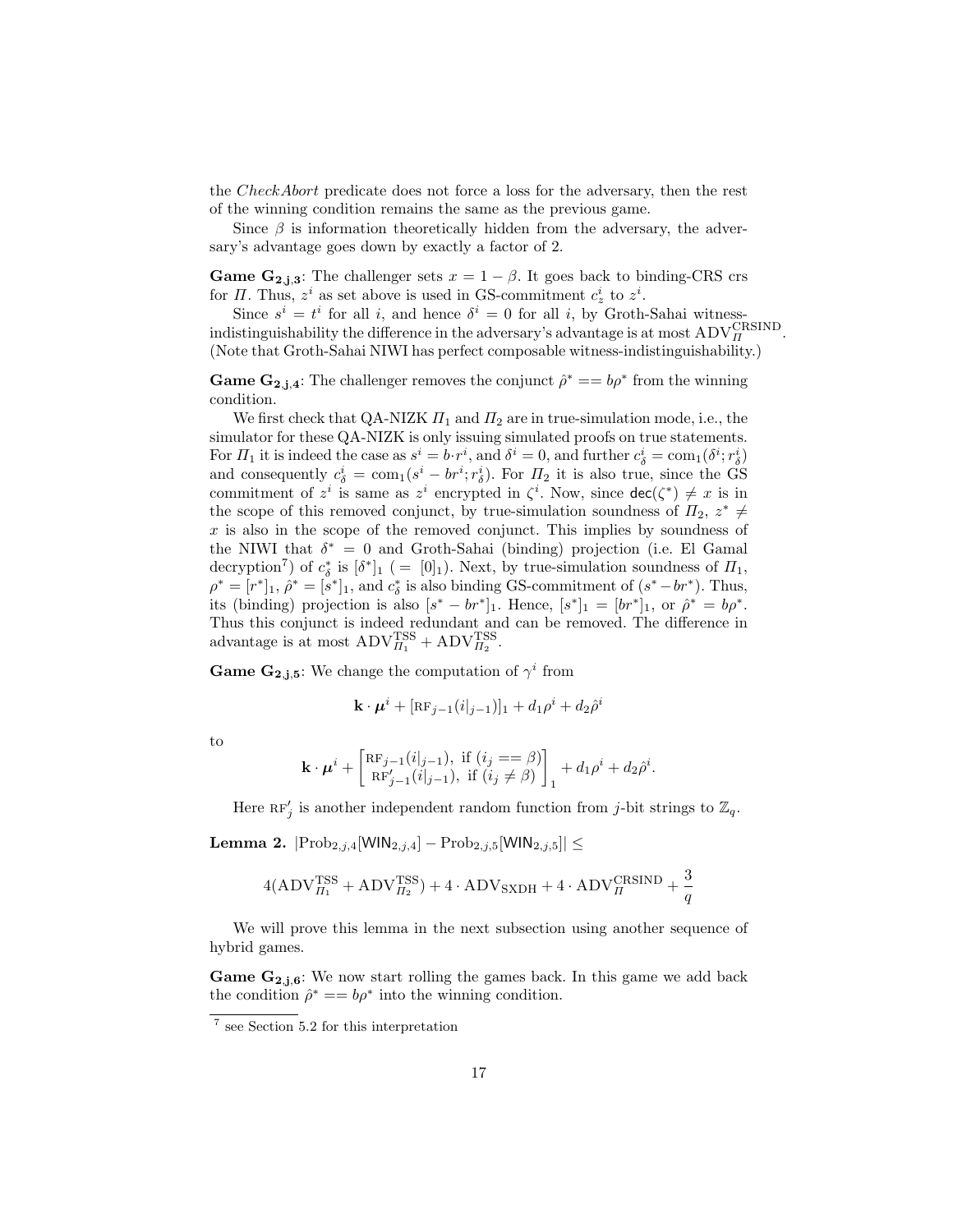the *CheckAbort* predicate does not force a loss for the adversary, then the rest of the winning condition remains the same as the previous game.

Since $\beta$ is information theoretically hidden from the adversary, the adversary's advantage goes down by exactly a factor of 2.

**Game $\mathbf{G_{2,j,3}}$**: The challenger sets $x = 1 - \beta$. It goes back to binding-CRS crs for $\Pi$. Thus, $z^i$ as set above is used in GS-commitment $c^i_z$ to $z^i$.

Since $s^i = t^i$ for all $i$, and hence $\delta^i = 0$ for all $i$, by Groth-Sahai witness-indistinguishability the difference in the adversary's advantage is at most $\mathrm{ADV}^{\mathrm{CRSIND}}_{\Pi}$. (Note that Groth-Sahai NIWI has perfect composable witness-indistinguishability.)

**Game $\mathbf{G_{2,j,4}}$**: The challenger removes the conjunct $\hat{\rho}^* == b\rho^*$ from the winning condition.

We first check that QA-NIZK $\Pi_1$ and $\Pi_2$ are in true-simulation mode, i.e., the simulator for these QA-NIZK is only issuing simulated proofs on true statements. For $\Pi_1$ it is indeed the case as $s^i = b \cdot r^i$, and $\delta^i = 0$, and further $c^i_\delta = \mathrm{com}_1(\delta^i; r^i_\delta)$ and consequently $c^i_\delta = \mathrm{com}_1(s^i - br^i; r^i_\delta)$. For $\Pi_2$ it is also true, since the GS commitment of $z^i$ is same as $z^i$ encrypted in $\zeta^i$. Now, since $\mathsf{dec}(\zeta^*) \neq x$ is in the scope of this removed conjunct, by true-simulation soundness of $\Pi_2$, $z^* \neq x$ is also in the scope of the removed conjunct. This implies by soundness of the NIWI that $\delta^* = 0$ and Groth-Sahai (binding) projection (i.e. El Gamal decryption[7]) of $c^*_\delta$ is $[\delta^*]_1$ $( = [0]_1)$. Next, by true-simulation soundness of $\Pi_1$, $\rho^* = [r^*]_1$, $\hat{\rho}^* = [s^*]_1$, and $c^*_\delta$ is also binding GS-commitment of $(s^* - br^*)$. Thus, its (binding) projection is also $[s^* - br^*]_1$. Hence, $[s^*]_1 = [br^*]_1$, or $\hat{\rho}^* = b\rho^*$. Thus this conjunct is indeed redundant and can be removed. The difference in advantage is at most $\mathrm{ADV}^{\mathrm{TSS}}_{\Pi_1} + \mathrm{ADV}^{\mathrm{TSS}}_{\Pi_2}$.

**Game $\mathbf{G_{2,j,5}}$**: We change the computation of $\gamma^i$ from

$$\mathbf{k} \cdot \boldsymbol{\mu}^i + [\mathrm{RF}_{j-1}(i|_{j-1})]_1 + d_1\rho^i + d_2\hat{\rho}^i$$

to

$$\mathbf{k} \cdot \boldsymbol{\mu}^i + \begin{bmatrix} \mathrm{RF}_{j-1}(i|_{j-1}), \text{ if } (i_j == \beta) \\ \mathrm{RF}'_{j-1}(i|_{j-1}), \text{ if } (i_j \neq \beta) \end{bmatrix}_1 + d_1\rho^i + d_2\hat{\rho}^i.$$

Here $\mathrm{RF}'_j$ is another independent random function from $j$-bit strings to $\mathbb{Z}_q$.

**Lemma 2.** $|\mathrm{Prob}_{2,j,4}[\mathsf{WIN}_{2,j,4}] - \mathrm{Prob}_{2,j,5}[\mathsf{WIN}_{2,j,5}]| \leq$

$$4(\mathrm{ADV}^{\mathrm{TSS}}_{\Pi_1} + \mathrm{ADV}^{\mathrm{TSS}}_{\Pi_2}) + 4 \cdot \mathrm{ADV}_{\mathrm{SXDH}} + 4 \cdot \mathrm{ADV}^{\mathrm{CRSIND}}_{\Pi} + \frac{3}{q}$$

We will prove this lemma in the next subsection using another sequence of hybrid games.

**Game $\mathbf{G_{2,j,6}}$**: We now start rolling the games back. In this game we add back the condition $\hat{\rho}^* == b\rho^*$ into the winning condition.

[7] see Section 5.2 for this interpretation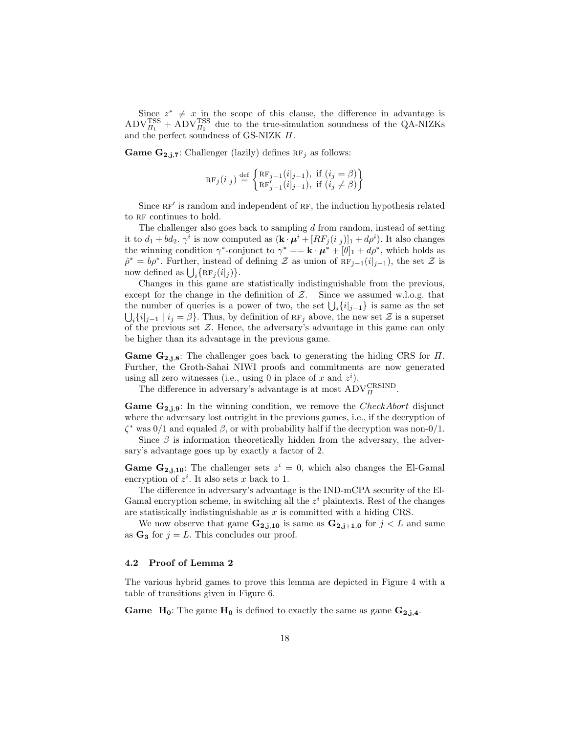Since $z^* \neq x$ in the scope of this clause, the difference in advantage is $\text{ADV}^{\text{TSS}}_{\Pi_1} + \text{ADV}^{\text{TSS}}_{\Pi_2}$ due to the true-simulation soundness of the QA-NIZKs and the perfect soundness of GS-NIZK $\Pi$.

**Game $\mathbf{G_{2,j,7}}$**: Challenger (lazily) defines $\text{RF}_j$ as follows:

$$\text{RF}_j(i|_j) \stackrel{\text{def}}{=} \begin{Bmatrix} \text{RF}_{j-1}(i|_{j-1}), \text{ if } (i_j = \beta) \\ \text{RF}'_{j-1}(i|_{j-1}), \text{ if } (i_j \neq \beta) \end{Bmatrix}$$

Since $\text{RF}'$ is random and independent of RF, the induction hypothesis related to RF continues to hold.

The challenger also goes back to sampling $d$ from random, instead of setting it to $d_1 + bd_2$. $\gamma^i$ is now computed as $(\mathbf{k} \cdot \boldsymbol{\mu}^i + [RF_j(i|_j)]_1 + d\rho^i)$. It also changes the winning condition $\gamma^*$-conjunct to $\gamma^* == \mathbf{k} \cdot \boldsymbol{\mu}^* + [\theta]_1 + d\rho^*$, which holds as $\hat{\rho}^* = b\rho^*$. Further, instead of defining $\mathcal{Z}$ as union of $\text{RF}_{j-1}(i|_{j-1})$, the set $\mathcal{Z}$ is now defined as $\bigcup_i \{\text{RF}_j(i|_j)\}$.

Changes in this game are statistically indistinguishable from the previous, except for the change in the definition of $\mathcal{Z}$. Since we assumed w.l.o.g. that the number of queries is a power of two, the set $\bigcup_i \{i|_{j-1}\}$ is same as the set $\bigcup_i \{i|_{j-1} \mid i_j = \beta\}$. Thus, by definition of $\text{RF}_j$ above, the new set $\mathcal{Z}$ is a superset of the previous set $\mathcal{Z}$. Hence, the adversary's advantage in this game can only be higher than its advantage in the previous game.

**Game $\mathbf{G_{2,j,8}}$**: The challenger goes back to generating the hiding CRS for $\Pi$. Further, the Groth-Sahai NIWI proofs and commitments are now generated using all zero witnesses (i.e., using 0 in place of $x$ and $z^i$).

The difference in adversary's advantage is at most $\text{ADV}^{\text{CRSIND}}_{\Pi}$.

**Game $\mathbf{G_{2,j,9}}$**: In the winning condition, we remove the *CheckAbort* disjunct where the adversary lost outright in the previous games, i.e., if the decryption of $\zeta^*$ was 0/1 and equaled $\beta$, or with probability half if the decryption was non-0/1.

Since $\beta$ is information theoretically hidden from the adversary, the adversary's advantage goes up by exactly a factor of 2.

**Game $\mathbf{G_{2,j,10}}$**: The challenger sets $z^i = 0$, which also changes the El-Gamal encryption of $z^i$. It also sets $x$ back to 1.

The difference in adversary's advantage is the IND-mCPA security of the El-Gamal encryption scheme, in switching all the $z^i$ plaintexts. Rest of the changes are statistically indistinguishable as $x$ is committed with a hiding CRS.

We now observe that game $\mathbf{G_{2,j,10}}$ is same as $\mathbf{G_{2,j+1,0}}$ for $j < L$ and same as $\mathbf{G_3}$ for $j = L$. This concludes our proof.

### 4.2 Proof of Lemma 2

The various hybrid games to prove this lemma are depicted in Figure 4 with a table of transitions given in Figure 6.

**Game $\mathbf{H_0}$**: The game $\mathbf{H_0}$ is defined to exactly the same as game $\mathbf{G_{2,j,4}}$.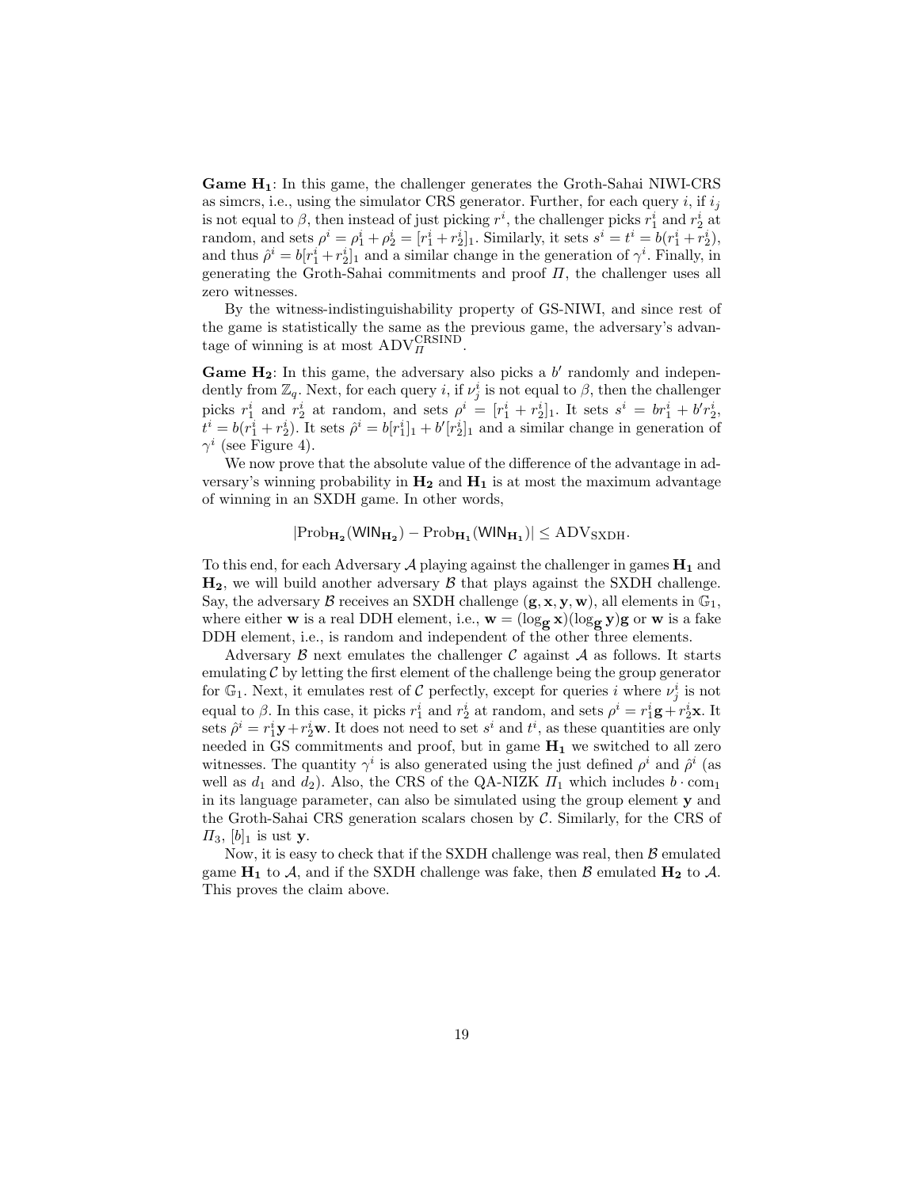**Game $\mathbf{H_1}$**: In this game, the challenger generates the Groth-Sahai NIWI-CRS as simcrs, i.e., using the simulator CRS generator. Further, for each query $i$, if $i_j$ is not equal to $\beta$, then instead of just picking $r^i$, the challenger picks $r_1^i$ and $r_2^i$ at random, and sets $\rho^i = \rho_1^i + \rho_2^i = [r_1^i + r_2^i]_1$. Similarly, it sets $s^i = t^i = b(r_1^i + r_2^i)$, and thus $\hat{\rho}^i = b[r_1^i + r_2^i]_1$ and a similar change in the generation of $\gamma^i$. Finally, in generating the Groth-Sahai commitments and proof $\Pi$, the challenger uses all zero witnesses.

By the witness-indistinguishability property of GS-NIWI, and since rest of the game is statistically the same as the previous game, the adversary's advantage of winning is at most $\mathrm{ADV}_{\Pi}^{\mathrm{CRSIND}}$.

**Game $\mathbf{H_2}$**: In this game, the adversary also picks a $b'$ randomly and independently from $\mathbb{Z}_q$. Next, for each query $i$, if $\nu_j^i$ is not equal to $\beta$, then the challenger picks $r_1^i$ and $r_2^i$ at random, and sets $\rho^i = [r_1^i + r_2^i]_1$. It sets $s^i = br_1^i + b'r_2^i$, $t^i = b(r_1^i + r_2^i)$. It sets $\hat{\rho}^i = b[r_1^i]_1 + b'[r_2^i]_1$ and a similar change in generation of $\gamma^i$ (see Figure 4).

We now prove that the absolute value of the difference of the advantage in adversary's winning probability in $\mathbf{H_2}$ and $\mathbf{H_1}$ is at most the maximum advantage of winning in an SXDH game. In other words,

$$|\mathrm{Prob}_{\mathbf{H_2}}(\mathsf{WIN}_{\mathbf{H_2}}) - \mathrm{Prob}_{\mathbf{H_1}}(\mathsf{WIN}_{\mathbf{H_1}})| \leq \mathrm{ADV}_{\mathrm{SXDH}}.$$

To this end, for each Adversary $\mathcal{A}$ playing against the challenger in games $\mathbf{H_1}$ and $\mathbf{H_2}$, we will build another adversary $\mathcal{B}$ that plays against the SXDH challenge. Say, the adversary $\mathcal{B}$ receives an SXDH challenge $(\mathbf{g}, \mathbf{x}, \mathbf{y}, \mathbf{w})$, all elements in $\mathbb{G}_1$, where either $\mathbf{w}$ is a real DDH element, i.e., $\mathbf{w} = (\log_{\mathbf{g}} \mathbf{x})(\log_{\mathbf{g}} \mathbf{y})\mathbf{g}$ or $\mathbf{w}$ is a fake DDH element, i.e., is random and independent of the other three elements.

Adversary $\mathcal{B}$ next emulates the challenger $\mathcal{C}$ against $\mathcal{A}$ as follows. It starts emulating $\mathcal{C}$ by letting the first element of the challenge being the group generator for $\mathbb{G}_1$. Next, it emulates rest of $\mathcal{C}$ perfectly, except for queries $i$ where $\nu_j^i$ is not equal to $\beta$. In this case, it picks $r_1^i$ and $r_2^i$ at random, and sets $\rho^i = r_1^i\mathbf{g} + r_2^i\mathbf{x}$. It sets $\hat{\rho}^i = r_1^i\mathbf{y} + r_2^i\mathbf{w}$. It does not need to set $s^i$ and $t^i$, as these quantities are only needed in GS commitments and proof, but in game $\mathbf{H_1}$ we switched to all zero witnesses. The quantity $\gamma^i$ is also generated using the just defined $\rho^i$ and $\hat{\rho}^i$ (as well as $d_1$ and $d_2$). Also, the CRS of the QA-NIZK $\Pi_1$ which includes $b \cdot \mathrm{com}_1$ in its language parameter, can also be simulated using the group element $\mathbf{y}$ and the Groth-Sahai CRS generation scalars chosen by $\mathcal{C}$. Similarly, for the CRS of $\Pi_3$, $[b]_1$ is ust $\mathbf{y}$.

Now, it is easy to check that if the SXDH challenge was real, then $\mathcal{B}$ emulated game $\mathbf{H_1}$ to $\mathcal{A}$, and if the SXDH challenge was fake, then $\mathcal{B}$ emulated $\mathbf{H_2}$ to $\mathcal{A}$. This proves the claim above.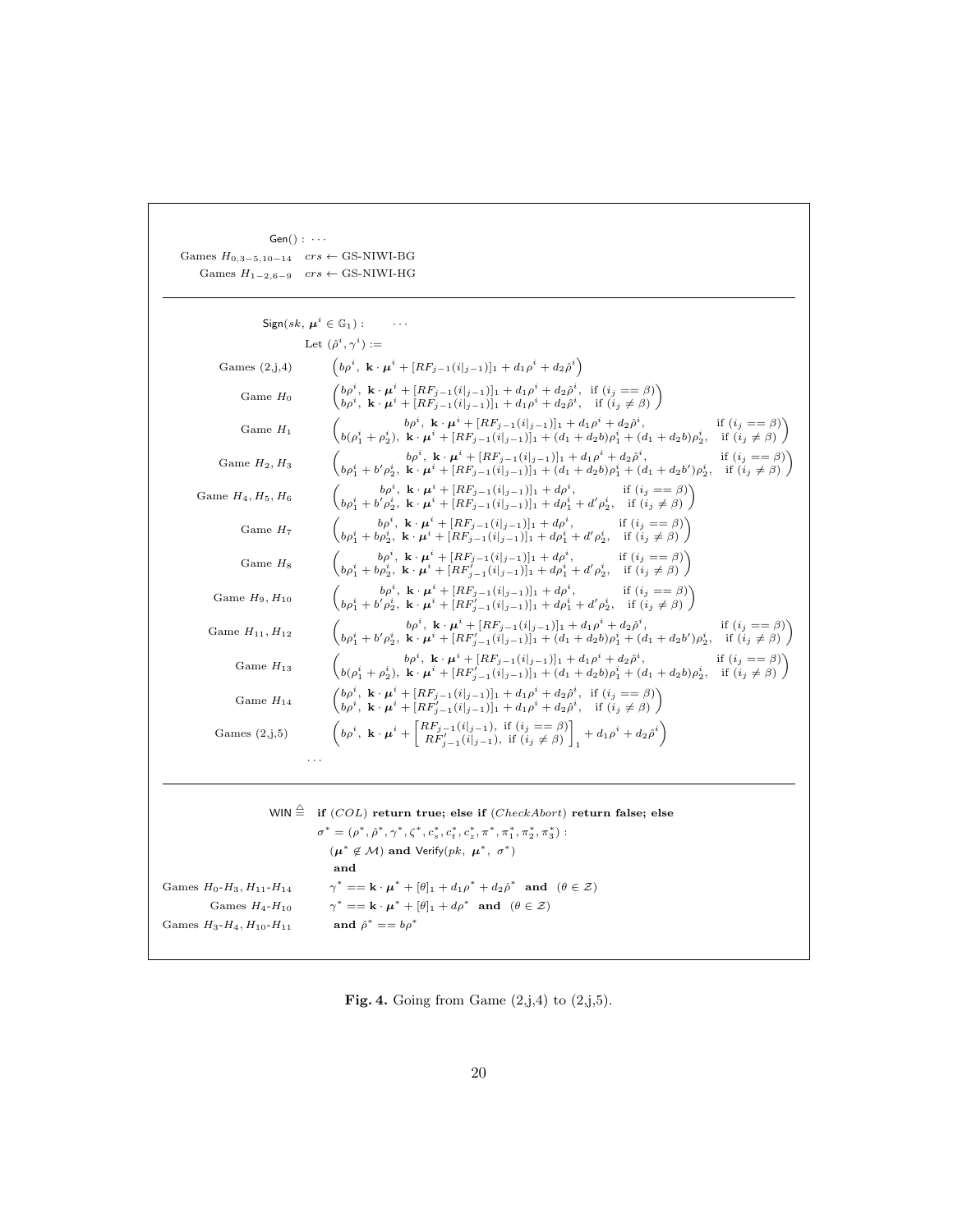$\mathsf{Gen}() : \cdots$

| | |
|---|---|
| Games $H_{0,3-5,10-14}$ | $crs \leftarrow$ GS-NIWI-BG |
| Games $H_{1-2,6-9}$ | $crs \leftarrow$ GS-NIWI-HG |

---

$\mathsf{Sign}(sk,\ \boldsymbol{\mu}^i \in \mathbb{G}_1) : \quad \cdots$

Let $(\hat{\rho}^i, \gamma^i) :=$

| | |
|---|---|
| Games (2,j,4) | $\left(b\rho^i,\ \mathbf{k}\cdot\boldsymbol{\mu}^i + [RF_{j-1}(i\vert_{j-1})]_1 + d_1\rho^i + d_2\hat{\rho}^i\right)$ |
| Game $H_0$ | $\begin{pmatrix} b\rho^i,\ \mathbf{k}\cdot\boldsymbol{\mu}^i + [RF_{j-1}(i\vert_{j-1})]_1 + d_1\rho^i + d_2\hat{\rho}^i, & \text{if } (i_j == \beta) \\ b\rho^i,\ \mathbf{k}\cdot\boldsymbol{\mu}^i + [RF_{j-1}(i\vert_{j-1})]_1 + d_1\rho^i + d_2\hat{\rho}^i, & \text{if } (i_j \neq \beta) \end{pmatrix}$ |
| Game $H_1$ | $\begin{pmatrix} b\rho^i,\ \mathbf{k}\cdot\boldsymbol{\mu}^i + [RF_{j-1}(i\vert_{j-1})]_1 + d_1\rho^i + d_2\hat{\rho}^i, & \text{if } (i_j == \beta) \\ b(\rho_1^i + \rho_2^i),\ \mathbf{k}\cdot\boldsymbol{\mu}^i + [RF_{j-1}(i\vert_{j-1})]_1 + (d_1 + d_2 b)\rho_1^i + (d_1 + d_2 b)\rho_2^i, & \text{if } (i_j \neq \beta) \end{pmatrix}$ |
| Game $H_2, H_3$ | $\begin{pmatrix} b\rho^i,\ \mathbf{k}\cdot\boldsymbol{\mu}^i + [RF_{j-1}(i\vert_{j-1})]_1 + d_1\rho^i + d_2\hat{\rho}^i, & \text{if } (i_j == \beta) \\ b\rho_1^i + b'\rho_2^i,\ \mathbf{k}\cdot\boldsymbol{\mu}^i + [RF_{j-1}(i\vert_{j-1})]_1 + (d_1 + d_2 b)\rho_1^i + (d_1 + d_2 b')\rho_2^i, & \text{if } (i_j \neq \beta) \end{pmatrix}$ |
| Game $H_4, H_5, H_6$ | $\begin{pmatrix} b\rho^i,\ \mathbf{k}\cdot\boldsymbol{\mu}^i + [RF_{j-1}(i\vert_{j-1})]_1 + d\rho^i, & \text{if } (i_j == \beta) \\ b\rho_1^i + b'\rho_2^i,\ \mathbf{k}\cdot\boldsymbol{\mu}^i + [RF_{j-1}(i\vert_{j-1})]_1 + d\rho_1^i + d'\rho_2^i, & \text{if } (i_j \neq \beta) \end{pmatrix}$ |
| Game $H_7$ | $\begin{pmatrix} b\rho^i,\ \mathbf{k}\cdot\boldsymbol{\mu}^i + [RF_{j-1}(i\vert_{j-1})]_1 + d\rho^i, & \text{if } (i_j == \beta) \\ b\rho_1^i + b\rho_2^i,\ \mathbf{k}\cdot\boldsymbol{\mu}^i + [RF_{j-1}(i\vert_{j-1})]_1 + d\rho_1^i + d'\rho_2^i, & \text{if } (i_j \neq \beta) \end{pmatrix}$ |
| Game $H_8$ | $\begin{pmatrix} b\rho^i,\ \mathbf{k}\cdot\boldsymbol{\mu}^i + [RF_{j-1}(i\vert_{j-1})]_1 + d\rho^i, & \text{if } (i_j == \beta) \\ b\rho_1^i + b\rho_2^i,\ \mathbf{k}\cdot\boldsymbol{\mu}^i + [RF'_{j-1}(i\vert_{j-1})]_1 + d\rho_1^i + d'\rho_2^i, & \text{if } (i_j \neq \beta) \end{pmatrix}$ |
| Game $H_9, H_{10}$ | $\begin{pmatrix} b\rho^i,\ \mathbf{k}\cdot\boldsymbol{\mu}^i + [RF_{j-1}(i\vert_{j-1})]_1 + d\rho^i, & \text{if } (i_j == \beta) \\ b\rho_1^i + b'\rho_2^i,\ \mathbf{k}\cdot\boldsymbol{\mu}^i + [RF'_{j-1}(i\vert_{j-1})]_1 + d\rho_1^i + d'\rho_2^i, & \text{if } (i_j \neq \beta) \end{pmatrix}$ |
| Game $H_{11}, H_{12}$ | $\begin{pmatrix} b\rho^i,\ \mathbf{k}\cdot\boldsymbol{\mu}^i + [RF_{j-1}(i\vert_{j-1})]_1 + d_1\rho^i + d_2\hat{\rho}^i, & \text{if } (i_j == \beta) \\ b\rho_1^i + b'\rho_2^i,\ \mathbf{k}\cdot\boldsymbol{\mu}^i + [RF'_{j-1}(i\vert_{j-1})]_1 + (d_1 + d_2 b)\rho_1^i + (d_1 + d_2 b')\rho_2^i, & \text{if } (i_j \neq \beta) \end{pmatrix}$ |
| Game $H_{13}$ | $\begin{pmatrix} b\rho^i,\ \mathbf{k}\cdot\boldsymbol{\mu}^i + [RF_{j-1}(i\vert_{j-1})]_1 + d_1\rho^i + d_2\hat{\rho}^i, & \text{if } (i_j == \beta) \\ b(\rho_1^i + \rho_2^i),\ \mathbf{k}\cdot\boldsymbol{\mu}^i + [RF'_{j-1}(i\vert_{j-1})]_1 + (d_1 + d_2 b)\rho_1^i + (d_1 + d_2 b)\rho_2^i, & \text{if } (i_j \neq \beta) \end{pmatrix}$ |
| Game $H_{14}$ | $\begin{pmatrix} b\rho^i,\ \mathbf{k}\cdot\boldsymbol{\mu}^i + [RF_{j-1}(i\vert_{j-1})]_1 + d_1\rho^i + d_2\hat{\rho}^i, & \text{if } (i_j == \beta) \\ b\rho^i,\ \mathbf{k}\cdot\boldsymbol{\mu}^i + [RF'_{j-1}(i\vert_{j-1})]_1 + d_1\rho^i + d_2\hat{\rho}^i, & \text{if } (i_j \neq \beta) \end{pmatrix}$ |
| Games (2,j,5) | $\left(b\rho^i,\ \mathbf{k}\cdot\boldsymbol{\mu}^i + \begin{bmatrix} RF_{j-1}(i\vert_{j-1}), & \text{if } (i_j == \beta) \\ RF'_{j-1}(i\vert_{j-1}), & \text{if } (i_j \neq \beta) \end{bmatrix}_1 + d_1\rho^i + d_2\hat{\rho}^i\right)$ |

$\cdots$

---

$\mathsf{WIN} \triangleq$ **if** $(COL)$ **return true; else if** $(CheckAbort)$ **return false; else**

$\sigma^* = (\rho^*, \hat{\rho}^*, \gamma^*, \zeta^*, c_s^*, c_t^*, c_z^*, \pi^*, \pi_1^*, \pi_2^*, \pi_3^*)$ :

$(\boldsymbol{\mu}^* \notin \mathcal{M})$ **and** $\mathsf{Verify}(pk,\ \boldsymbol{\mu}^*,\ \sigma^*)$

**and**

| | |
|---|---|
| Games $H_0$-$H_3$, $H_{11}$-$H_{14}$ | $\gamma^* == \mathbf{k}\cdot\boldsymbol{\mu}^* + [\theta]_1 + d_1\rho^* + d_2\hat{\rho}^*$ **and** $(\theta \in \mathcal{Z})$ |
| Games $H_4$-$H_{10}$ | $\gamma^* == \mathbf{k}\cdot\boldsymbol{\mu}^* + [\theta]_1 + d\rho^*$ **and** $(\theta \in \mathcal{Z})$ |
| Games $H_3$-$H_4$, $H_{10}$-$H_{11}$ | **and** $\hat{\rho}^* == b\rho^*$ |

**Fig. 4.** Going from Game (2,j,4) to (2,j,5).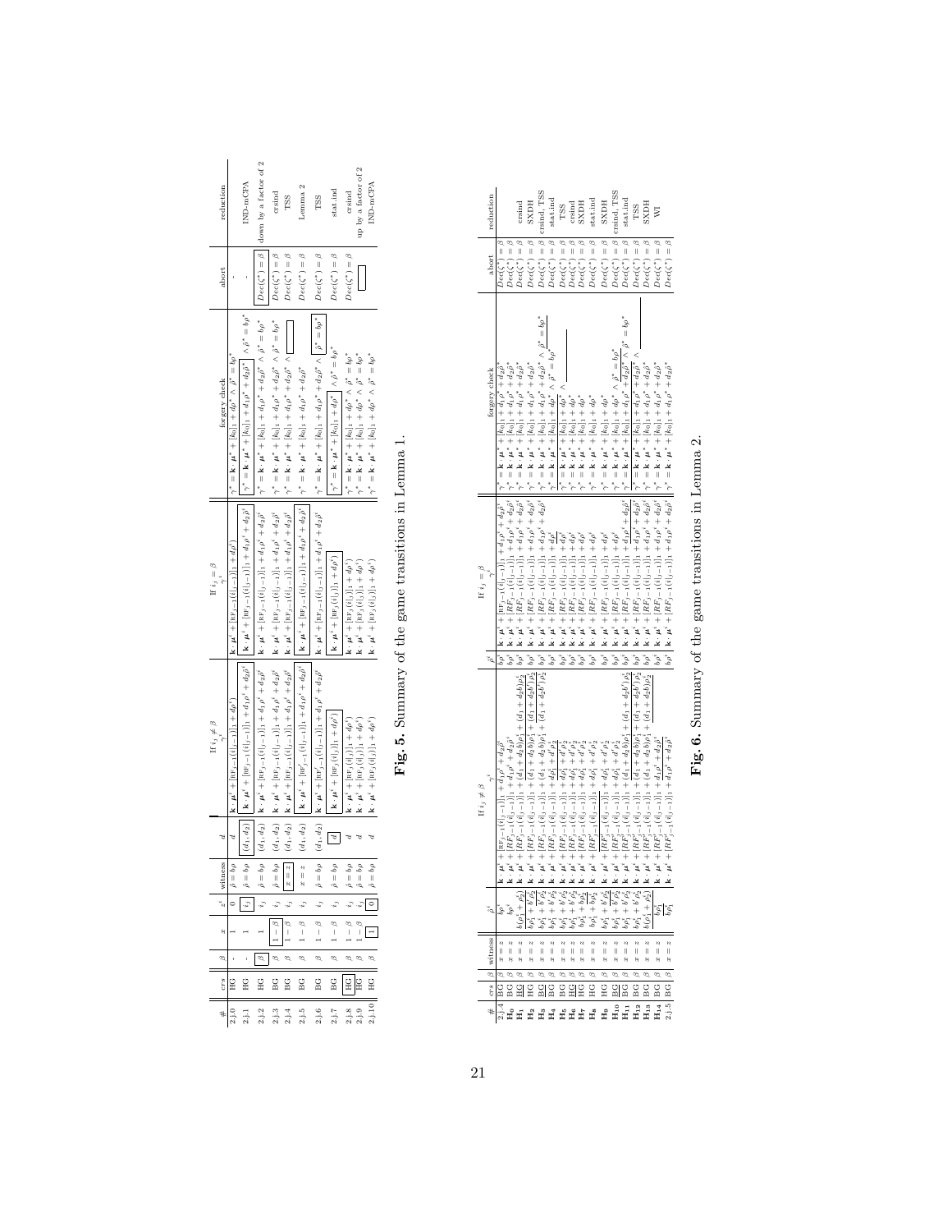| # | crs | β | x | $z^i$ | witness | d | If $i_j \neq \beta$: $\gamma^i$ | If $i_j = \beta$: $\gamma^i$ | forgery check | abort | reduction |
|---|---|---|---|---|---|---|---|---|---|---|---|
| 2.j.0 | HG | - | 1 | 0 | $\hat{\rho} = b\rho$ | $d$ | $\mathbf{k}\cdot\boldsymbol{\mu}^i + [\text{RF}_{j-1}(\bar{i}\|_{j-1})]_1 + d\rho^i$ | $\mathbf{k}\cdot\boldsymbol{\mu}^i + [\text{RF}_{j-1}(\bar{i}\|_{j-1})]_1 + d\rho^i$ | $\gamma^* = \mathbf{k}\cdot\boldsymbol{\mu}^* + [k_0]_1 + d\rho^* \wedge \hat{\rho}^* = b\rho^*$ | - | |
| 2.j.1 | HG | - | 1 | $i_j$ | $\hat{\rho} = b\rho$ | $(d_1, d_2)$ | $\mathbf{k}\cdot\boldsymbol{\mu}^i + [\text{RF}_{j-1}(\bar{i}\|_{j-1})]_1 + d_1\rho^i + d_2\hat{\rho}^i$ | $\mathbf{k}\cdot\boldsymbol{\mu}^i + [\text{RF}_{j-1}(\bar{i}\|_{j-1})]_1 + d_1\rho^i + d_2\hat{\rho}^i$ | $\gamma^* = \mathbf{k}\cdot\boldsymbol{\mu}^* + [k_0]_1 + d_1\rho^* + d_2\hat{\rho}^* \wedge \hat{\rho}^* = b\rho^*$ | - | IND-mCPA |
| 2.j.2 | HG | β | 1 | $i_j$ | $\hat{\rho} = b\rho$ | $(d_1, d_2)$ | $\mathbf{k}\cdot\boldsymbol{\mu}^i + [\text{RF}_{j-1}(\bar{i}\|_{j-1})]_1 + d_1\rho^i + d_2\hat{\rho}^i$ | $\mathbf{k}\cdot\boldsymbol{\mu}^i + [\text{RF}_{j-1}(\bar{i}\|_{j-1})]_1 + d_1\rho^i + d_2\hat{\rho}^i$ | $\gamma^* = \mathbf{k}\cdot\boldsymbol{\mu}^* + [k_0]_1 + d_1\rho^* + d_2\hat{\rho}^* \wedge \hat{\rho}^* = b\rho^*$ | $Dec(\zeta^*) = \beta$ | down by a factor of 2 |
| 2.j.3 | BG | β | $1-\beta$ | $i_j$ | $\hat{\rho} = b\rho$ | $(d_1, d_2)$ | $\mathbf{k}\cdot\boldsymbol{\mu}^i + [\text{RF}_{j-1}(\bar{i}\|_{j-1})]_1 + d_1\rho^i + d_2\hat{\rho}^i$ | $\mathbf{k}\cdot\boldsymbol{\mu}^i + [\text{RF}_{j-1}(\bar{i}\|_{j-1})]_1 + d_1\rho^i + d_2\hat{\rho}^i$ | $\gamma^* = \mathbf{k}\cdot\boldsymbol{\mu}^* + [k_0]_1 + d_1\rho^* + d_2\hat{\rho}^* \wedge \hat{\rho}^* = b\rho^*$ | $Dec(\zeta^*) = \beta$ | crsind |
| 2.j.4 | BG | β | $1-\beta$ | $i_j$ | $x = z$ | $(d_1, d_2)$ | $\mathbf{k}\cdot\boldsymbol{\mu}^i + [\text{RF}_{j-1}(\bar{i}\|_{j-1})]_1 + d_1\rho^i + d_2\hat{\rho}^i$ | $\mathbf{k}\cdot\boldsymbol{\mu}^i + [\text{RF}_{j-1}(\bar{i}\|_{j-1})]_1 + d_1\rho^i + d_2\hat{\rho}^i$ | $\gamma^* = \mathbf{k}\cdot\boldsymbol{\mu}^* + [k_0]_1 + d_1\rho^* + d_2\hat{\rho}^* \wedge$ | $Dec(\zeta^*) = \beta$ | TSS |
| 2.j.5 | BG | β | $1-\beta$ | $i_j$ | $x = z$ | $(d_1, d_2)$ | $\mathbf{k}\cdot\boldsymbol{\mu}^i + [\text{RF}'_{j-1}(\bar{i}\|_{j-1})]_1 + d_1\rho^i + d_2\hat{\rho}^i$ | $\mathbf{k}\cdot\boldsymbol{\mu}^i + [\text{RF}_{j-1}(\bar{i}\|_{j-1})]_1 + d_1\rho^i + d_2\hat{\rho}^i$ | $\gamma^* = \mathbf{k}\cdot\boldsymbol{\mu}^* + [k_0]_1 + d_1\rho^* + d_2\hat{\rho}^*$ | $Dec(\zeta^*) = \beta$ | Lemma 2 |
| 2.j.6 | BG | β | $1-\beta$ | $i_j$ | $\hat{\rho} = b\rho$ | $(d_1, d_2)$ | $\mathbf{k}\cdot\boldsymbol{\mu}^i + [\text{RF}'_{j-1}(\bar{i}\|_{j-1})]_1 + d_1\rho^i + d_2\hat{\rho}^i$ | $\mathbf{k}\cdot\boldsymbol{\mu}^i + [\text{RF}_{j-1}(\bar{i}\|_{j-1})]_1 + d_1\rho^i + d_2\hat{\rho}^i$ | $\gamma^* = \mathbf{k}\cdot\boldsymbol{\mu}^* + [k_0]_1 + d_1\rho^* + d_2\hat{\rho}^* \wedge \hat{\rho}^* = b\rho^*$ | $Dec(\zeta^*) = \beta$ | TSS |
| 2.j.7 | BG | β | $1-\beta$ | $i_j$ | $\hat{\rho} = b\rho$ | $d$ | $\mathbf{k}\cdot\boldsymbol{\mu}^i + [\text{RF}_j(\bar{i}\|_j)]_1 + d\rho^i$ | $\mathbf{k}\cdot\boldsymbol{\mu}^i + [\text{RF}_j(\bar{i}\|_j)]_1 + d\rho^i$ | $\gamma^* = \mathbf{k}\cdot\boldsymbol{\mu}^* + [k_0]_1 + d\rho^* \wedge \hat{\rho}^* = b\rho^*$ | $Dec(\zeta^*) = \beta$ | stat.ind |
| 2.j.8 | HG | β | $1-\beta$ | $i_j$ | $\hat{\rho} = b\rho$ | $d$ | $\mathbf{k}\cdot\boldsymbol{\mu}^i + [\text{RF}_j(\bar{i}\|_j)]_1 + d\rho^i$ | $\mathbf{k}\cdot\boldsymbol{\mu}^i + [\text{RF}_j(\bar{i}\|_j)]_1 + d\rho^i$ | $\gamma^* = \mathbf{k}\cdot\boldsymbol{\mu}^* + [k_0]_1 + d\rho^* \wedge \hat{\rho}^* = b\rho^*$ | $Dec(\zeta^*) = \beta$ | crsind |
| 2.j.9 | HG | β | $1-\beta$ | $i_j$ | $\hat{\rho} = b\rho$ | $d$ | $\mathbf{k}\cdot\boldsymbol{\mu}^i + [\text{RF}_j(\bar{i}\|_j)]_1 + d\rho^i$ | $\mathbf{k}\cdot\boldsymbol{\mu}^i + [\text{RF}_j(\bar{i}\|_j)]_1 + d\rho^i$ | $\gamma^* = \mathbf{k}\cdot\boldsymbol{\mu}^* + [k_0]_1 + d\rho^* \wedge \hat{\rho}^* = b\rho^*$ | | up by a factor of 2 |
| 2.j.10 | HG | β | 1 | 0 | $\hat{\rho} = b\rho$ | $d$ | $\mathbf{k}\cdot\boldsymbol{\mu}^i + [\text{RF}_j(\bar{i}\|_j)]_1 + d\rho^i$ | $\mathbf{k}\cdot\boldsymbol{\mu}^i + [\text{RF}_j(\bar{i}\|_j)]_1 + d\rho^i$ | $\gamma^* = \mathbf{k}\cdot\boldsymbol{\mu}^* + [k_0]_1 + d\rho^* \wedge \hat{\rho}^* = b\rho^*$ | | IND-mCPA |

**Fig. 5.** Summary of the game transitions in Lemma 1.

| # | crs | β | witness | $\hat{\rho}^i$ | If $i_j \neq \beta$: $\gamma^i$ | $\hat{\rho}^i$ | If $i_j = \beta$: $\gamma^i$ | forgery check | abort | reduction |
|---|---|---|---|---|---|---|---|---|---|---|
| 2.j.4 | BG | β | $x = z$ | $b\rho^i$ | $\mathbf{k}\cdot\boldsymbol{\mu}^i + [\text{RF}_{j-1}(\bar{i}\|_{j-1})]_1 + d_1\rho^i + d_2\hat{\rho}^i$ | $b\rho^i$ | $\mathbf{k}\cdot\boldsymbol{\mu}^i + [\text{RF}_{j-1}(\bar{i}\|_{j-1})]_1 + d_1\rho^i + d_2\hat{\rho}^i$ | $\gamma^* = \mathbf{k}\cdot\boldsymbol{\mu}^* + [k_0]_1 + d_1\rho^* + d_2\hat{\rho}^*$ | $Dec(\zeta^*) = \beta$ | |
| $\mathbf{H_0}$ | BG | β | $x = z$ | $b\rho^i$ | $\mathbf{k}\cdot\boldsymbol{\mu}^i + [RF'_{j-1}(\bar{i}\|_{j-1})]_1 + d_1\rho^i + d_2\hat{\rho}^i$ | $b\rho^i$ | $\mathbf{k}\cdot\boldsymbol{\mu}^i + [RF_{j-1}(\bar{i}\|_{j-1})]_1 + d_1\rho^i + d_2\hat{\rho}^i$ | $\gamma^* = \mathbf{k}\cdot\boldsymbol{\mu}^* + [k_0]_1 + d_1\rho^* + d_2\hat{\rho}^*$ | $Dec(\zeta^*) = \beta$ | |
| $\mathbf{H_1}$ | HG | β | $x = z$ | $b(\rho_1^i + \rho_2^i)$ | $\mathbf{k}\cdot\boldsymbol{\mu}^i + [RF'_{j-1}(\bar{i}\|_{j-1})]_1 + (d_1 + d_2b)\rho_1^i + (d_1 + d_2b)\rho_2^i$ | $b\rho^i$ | $\mathbf{k}\cdot\boldsymbol{\mu}^i + [RF_{j-1}(\bar{i}\|_{j-1})]_1 + d_1\rho^i + d_2\hat{\rho}^i$ | $\gamma^* = \mathbf{k}\cdot\boldsymbol{\mu}^* + [k_0]_1 + d_1\rho^* + d_2\hat{\rho}^*$ | $Dec(\zeta^*) = \beta$ | crsind |
| $\mathbf{H_2}$ | HG | β | $x = z$ | $b\rho_1^i + b'\rho_2^i$ | $\mathbf{k}\cdot\boldsymbol{\mu}^i + [RF'_{j-1}(\bar{i}\|_{j-1})]_1 + (d_1 + d_2b)\rho_1^i + (d_1 + d_2b')\rho_2^i$ | $b\rho^i$ | $\mathbf{k}\cdot\boldsymbol{\mu}^i + [RF_{j-1}(\bar{i}\|_{j-1})]_1 + d_1\rho^i + d_2\hat{\rho}^i$ | $\gamma^* = \mathbf{k}\cdot\boldsymbol{\mu}^* + [k_0]_1 + d_1\rho^* + d_2\hat{\rho}^*$ | $Dec(\zeta^*) = \beta$ | SXDH |
| $\mathbf{H_3}$ | BG | β | $x = z$ | $b\rho_1^i + b'\rho_2^i$ | $\mathbf{k}\cdot\boldsymbol{\mu}^i + [RF'_{j-1}(\bar{i}\|_{j-1})]_1 + (d_1 + d_2b)\rho_1^i + (d_1 + d_2b')\rho_2^i$ | $b\rho^i$ | $\mathbf{k}\cdot\boldsymbol{\mu}^i + [RF_{j-1}(\bar{i}\|_{j-1})]_1 + d_1\rho^i + d_2\hat{\rho}^i$ | $\gamma^* = \mathbf{k}\cdot\boldsymbol{\mu}^* + [k_0]_1 + d_1\rho^* + d_2\hat{\rho}^* \wedge \hat{\rho}^* = b\rho^*$ | $Dec(\zeta^*) = \beta$ | crsind, TSS |
| $\mathbf{H_4}$ | BG | β | $x = z$ | $b\rho_1^i + b'\rho_2^i$ | $\mathbf{k}\cdot\boldsymbol{\mu}^i + [RF'_{j-1}(\bar{i}\|_{j-1})]_1 + d\rho_1^i + d'\rho_2^i$ | $b\rho^i$ | $\mathbf{k}\cdot\boldsymbol{\mu}^i + [RF_{j-1}(\bar{i}\|_{j-1})]_1 + d\rho^i$ | $\gamma^* = \mathbf{k}\cdot\boldsymbol{\mu}^* + [k_0]_1 + d\rho^* \wedge \hat{\rho}^* = b\rho^*$ | $Dec(\zeta^*) = \beta$ | stat.ind |
| $\mathbf{H_5}$ | BG | β | $x = z$ | $b\rho_1^i + b'\rho_2^i$ | $\mathbf{k}\cdot\boldsymbol{\mu}^i + [RF'_{j-1}(\bar{i}\|_{j-1})]_1 + d\rho_1^i + d'\rho_2^i$ | $b\rho^i$ | $\mathbf{k}\cdot\boldsymbol{\mu}^i + [RF_{j-1}(\bar{i}\|_{j-1})]_1 + d\rho^i$ | $\gamma^* = \mathbf{k}\cdot\boldsymbol{\mu}^* + [k_0]_1 + d\rho^* \wedge$ | $Dec(\zeta^*) = \beta$ | TSS |
| $\mathbf{H_6}$ | HG | β | $x = z$ | $b\rho_1^i + b'\rho_2^i$ | $\mathbf{k}\cdot\boldsymbol{\mu}^i + [RF'_{j-1}(\bar{i}\|_{j-1})]_1 + d\rho_1^i + d'\rho_2^i$ | $b\rho^i$ | $\mathbf{k}\cdot\boldsymbol{\mu}^i + [RF_{j-1}(\bar{i}\|_{j-1})]_1 + d\rho^i$ | $\gamma^* = \mathbf{k}\cdot\boldsymbol{\mu}^* + [k_0]_1 + d\rho^*$ | $Dec(\zeta^*) = \beta$ | crsind |
| $\mathbf{H_7}$ | HG | β | $x = z$ | $b\rho_1^i + b\rho_2^i$ | $\mathbf{k}\cdot\boldsymbol{\mu}^i + [RF'_{j-1}(\bar{i}\|_{j-1})]_1 + d\rho_1^i + d'\rho_2^i$ | $b\rho^i$ | $\mathbf{k}\cdot\boldsymbol{\mu}^i + [RF_{j-1}(\bar{i}\|_{j-1})]_1 + d\rho^i$ | $\gamma^* = \mathbf{k}\cdot\boldsymbol{\mu}^* + [k_0]_1 + d\rho^*$ | $Dec(\zeta^*) = \beta$ | SXDH |
| $\mathbf{H_8}$ | HG | β | $x = z$ | $b\rho_1^i + b\rho_2^i$ | $\mathbf{k}\cdot\boldsymbol{\mu}^i + [RF'_{j-1}(\bar{i}\|_{j-1})]_1 + d\rho_1^i + d'\rho_2^i$ | $b\rho^i$ | $\mathbf{k}\cdot\boldsymbol{\mu}^i + [RF_{j-1}(\bar{i}\|_{j-1})]_1 + d\rho^i$ | $\gamma^* = \mathbf{k}\cdot\boldsymbol{\mu}^* + [k_0]_1 + d\rho^*$ | $Dec(\zeta^*) = \beta$ | stat.ind |
| $\mathbf{H_9}$ | HG | β | $x = z$ | $b\rho_1^i + b'\rho_2^i$ | $\mathbf{k}\cdot\boldsymbol{\mu}^i + [RF'_{j-1}(\bar{i}\|_{j-1})]_1 + d\rho_1^i + d'\rho_2^i$ | $b\rho^i$ | $\mathbf{k}\cdot\boldsymbol{\mu}^i + [RF_{j-1}(\bar{i}\|_{j-1})]_1 + d\rho^i$ | $\gamma^* = \mathbf{k}\cdot\boldsymbol{\mu}^* + [k_0]_1 + d\rho^*$ | $Dec(\zeta^*) = \beta$ | SXDH |
| $\mathbf{H_{10}}$ | BG | β | $x = z$ | $b\rho_1^i + b'\rho_2^i$ | $\mathbf{k}\cdot\boldsymbol{\mu}^i + [RF'_{j-1}(\bar{i}\|_{j-1})]_1 + (d_1 + d_2b)\rho_1^i + (d_1 + d_2b')\rho_2^i$ | $b\rho^i$ | $\mathbf{k}\cdot\boldsymbol{\mu}^i + [RF_{j-1}(\bar{i}\|_{j-1})]_1 + d\rho^i$ | $\gamma^* = \mathbf{k}\cdot\boldsymbol{\mu}^* + [k_0]_1 + d\rho^* \wedge \hat{\rho}^* = b\rho^*$ | $Dec(\zeta^*) = \beta$ | crsind, TSS |
| $\mathbf{H_{11}}$ | BG | β | $x = z$ | $b\rho_1^i + b'\rho_2^i$ | $\mathbf{k}\cdot\boldsymbol{\mu}^i + [RF'_{j-1}(\bar{i}\|_{j-1})]_1 + (d_1 + d_2b)\rho_1^i + (d_1 + d_2b')\rho_2^i$ | $b\rho^i$ | $\mathbf{k}\cdot\boldsymbol{\mu}^i + [RF_{j-1}(\bar{i}\|_{j-1})]_1 + d_1\rho^i + d_2\hat{\rho}^i$ | $\gamma^* = \mathbf{k}\cdot\boldsymbol{\mu}^* + [k_0]_1 + d_1\rho^* + d_2\hat{\rho}^* \wedge \hat{\rho}^* = b\rho^*$ | $Dec(\zeta^*) = \beta$ | stat.ind |
| $\mathbf{H_{12}}$ | BG | β | $x = z$ | $b\rho_1^i + b'\rho_2^i$ | $\mathbf{k}\cdot\boldsymbol{\mu}^i + [RF'_{j-1}(\bar{i}\|_{j-1})]_1 + (d_1 + d_2b)\rho_1^i + (d_1 + d_2b')\rho_2^i$ | $b\rho^i$ | $\mathbf{k}\cdot\boldsymbol{\mu}^i + [RF_{j-1}(\bar{i}\|_{j-1})]_1 + d_1\rho^i + d_2\hat{\rho}^i$ | $\gamma^* = \mathbf{k}\cdot\boldsymbol{\mu}^* + [k_0]_1 + d_1\rho^* + d_2\hat{\rho}^* \wedge$ | $Dec(\zeta^*) = \beta$ | TSS |
| $\mathbf{H_{13}}$ | BG | β | $x = z$ | $b\rho_1^i + b'\rho_2^i$ | $\mathbf{k}\cdot\boldsymbol{\mu}^i + [RF'_{j-1}(\bar{i}\|_{j-1})]_1 + (d_1 + d_2b)\rho_1^i + (d_1 + d_2b)\rho_2^i$ | $b\rho^i$ | $\mathbf{k}\cdot\boldsymbol{\mu}^i + [RF_{j-1}(\bar{i}\|_{j-1})]_1 + d_1\rho^i + d_2\hat{\rho}^i$ | $\gamma^* = \mathbf{k}\cdot\boldsymbol{\mu}^* + [k_0]_1 + d_1\rho^* + d_2\hat{\rho}^*$ | $Dec(\zeta^*) = \beta$ | SXDH |
| $\mathbf{H_{14}}$ | BG | β | $x = z$ | $b(\rho_1^i + \rho_2^i)$ | $\mathbf{k}\cdot\boldsymbol{\mu}^i + [RF'_{j-1}(\bar{i}\|_{j-1})]_1 + d_1\rho^i + d_2\hat{\rho}^i$ | $b\rho^i$ | $\mathbf{k}\cdot\boldsymbol{\mu}^i + [RF_{j-1}(\bar{i}\|_{j-1})]_1 + d_1\rho^i + d_2\hat{\rho}^i$ | $\gamma^* = \mathbf{k}\cdot\boldsymbol{\mu}^* + [k_0]_1 + d_1\rho^* + d_2\hat{\rho}^*$ | $Dec(\zeta^*) = \beta$ | WI |
| 2.j.5 | BG | β | $x = z$ | $b\rho^i$ | $\mathbf{k}\cdot\boldsymbol{\mu}^i + [RF'_{j-1}(\bar{i}\|_{j-1})]_1 + d_1\rho^i + d_2\hat{\rho}^i$ | $b\rho^i$ | $\mathbf{k}\cdot\boldsymbol{\mu}^i + [RF_{j-1}(\bar{i}\|_{j-1})]_1 + d_1\rho^i + d_2\hat{\rho}^i$ | $\gamma^* = \mathbf{k}\cdot\boldsymbol{\mu}^* + [k_0]_1 + d_1\rho^* + d_2\hat{\rho}^*$ | $Dec(\zeta^*) = \beta$ | |

**Fig. 6.** Summary of the game transitions in Lemma 2.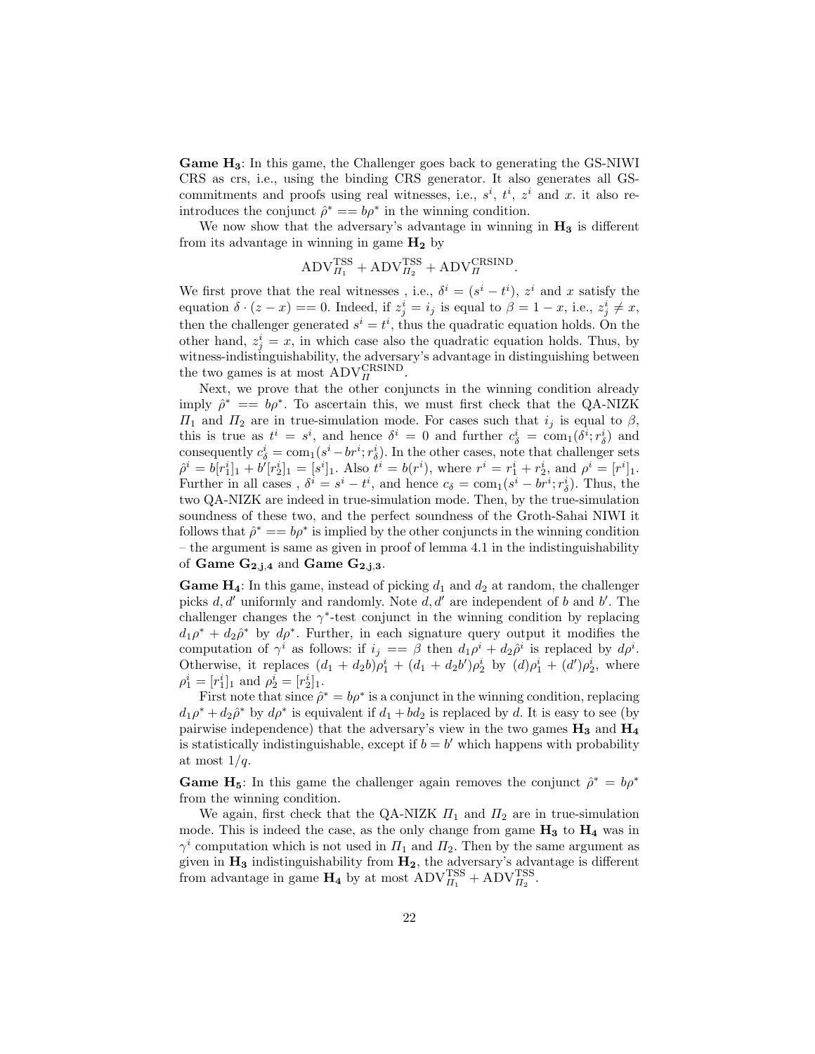**Game $\mathbf{H_3}$**: In this game, the Challenger goes back to generating the GS-NIWI CRS as crs, i.e., using the binding CRS generator. It also generates all GS-commitments and proofs using real witnesses, i.e., $s^i$, $t^i$, $z^i$ and $x$. it also re-introduces the conjunct $\hat{\rho}^* == b\rho^*$ in the winning condition.

We now show that the adversary's advantage in winning in $\mathbf{H_3}$ is different from its advantage in winning in game $\mathbf{H_2}$ by

$$\mathrm{ADV}^{\mathrm{TSS}}_{\Pi_1} + \mathrm{ADV}^{\mathrm{TSS}}_{\Pi_2} + \mathrm{ADV}^{\mathrm{CRSIND}}_{\Pi}.$$

We first prove that the real witnesses , i.e., $\delta^i = (s^i - t^i)$, $z^i$ and $x$ satisfy the equation $\delta \cdot (z - x) == 0$. Indeed, if $z^i_j = i_j$ is equal to $\beta = 1 - x$, i.e., $z^i_j \neq x$, then the challenger generated $s^i = t^i$, thus the quadratic equation holds. On the other hand, $z^i_j = x$, in which case also the quadratic equation holds. Thus, by witness-indistinguishability, the adversary's advantage in distinguishing between the two games is at most $\mathrm{ADV}^{\mathrm{CRSIND}}_{\Pi}$.

Next, we prove that the other conjuncts in the winning condition already imply $\hat{\rho}^* == b\rho^*$. To ascertain this, we must first check that the QA-NIZK $\Pi_1$ and $\Pi_2$ are in true-simulation mode. For cases such that $i_j$ is equal to $\beta$, this is true as $t^i = s^i$, and hence $\delta^i = 0$ and further $c^i_\delta = \mathrm{com}_1(\delta^i; r^i_\delta)$ and consequently $c^i_\delta = \mathrm{com}_1(s^i - br^i; r^i_\delta)$. In the other cases, note that challenger sets $\hat{\rho}^i = b[r^i_1]_1 + b'[r^i_2]_1 = [s^i]_1$. Also $t^i = b(r^i)$, where $r^i = r^i_1 + r^i_2$, and $\rho^i = [r^i]_1$. Further in all cases , $\delta^i = s^i - t^i$, and hence $c_\delta = \mathrm{com}_1(s^i - br^i; r^i_\delta)$. Thus, the two QA-NIZK are indeed in true-simulation mode. Then, by the true-simulation soundness of these two, and the perfect soundness of the Groth-Sahai NIWI it follows that $\hat{\rho}^* == b\rho^*$ is implied by the other conjuncts in the winning condition – the argument is same as given in proof of lemma 4.1 in the indistinguishability of **Game $\mathbf{G_{2,j,4}}$** and **Game $\mathbf{G_{2,j,3}}$**.

**Game $\mathbf{H_4}$**: In this game, instead of picking $d_1$ and $d_2$ at random, the challenger picks $d, d'$ uniformly and randomly. Note $d, d'$ are independent of $b$ and $b'$. The challenger changes the $\gamma^*$-test conjunct in the winning condition by replacing $d_1\rho^* + d_2\hat{\rho}^*$ by $d\rho^*$. Further, in each signature query output it modifies the computation of $\gamma^i$ as follows: if $i_j == \beta$ then $d_1\rho^i + d_2\hat{\rho}^i$ is replaced by $d\rho^i$. Otherwise, it replaces $(d_1 + d_2 b)\rho^i_1 + (d_1 + d_2 b')\rho^i_2$ by $(d)\rho^i_1 + (d')\rho^i_2$, where $\rho^i_1 = [r^i_1]_1$ and $\rho^i_2 = [r^i_2]_1$.

First note that since $\hat{\rho}^* = b\rho^*$ is a conjunct in the winning condition, replacing $d_1\rho^* + d_2\hat{\rho}^*$ by $d\rho^*$ is equivalent if $d_1 + bd_2$ is replaced by $d$. It is easy to see (by pairwise independence) that the adversary's view in the two games $\mathbf{H_3}$ and $\mathbf{H_4}$ is statistically indistinguishable, except if $b = b'$ which happens with probability at most $1/q$.

**Game $\mathbf{H_5}$**: In this game the challenger again removes the conjunct $\hat{\rho}^* = b\rho^*$ from the winning condition.

We again, first check that the QA-NIZK $\Pi_1$ and $\Pi_2$ are in true-simulation mode. This is indeed the case, as the only change from game $\mathbf{H_3}$ to $\mathbf{H_4}$ was in $\gamma^i$ computation which is not used in $\Pi_1$ and $\Pi_2$. Then by the same argument as given in $\mathbf{H_3}$ indistinguishability from $\mathbf{H_2}$, the adversary's advantage is different from advantage in game $\mathbf{H_4}$ by at most $\mathrm{ADV}^{\mathrm{TSS}}_{\Pi_1} + \mathrm{ADV}^{\mathrm{TSS}}_{\Pi_2}$.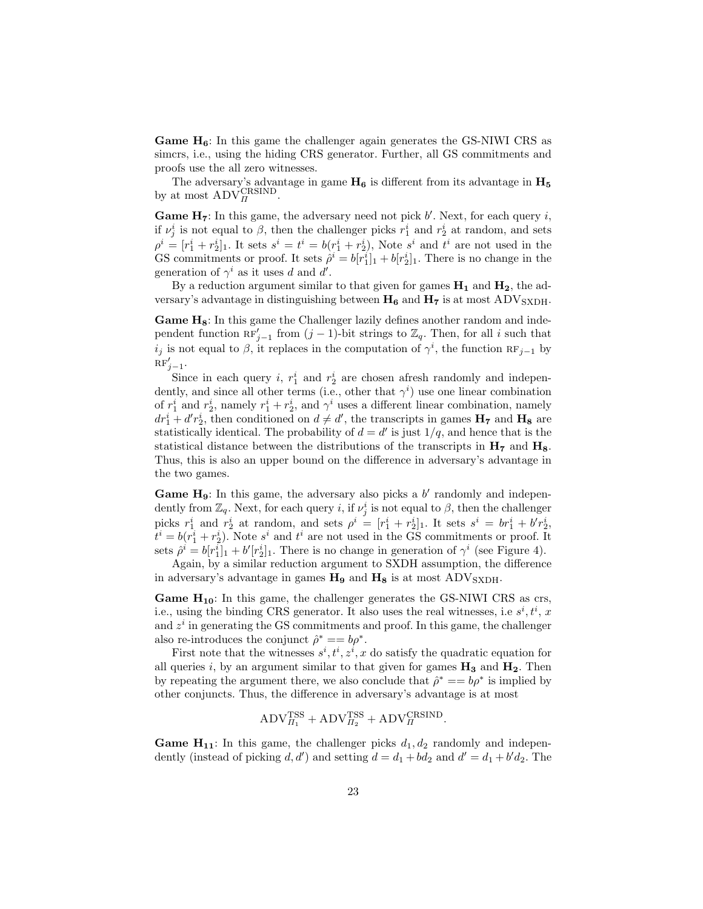**Game $\mathbf{H_6}$**: In this game the challenger again generates the GS-NIWI CRS as simcrs, i.e., using the hiding CRS generator. Further, all GS commitments and proofs use the all zero witnesses.

The adversary's advantage in game $\mathbf{H_6}$ is different from its advantage in $\mathbf{H_5}$ by at most $\text{ADV}_{\Pi}^{\text{CRSIND}}$.

**Game $\mathbf{H_7}$**: In this game, the adversary need not pick $b'$. Next, for each query $i$, if $\nu^i_j$ is not equal to $\beta$, then the challenger picks $r^i_1$ and $r^i_2$ at random, and sets $\rho^i = [r^i_1 + r^i_2]_1$. It sets $s^i = t^i = b(r^i_1 + r^i_2)$, Note $s^i$ and $t^i$ are not used in the GS commitments or proof. It sets $\hat{\rho}^i = b[r^i_1]_1 + b[r^i_2]_1$. There is no change in the generation of $\gamma^i$ as it uses $d$ and $d'$.

By a reduction argument similar to that given for games $\mathbf{H_1}$ and $\mathbf{H_2}$, the adversary's advantage in distinguishing between $\mathbf{H_6}$ and $\mathbf{H_7}$ is at most $\text{ADV}_{\text{SXDH}}$.

**Game $\mathbf{H_8}$**: In this game the Challenger lazily defines another random and independent function $\text{RF}'_{j-1}$ from $(j-1)$-bit strings to $\mathbb{Z}_q$. Then, for all $i$ such that $i_j$ is not equal to $\beta$, it replaces in the computation of $\gamma^i$, the function $\text{RF}_{j-1}$ by $\text{RF}'_{j-1}$.

Since in each query $i$, $r^i_1$ and $r^i_2$ are chosen afresh randomly and independently, and since all other terms (i.e., other that $\gamma^i$) use one linear combination of $r^i_1$ and $r^i_2$, namely $r^i_1 + r^i_2$, and $\gamma^i$ uses a different linear combination, namely $dr^i_1 + d'r^i_2$, then conditioned on $d \neq d'$, the transcripts in games $\mathbf{H_7}$ and $\mathbf{H_8}$ are statistically identical. The probability of $d = d'$ is just $1/q$, and hence that is the statistical distance between the distributions of the transcripts in $\mathbf{H_7}$ and $\mathbf{H_8}$. Thus, this is also an upper bound on the difference in adversary's advantage in the two games.

**Game $\mathbf{H_9}$**: In this game, the adversary also picks a $b'$ randomly and independently from $\mathbb{Z}_q$. Next, for each query $i$, if $\nu^i_j$ is not equal to $\beta$, then the challenger picks $r^i_1$ and $r^i_2$ at random, and sets $\rho^i = [r^i_1 + r^i_2]_1$. It sets $s^i = br^i_1 + b'r^i_2$, $t^i = b(r^i_1 + r^i_2)$. Note $s^i$ and $t^i$ are not used in the GS commitments or proof. It sets $\hat{\rho}^i = b[r^i_1]_1 + b'[r^i_2]_1$. There is no change in generation of $\gamma^i$ (see Figure 4).

Again, by a similar reduction argument to SXDH assumption, the difference in adversary's advantage in games $\mathbf{H_9}$ and $\mathbf{H_8}$ is at most $\text{ADV}_{\text{SXDH}}$.

**Game $\mathbf{H_{10}}$**: In this game, the challenger generates the GS-NIWI CRS as crs, i.e., using the binding CRS generator. It also uses the real witnesses, i.e $s^i, t^i, x$ and $z^i$ in generating the GS commitments and proof. In this game, the challenger also re-introduces the conjunct $\hat{\rho}^* == b\rho^*$.

First note that the witnesses $s^i, t^i, z^i, x$ do satisfy the quadratic equation for all queries $i$, by an argument similar to that given for games $\mathbf{H_3}$ and $\mathbf{H_2}$. Then by repeating the argument there, we also conclude that $\hat{\rho}^* == b\rho^*$ is implied by other conjuncts. Thus, the difference in adversary's advantage is at most

$$\text{ADV}_{\Pi_1}^{\text{TSS}} + \text{ADV}_{\Pi_2}^{\text{TSS}} + \text{ADV}_{\Pi}^{\text{CRSIND}}.$$

**Game $\mathbf{H_{11}}$**: In this game, the challenger picks $d_1, d_2$ randomly and independently (instead of picking $d, d'$) and setting $d = d_1 + bd_2$ and $d' = d_1 + b'd_2$. The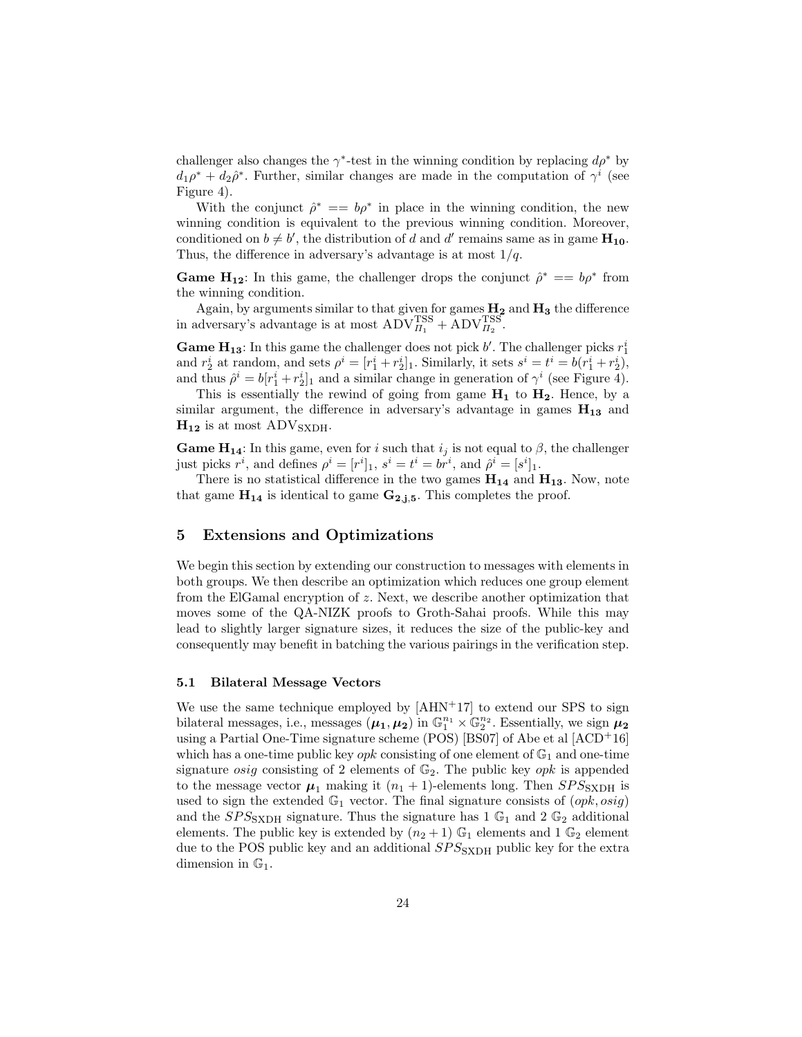challenger also changes the $\gamma^*$-test in the winning condition by replacing $d\rho^*$ by $d_1\rho^* + d_2\hat{\rho}^*$. Further, similar changes are made in the computation of $\gamma^i$ (see Figure 4).

With the conjunct $\hat{\rho}^* == b\rho^*$ in place in the winning condition, the new winning condition is equivalent to the previous winning condition. Moreover, conditioned on $b \neq b'$, the distribution of $d$ and $d'$ remains same as in game $\mathbf{H_{10}}$. Thus, the difference in adversary's advantage is at most $1/q$.

**Game $\mathbf{H_{12}}$**: In this game, the challenger drops the conjunct $\hat{\rho}^* == b\rho^*$ from the winning condition.

Again, by arguments similar to that given for games $\mathbf{H_2}$ and $\mathbf{H_3}$ the difference in adversary's advantage is at most $\mathrm{ADV}^{\mathrm{TSS}}_{\Pi_1} + \mathrm{ADV}^{\mathrm{TSS}}_{\Pi_2}$.

**Game $\mathbf{H_{13}}$**: In this game the challenger does not pick $b'$. The challenger picks $r_1^i$ and $r_2^i$ at random, and sets $\rho^i = [r_1^i + r_2^i]_1$. Similarly, it sets $s^i = t^i = b(r_1^i + r_2^i)$, and thus $\hat{\rho}^i = b[r_1^i + r_2^i]_1$ and a similar change in generation of $\gamma^i$ (see Figure 4).

This is essentially the rewind of going from game $\mathbf{H_1}$ to $\mathbf{H_2}$. Hence, by a similar argument, the difference in adversary's advantage in games $\mathbf{H_{13}}$ and $\mathbf{H_{12}}$ is at most $\mathrm{ADV}_{\mathrm{SXDH}}$.

**Game $\mathbf{H_{14}}$**: In this game, even for $i$ such that $i_j$ is not equal to $\beta$, the challenger just picks $r^i$, and defines $\rho^i = [r^i]_1$, $s^i = t^i = br^i$, and $\hat{\rho}^i = [s^i]_1$.

There is no statistical difference in the two games $\mathbf{H_{14}}$ and $\mathbf{H_{13}}$. Now, note that game $\mathbf{H_{14}}$ is identical to game $\mathbf{G_{2,j,5}}$. This completes the proof.

## 5 Extensions and Optimizations

We begin this section by extending our construction to messages with elements in both groups. We then describe an optimization which reduces one group element from the ElGamal encryption of $z$. Next, we describe another optimization that moves some of the QA-NIZK proofs to Groth-Sahai proofs. While this may lead to slightly larger signature sizes, it reduces the size of the public-key and consequently may benefit in batching the various pairings in the verification step.

### 5.1 Bilateral Message Vectors

We use the same technique employed by [AHN+17] to extend our SPS to sign bilateral messages, i.e., messages $(\boldsymbol{\mu_1}, \boldsymbol{\mu_2})$ in $\mathbb{G}_1^{n_1} \times \mathbb{G}_2^{n_2}$. Essentially, we sign $\boldsymbol{\mu_2}$ using a Partial One-Time signature scheme (POS) [BS07] of Abe et al [ACD+16] which has a one-time public key *opk* consisting of one element of $\mathbb{G}_1$ and one-time signature *osig* consisting of 2 elements of $\mathbb{G}_2$. The public key *opk* is appended to the message vector $\boldsymbol{\mu}_1$ making it $(n_1+1)$-elements long. Then $SPS_{\mathrm{SXDH}}$ is used to sign the extended $\mathbb{G}_1$ vector. The final signature consists of $(opk, osig)$ and the $SPS_{\mathrm{SXDH}}$ signature. Thus the signature has 1 $\mathbb{G}_1$ and 2 $\mathbb{G}_2$ additional elements. The public key is extended by $(n_2+1)$ $\mathbb{G}_1$ elements and 1 $\mathbb{G}_2$ element due to the POS public key and an additional $SPS_{\mathrm{SXDH}}$ public key for the extra dimension in $\mathbb{G}_1$.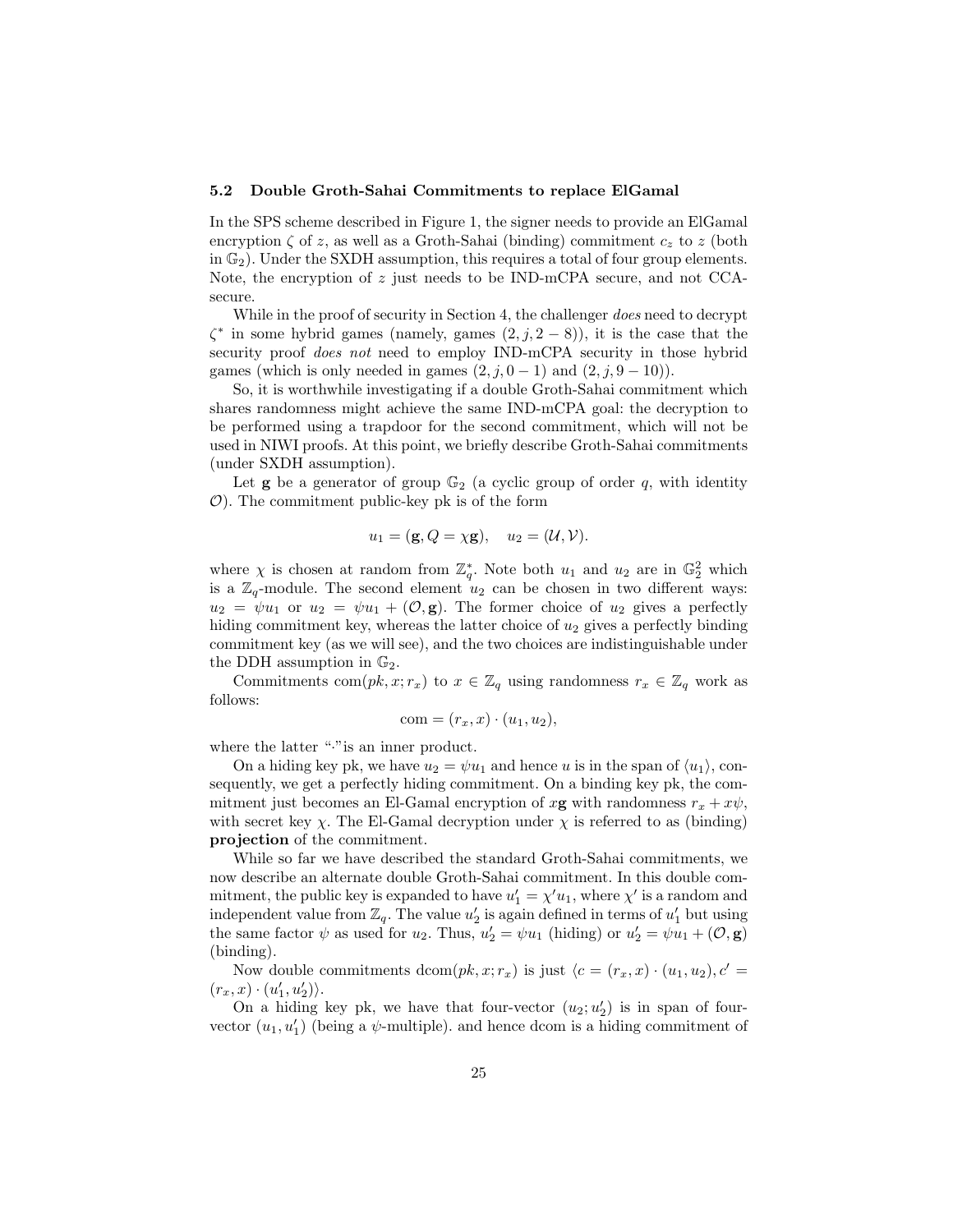### 5.2 Double Groth-Sahai Commitments to replace ElGamal

In the SPS scheme described in Figure 1, the signer needs to provide an ElGamal encryption $\zeta$ of $z$, as well as a Groth-Sahai (binding) commitment $c_z$ to $z$ (both in $\mathbb{G}_2$). Under the SXDH assumption, this requires a total of four group elements. Note, the encryption of $z$ just needs to be IND-mCPA secure, and not CCA-secure.

While in the proof of security in Section 4, the challenger *does* need to decrypt $\zeta^*$ in some hybrid games (namely, games $(2, j, 2-8)$), it is the case that the security proof *does not* need to employ IND-mCPA security in those hybrid games (which is only needed in games $(2, j, 0-1)$ and $(2, j, 9-10)$).

So, it is worthwhile investigating if a double Groth-Sahai commitment which shares randomness might achieve the same IND-mCPA goal: the decryption to be performed using a trapdoor for the second commitment, which will not be used in NIWI proofs. At this point, we briefly describe Groth-Sahai commitments (under SXDH assumption).

Let $\mathbf{g}$ be a generator of group $\mathbb{G}_2$ (a cyclic group of order $q$, with identity $\mathcal{O}$). The commitment public-key pk is of the form

$$u_1 = (\mathbf{g}, Q = \chi\mathbf{g}), \quad u_2 = (\mathcal{U}, \mathcal{V}).$$

where $\chi$ is chosen at random from $\mathbb{Z}_q^*$. Note both $u_1$ and $u_2$ are in $\mathbb{G}_2^2$ which is a $\mathbb{Z}_q$-module. The second element $u_2$ can be chosen in two different ways: $u_2 = \psi u_1$ or $u_2 = \psi u_1 + (\mathcal{O}, \mathbf{g})$. The former choice of $u_2$ gives a perfectly hiding commitment key, whereas the latter choice of $u_2$ gives a perfectly binding commitment key (as we will see), and the two choices are indistinguishable under the DDH assumption in $\mathbb{G}_2$.

Commitments $\mathrm{com}(pk, x; r_x)$ to $x \in \mathbb{Z}_q$ using randomness $r_x \in \mathbb{Z}_q$ work as follows:

$$\mathrm{com} = (r_x, x) \cdot (u_1, u_2),$$

where the latter "$\cdot$"is an inner product.

On a hiding key pk, we have $u_2 = \psi u_1$ and hence $u$ is in the span of $\langle u_1 \rangle$, consequently, we get a perfectly hiding commitment. On a binding key pk, the commitment just becomes an El-Gamal encryption of $x\mathbf{g}$ with randomness $r_x + x\psi$, with secret key $\chi$. The El-Gamal decryption under $\chi$ is referred to as (binding) **projection** of the commitment.

While so far we have described the standard Groth-Sahai commitments, we now describe an alternate double Groth-Sahai commitment. In this double commitment, the public key is expanded to have $u'_1 = \chi' u_1$, where $\chi'$ is a random and independent value from $\mathbb{Z}_q$. The value $u'_2$ is again defined in terms of $u'_1$ but using the same factor $\psi$ as used for $u_2$. Thus, $u'_2 = \psi u_1$ (hiding) or $u'_2 = \psi u_1 + (\mathcal{O}, \mathbf{g})$ (binding).

Now double commitments $\mathrm{dcom}(pk, x; r_x)$ is just $\langle c = (r_x, x) \cdot (u_1, u_2), c' = (r_x, x) \cdot (u'_1, u'_2) \rangle$.

On a hiding key pk, we have that four-vector $(u_2; u'_2)$ is in span of four-vector $(u_1, u'_1)$ (being a $\psi$-multiple). and hence dcom is a hiding commitment of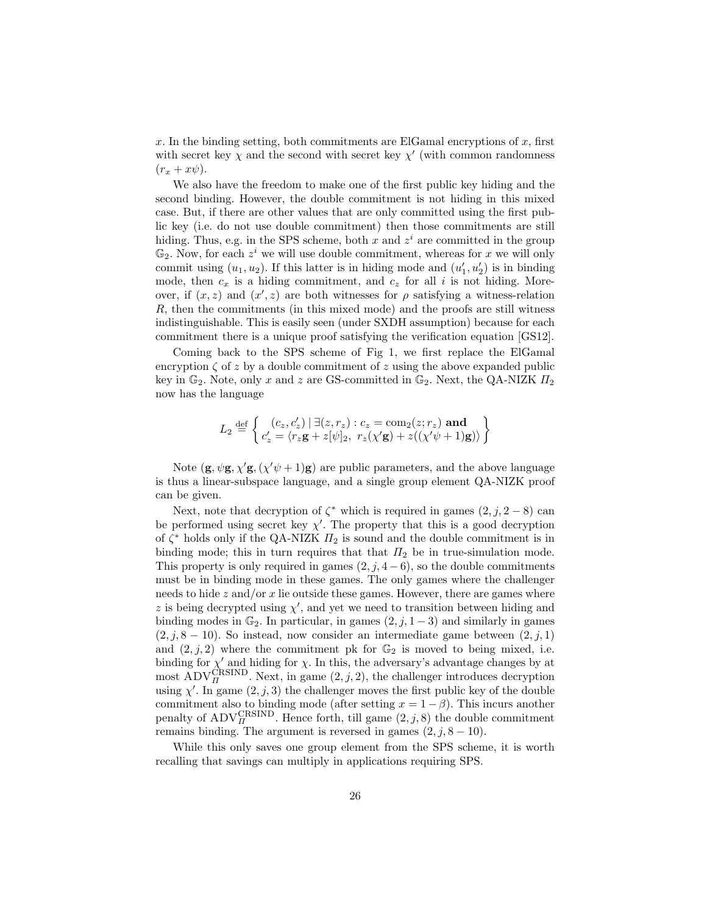$x$. In the binding setting, both commitments are ElGamal encryptions of $x$, first with secret key $\chi$ and the second with secret key $\chi'$ (with common randomness $(r_x + x\psi)$.

We also have the freedom to make one of the first public key hiding and the second binding. However, the double commitment is not hiding in this mixed case. But, if there are other values that are only committed using the first public key (i.e. do not use double commitment) then those commitments are still hiding. Thus, e.g. in the SPS scheme, both $x$ and $z^i$ are committed in the group $\mathbb{G}_2$. Now, for each $z^i$ we will use double commitment, whereas for $x$ we will only commit using $(u_1, u_2)$. If this latter is in hiding mode and $(u'_1, u'_2)$ is in binding mode, then $c_x$ is a hiding commitment, and $c_z$ for all $i$ is not hiding. Moreover, if $(x, z)$ and $(x', z)$ are both witnesses for $\rho$ satisfying a witness-relation $R$, then the commitments (in this mixed mode) and the proofs are still witness indistinguishable. This is easily seen (under SXDH assumption) because for each commitment there is a unique proof satisfying the verification equation [GS12].

Coming back to the SPS scheme of Fig 1, we first replace the ElGamal encryption $\zeta$ of $z$ by a double commitment of $z$ using the above expanded public key in $\mathbb{G}_2$. Note, only $x$ and $z$ are GS-committed in $\mathbb{G}_2$. Next, the QA-NIZK $\Pi_2$ now has the language

$$L_2 \stackrel{\text{def}}{=} \left\{ \begin{array}{c} (c_z, c'_z) \mid \exists (z, r_z) : c_z = \text{com}_2(z; r_z) \textbf{ and} \\ c'_z = \langle r_z \mathbf{g} + z[\psi]_2,\ r_z(\chi' \mathbf{g}) + z((\chi'\psi + 1)\mathbf{g}) \rangle \end{array} \right\}$$

Note $(\mathbf{g}, \psi\mathbf{g}, \chi'\mathbf{g}, (\chi'\psi + 1)\mathbf{g})$ are public parameters, and the above language is thus a linear-subspace language, and a single group element QA-NIZK proof can be given.

Next, note that decryption of $\zeta^*$ which is required in games $(2, j, 2-8)$ can be performed using secret key $\chi'$. The property that this is a good decryption of $\zeta^*$ holds only if the QA-NIZK $\Pi_2$ is sound and the double commitment is in binding mode; this in turn requires that that $\Pi_2$ be in true-simulation mode. This property is only required in games $(2, j, 4-6)$, so the double commitments must be in binding mode in these games. The only games where the challenger needs to hide $z$ and/or $x$ lie outside these games. However, there are games where $z$ is being decrypted using $\chi'$, and yet we need to transition between hiding and binding modes in $\mathbb{G}_2$. In particular, in games $(2, j, 1-3)$ and similarly in games $(2, j, 8-10)$. So instead, now consider an intermediate game between $(2, j, 1)$ and $(2, j, 2)$ where the commitment pk for $\mathbb{G}_2$ is moved to being mixed, i.e. binding for $\chi'$ and hiding for $\chi$. In this, the adversary's advantage changes by at most $\text{ADV}_{\Pi}^{\text{CRSIND}}$. Next, in game $(2, j, 2)$, the challenger introduces decryption using $\chi'$. In game $(2, j, 3)$ the challenger moves the first public key of the double commitment also to binding mode (after setting $x = 1 - \beta$). This incurs another penalty of $\text{ADV}_{\Pi}^{\text{CRSIND}}$. Hence forth, till game $(2, j, 8)$ the double commitment remains binding. The argument is reversed in games $(2, j, 8-10)$.

While this only saves one group element from the SPS scheme, it is worth recalling that savings can multiply in applications requiring SPS.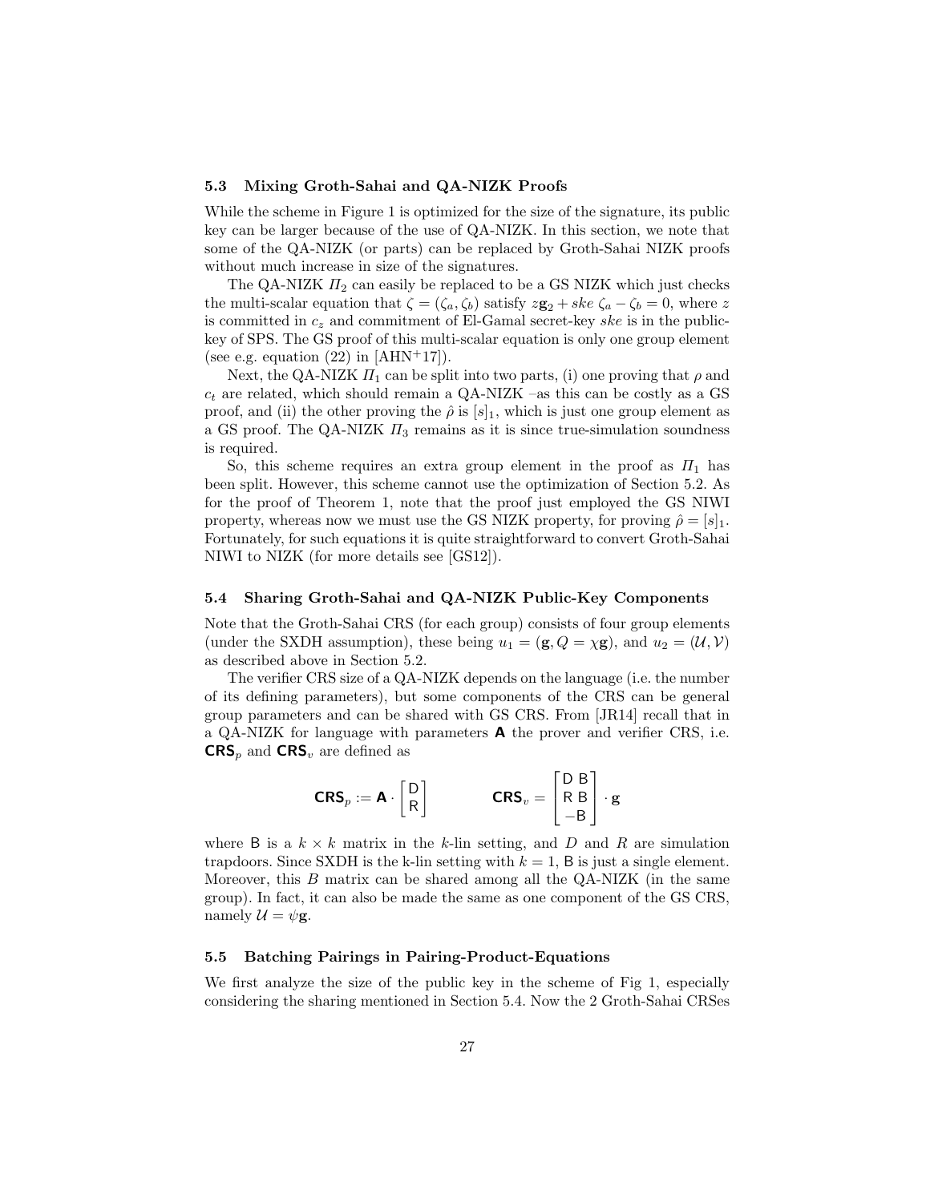### 5.3 Mixing Groth-Sahai and QA-NIZK Proofs

While the scheme in Figure 1 is optimized for the size of the signature, its public key can be larger because of the use of QA-NIZK. In this section, we note that some of the QA-NIZK (or parts) can be replaced by Groth-Sahai NIZK proofs without much increase in size of the signatures.

The QA-NIZK $\Pi_2$ can easily be replaced to be a GS NIZK which just checks the multi-scalar equation that $\zeta = (\zeta_a, \zeta_b)$ satisfy $z\mathbf{g}_2 + ske\ \zeta_a - \zeta_b = 0$, where $z$ is committed in $c_z$ and commitment of El-Gamal secret-key $ske$ is in the public-key of SPS. The GS proof of this multi-scalar equation is only one group element (see e.g. equation (22) in [AHN+17]).

Next, the QA-NIZK $\Pi_1$ can be split into two parts, (i) one proving that $\rho$ and $c_t$ are related, which should remain a QA-NIZK –as this can be costly as a GS proof, and (ii) the other proving the $\hat{\rho}$ is $[s]_1$, which is just one group element as a GS proof. The QA-NIZK $\Pi_3$ remains as it is since true-simulation soundness is required.

So, this scheme requires an extra group element in the proof as $\Pi_1$ has been split. However, this scheme cannot use the optimization of Section 5.2. As for the proof of Theorem 1, note that the proof just employed the GS NIWI property, whereas now we must use the GS NIZK property, for proving $\hat{\rho} = [s]_1$. Fortunately, for such equations it is quite straightforward to convert Groth-Sahai NIWI to NIZK (for more details see [GS12]).

### 5.4 Sharing Groth-Sahai and QA-NIZK Public-Key Components

Note that the Groth-Sahai CRS (for each group) consists of four group elements (under the SXDH assumption), these being $u_1 = (\mathbf{g}, Q = \chi\mathbf{g})$, and $u_2 = (\mathcal{U}, \mathcal{V})$ as described above in Section 5.2.

The verifier CRS size of a QA-NIZK depends on the language (i.e. the number of its defining parameters), but some components of the CRS can be general group parameters and can be shared with GS CRS. From [JR14] recall that in a QA-NIZK for language with parameters $\mathbf{A}$ the prover and verifier CRS, i.e. $\mathbf{CRS}_p$ and $\mathbf{CRS}_v$ are defined as

$$\mathbf{CRS}_p := \mathbf{A} \cdot \begin{bmatrix} \mathsf{D} \\ \mathsf{R} \end{bmatrix} \qquad\qquad \mathbf{CRS}_v = \begin{bmatrix} \mathsf{D}\ \mathsf{B} \\ \mathsf{R}\ \mathsf{B} \\ -\mathsf{B} \end{bmatrix} \cdot \mathbf{g}$$

where $\mathsf{B}$ is a $k \times k$ matrix in the $k$-lin setting, and $D$ and $R$ are simulation trapdoors. Since SXDH is the k-lin setting with $k = 1$, $\mathsf{B}$ is just a single element. Moreover, this $B$ matrix can be shared among all the QA-NIZK (in the same group). In fact, it can also be made the same as one component of the GS CRS, namely $\mathcal{U} = \psi\mathbf{g}$.

### 5.5 Batching Pairings in Pairing-Product-Equations

We first analyze the size of the public key in the scheme of Fig 1, especially considering the sharing mentioned in Section 5.4. Now the 2 Groth-Sahai CRSes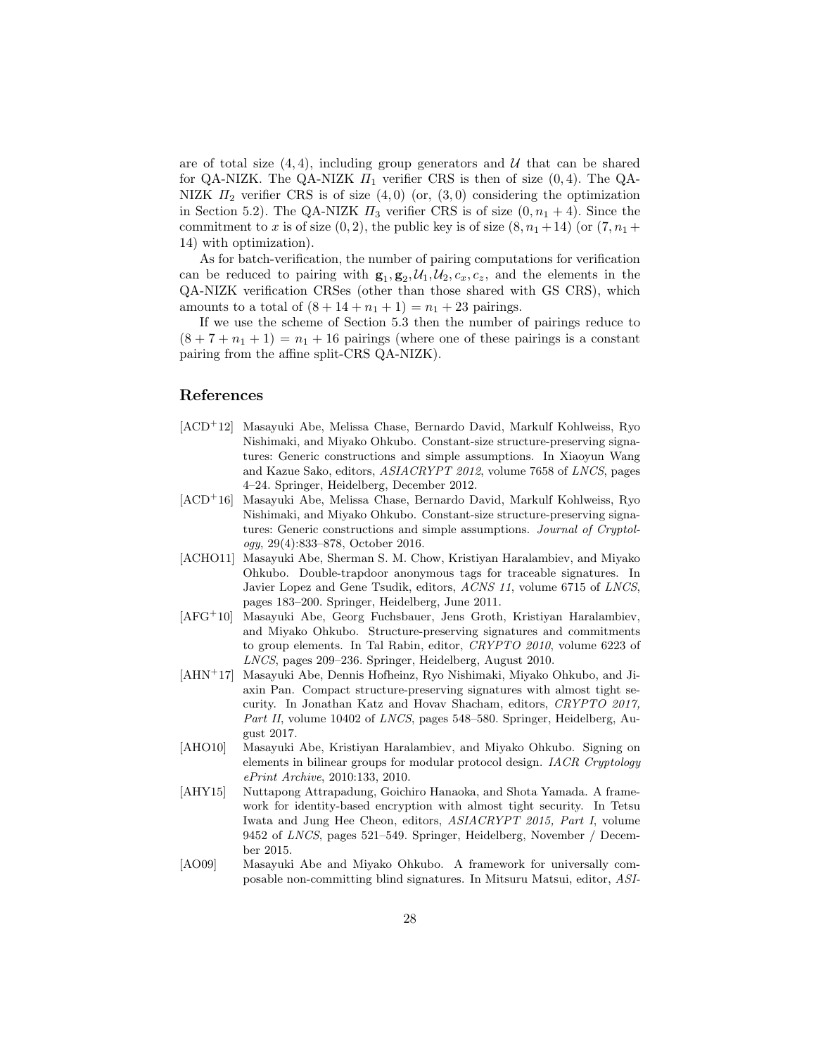are of total size $(4, 4)$, including group generators and $\mathcal{U}$ that can be shared for QA-NIZK. The QA-NIZK $\Pi_1$ verifier CRS is then of size $(0, 4)$. The QA-NIZK $\Pi_2$ verifier CRS is of size $(4, 0)$ (or, $(3, 0)$ considering the optimization in Section 5.2). The QA-NIZK $\Pi_3$ verifier CRS is of size $(0, n_1 + 4)$. Since the commitment to $x$ is of size $(0, 2)$, the public key is of size $(8, n_1 + 14)$ (or $(7, n_1 + 14)$ with optimization).

As for batch-verification, the number of pairing computations for verification can be reduced to pairing with $\mathbf{g}_1, \mathbf{g}_2, \mathcal{U}_1, \mathcal{U}_2, c_x, c_z$, and the elements in the QA-NIZK verification CRSes (other than those shared with GS CRS), which amounts to a total of $(8 + 14 + n_1 + 1) = n_1 + 23$ pairings.

If we use the scheme of Section 5.3 then the number of pairings reduce to $(8 + 7 + n_1 + 1) = n_1 + 16$ pairings (where one of these pairings is a constant pairing from the affine split-CRS QA-NIZK).

## References

- [ACD+12] Masayuki Abe, Melissa Chase, Bernardo David, Markulf Kohlweiss, Ryo Nishimaki, and Miyako Ohkubo. Constant-size structure-preserving signatures: Generic constructions and simple assumptions. In Xiaoyun Wang and Kazue Sako, editors, *ASIACRYPT 2012*, volume 7658 of *LNCS*, pages 4–24. Springer, Heidelberg, December 2012.
- [ACD+16] Masayuki Abe, Melissa Chase, Bernardo David, Markulf Kohlweiss, Ryo Nishimaki, and Miyako Ohkubo. Constant-size structure-preserving signatures: Generic constructions and simple assumptions. *Journal of Cryptology*, 29(4):833–878, October 2016.
- [ACHO11] Masayuki Abe, Sherman S. M. Chow, Kristiyan Haralambiev, and Miyako Ohkubo. Double-trapdoor anonymous tags for traceable signatures. In Javier Lopez and Gene Tsudik, editors, *ACNS 11*, volume 6715 of *LNCS*, pages 183–200. Springer, Heidelberg, June 2011.
- [AFG+10] Masayuki Abe, Georg Fuchsbauer, Jens Groth, Kristiyan Haralambiev, and Miyako Ohkubo. Structure-preserving signatures and commitments to group elements. In Tal Rabin, editor, *CRYPTO 2010*, volume 6223 of *LNCS*, pages 209–236. Springer, Heidelberg, August 2010.
- [AHN+17] Masayuki Abe, Dennis Hofheinz, Ryo Nishimaki, Miyako Ohkubo, and Jiaxin Pan. Compact structure-preserving signatures with almost tight security. In Jonathan Katz and Hovav Shacham, editors, *CRYPTO 2017, Part II*, volume 10402 of *LNCS*, pages 548–580. Springer, Heidelberg, August 2017.
- [AHO10] Masayuki Abe, Kristiyan Haralambiev, and Miyako Ohkubo. Signing on elements in bilinear groups for modular protocol design. *IACR Cryptology ePrint Archive*, 2010:133, 2010.
- [AHY15] Nuttapong Attrapadung, Goichiro Hanaoka, and Shota Yamada. A framework for identity-based encryption with almost tight security. In Tetsu Iwata and Jung Hee Cheon, editors, *ASIACRYPT 2015, Part I*, volume 9452 of *LNCS*, pages 521–549. Springer, Heidelberg, November / December 2015.
- [AO09] Masayuki Abe and Miyako Ohkubo. A framework for universally composable non-committing blind signatures. In Mitsuru Matsui, editor, *ASI-*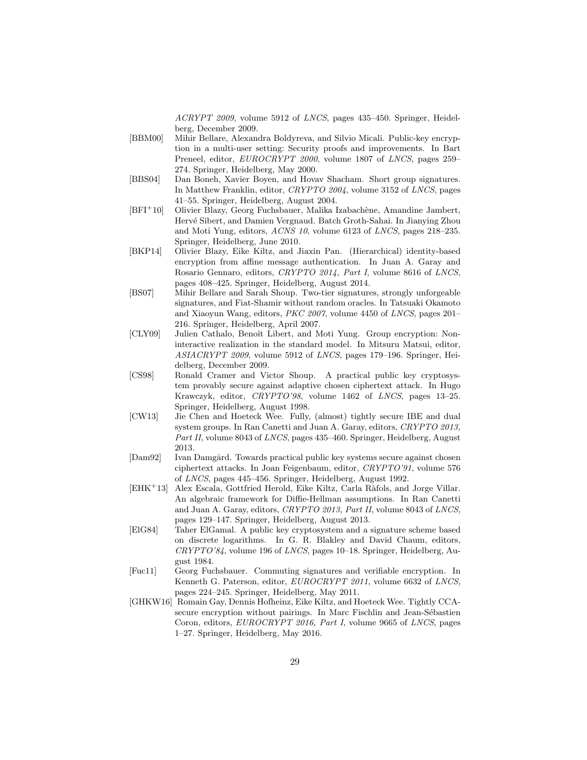*ACRYPT 2009*, volume 5912 of *LNCS*, pages 435–450. Springer, Heidelberg, December 2009.

[BBM00] Mihir Bellare, Alexandra Boldyreva, and Silvio Micali. Public-key encryption in a multi-user setting: Security proofs and improvements. In Bart Preneel, editor, *EUROCRYPT 2000*, volume 1807 of *LNCS*, pages 259–274. Springer, Heidelberg, May 2000.

[BBS04] Dan Boneh, Xavier Boyen, and Hovav Shacham. Short group signatures. In Matthew Franklin, editor, *CRYPTO 2004*, volume 3152 of *LNCS*, pages 41–55. Springer, Heidelberg, August 2004.

[BFI+10] Olivier Blazy, Georg Fuchsbauer, Malika Izabachène, Amandine Jambert, Hervé Sibert, and Damien Vergnaud. Batch Groth-Sahai. In Jianying Zhou and Moti Yung, editors, *ACNS 10*, volume 6123 of *LNCS*, pages 218–235. Springer, Heidelberg, June 2010.

[BKP14] Olivier Blazy, Eike Kiltz, and Jiaxin Pan. (Hierarchical) identity-based encryption from affine message authentication. In Juan A. Garay and Rosario Gennaro, editors, *CRYPTO 2014, Part I*, volume 8616 of *LNCS*, pages 408–425. Springer, Heidelberg, August 2014.

[BS07] Mihir Bellare and Sarah Shoup. Two-tier signatures, strongly unforgeable signatures, and Fiat-Shamir without random oracles. In Tatsuaki Okamoto and Xiaoyun Wang, editors, *PKC 2007*, volume 4450 of *LNCS*, pages 201–216. Springer, Heidelberg, April 2007.

[CLY09] Julien Cathalo, Benoît Libert, and Moti Yung. Group encryption: Non-interactive realization in the standard model. In Mitsuru Matsui, editor, *ASIACRYPT 2009*, volume 5912 of *LNCS*, pages 179–196. Springer, Heidelberg, December 2009.

[CS98] Ronald Cramer and Victor Shoup. A practical public key cryptosystem provably secure against adaptive chosen ciphertext attack. In Hugo Krawczyk, editor, *CRYPTO'98*, volume 1462 of *LNCS*, pages 13–25. Springer, Heidelberg, August 1998.

[CW13] Jie Chen and Hoeteck Wee. Fully, (almost) tightly secure IBE and dual system groups. In Ran Canetti and Juan A. Garay, editors, *CRYPTO 2013, Part II*, volume 8043 of *LNCS*, pages 435–460. Springer, Heidelberg, August 2013.

[Dam92] Ivan Damgård. Towards practical public key systems secure against chosen ciphertext attacks. In Joan Feigenbaum, editor, *CRYPTO'91*, volume 576 of *LNCS*, pages 445–456. Springer, Heidelberg, August 1992.

[EHK+13] Alex Escala, Gottfried Herold, Eike Kiltz, Carla Ràfols, and Jorge Villar. An algebraic framework for Diffie-Hellman assumptions. In Ran Canetti and Juan A. Garay, editors, *CRYPTO 2013, Part II*, volume 8043 of *LNCS*, pages 129–147. Springer, Heidelberg, August 2013.

[ElG84] Taher ElGamal. A public key cryptosystem and a signature scheme based on discrete logarithms. In G. R. Blakley and David Chaum, editors, *CRYPTO'84*, volume 196 of *LNCS*, pages 10–18. Springer, Heidelberg, August 1984.

[Fuc11] Georg Fuchsbauer. Commuting signatures and verifiable encryption. In Kenneth G. Paterson, editor, *EUROCRYPT 2011*, volume 6632 of *LNCS*, pages 224–245. Springer, Heidelberg, May 2011.

[GHKW16] Romain Gay, Dennis Hofheinz, Eike Kiltz, and Hoeteck Wee. Tightly CCA-secure encryption without pairings. In Marc Fischlin and Jean-Sébastien Coron, editors, *EUROCRYPT 2016, Part I*, volume 9665 of *LNCS*, pages 1–27. Springer, Heidelberg, May 2016.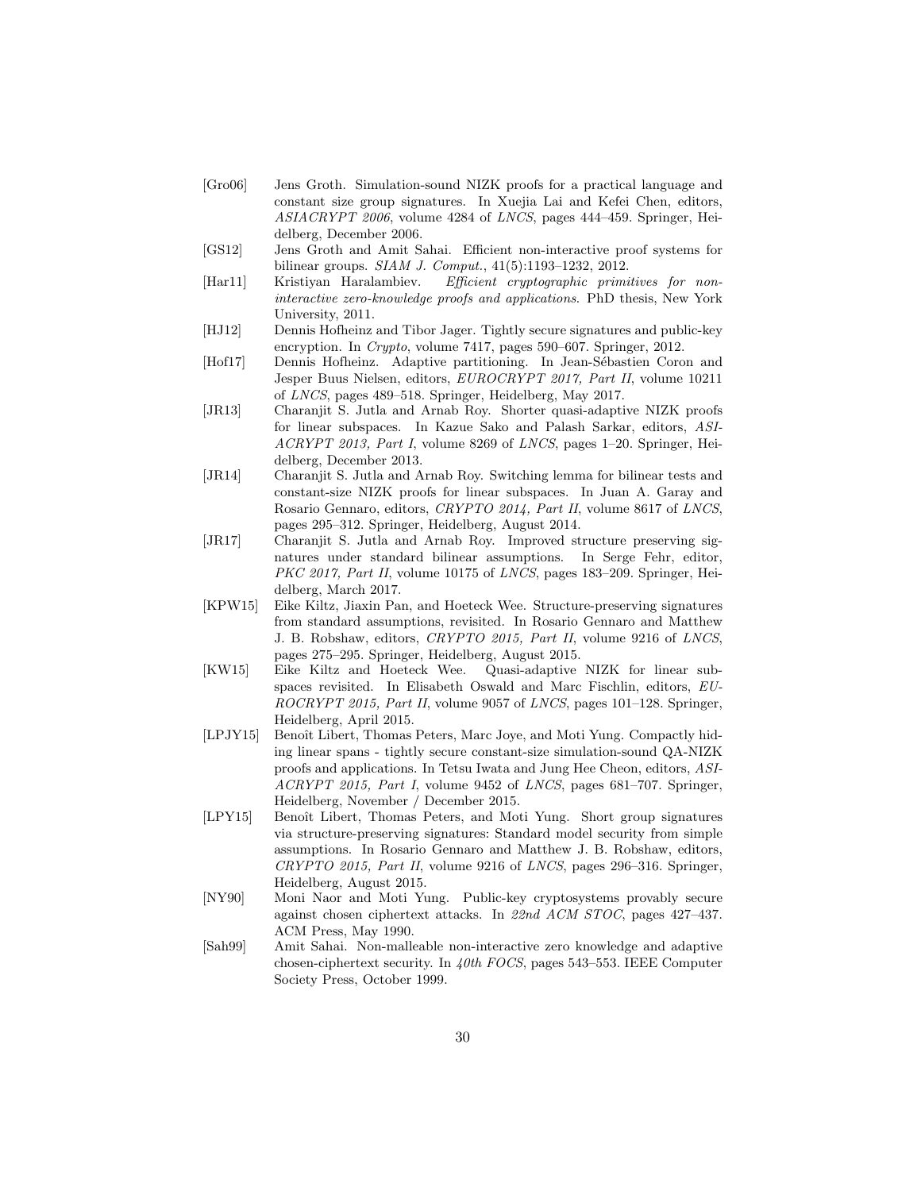- [Gro06] Jens Groth. Simulation-sound NIZK proofs for a practical language and constant size group signatures. In Xuejia Lai and Kefei Chen, editors, *ASIACRYPT 2006*, volume 4284 of *LNCS*, pages 444–459. Springer, Heidelberg, December 2006.
- [GS12] Jens Groth and Amit Sahai. Efficient non-interactive proof systems for bilinear groups. *SIAM J. Comput.*, 41(5):1193–1232, 2012.
- [Har11] Kristiyan Haralambiev. *Efficient cryptographic primitives for non-interactive zero-knowledge proofs and applications*. PhD thesis, New York University, 2011.
- [HJ12] Dennis Hofheinz and Tibor Jager. Tightly secure signatures and public-key encryption. In *Crypto*, volume 7417, pages 590–607. Springer, 2012.
- [Hof17] Dennis Hofheinz. Adaptive partitioning. In Jean-Sébastien Coron and Jesper Buus Nielsen, editors, *EUROCRYPT 2017, Part II*, volume 10211 of *LNCS*, pages 489–518. Springer, Heidelberg, May 2017.
- [JR13] Charanjit S. Jutla and Arnab Roy. Shorter quasi-adaptive NIZK proofs for linear subspaces. In Kazue Sako and Palash Sarkar, editors, *ASIACRYPT 2013, Part I*, volume 8269 of *LNCS*, pages 1–20. Springer, Heidelberg, December 2013.
- [JR14] Charanjit S. Jutla and Arnab Roy. Switching lemma for bilinear tests and constant-size NIZK proofs for linear subspaces. In Juan A. Garay and Rosario Gennaro, editors, *CRYPTO 2014, Part II*, volume 8617 of *LNCS*, pages 295–312. Springer, Heidelberg, August 2014.
- [JR17] Charanjit S. Jutla and Arnab Roy. Improved structure preserving signatures under standard bilinear assumptions. In Serge Fehr, editor, *PKC 2017, Part II*, volume 10175 of *LNCS*, pages 183–209. Springer, Heidelberg, March 2017.
- [KPW15] Eike Kiltz, Jiaxin Pan, and Hoeteck Wee. Structure-preserving signatures from standard assumptions, revisited. In Rosario Gennaro and Matthew J. B. Robshaw, editors, *CRYPTO 2015, Part II*, volume 9216 of *LNCS*, pages 275–295. Springer, Heidelberg, August 2015.
- [KW15] Eike Kiltz and Hoeteck Wee. Quasi-adaptive NIZK for linear subspaces revisited. In Elisabeth Oswald and Marc Fischlin, editors, *EUROCRYPT 2015, Part II*, volume 9057 of *LNCS*, pages 101–128. Springer, Heidelberg, April 2015.
- [LPJY15] Benoît Libert, Thomas Peters, Marc Joye, and Moti Yung. Compactly hiding linear spans - tightly secure constant-size simulation-sound QA-NIZK proofs and applications. In Tetsu Iwata and Jung Hee Cheon, editors, *ASIACRYPT 2015, Part I*, volume 9452 of *LNCS*, pages 681–707. Springer, Heidelberg, November / December 2015.
- [LPY15] Benoît Libert, Thomas Peters, and Moti Yung. Short group signatures via structure-preserving signatures: Standard model security from simple assumptions. In Rosario Gennaro and Matthew J. B. Robshaw, editors, *CRYPTO 2015, Part II*, volume 9216 of *LNCS*, pages 296–316. Springer, Heidelberg, August 2015.
- [NY90] Moni Naor and Moti Yung. Public-key cryptosystems provably secure against chosen ciphertext attacks. In *22nd ACM STOC*, pages 427–437. ACM Press, May 1990.
- [Sah99] Amit Sahai. Non-malleable non-interactive zero knowledge and adaptive chosen-ciphertext security. In *40th FOCS*, pages 543–553. IEEE Computer Society Press, October 1999.